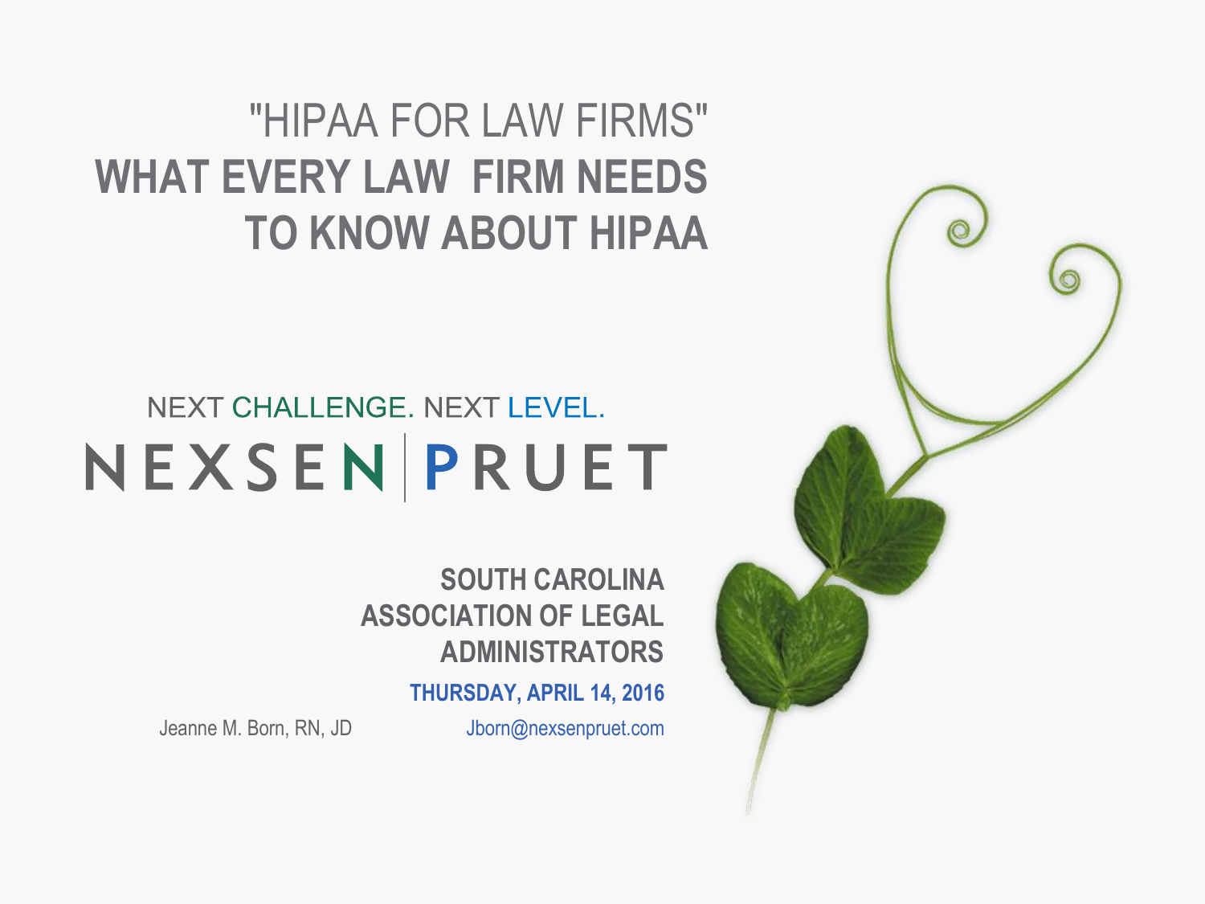# "HIPAA FOR LAW FIRMS"
# WHAT EVERY LAW FIRM NEEDS TO KNOW ABOUT HIPAA

NEXT CHALLENGE. NEXT LEVEL.

NEXSEN | PRUET

**SOUTH CAROLINA ASSOCIATION OF LEGAL ADMINISTRATORS**

**THURSDAY, APRIL 14, 2016**

Jeanne M. Born, RN, JD

Jborn@nexsenpruet.com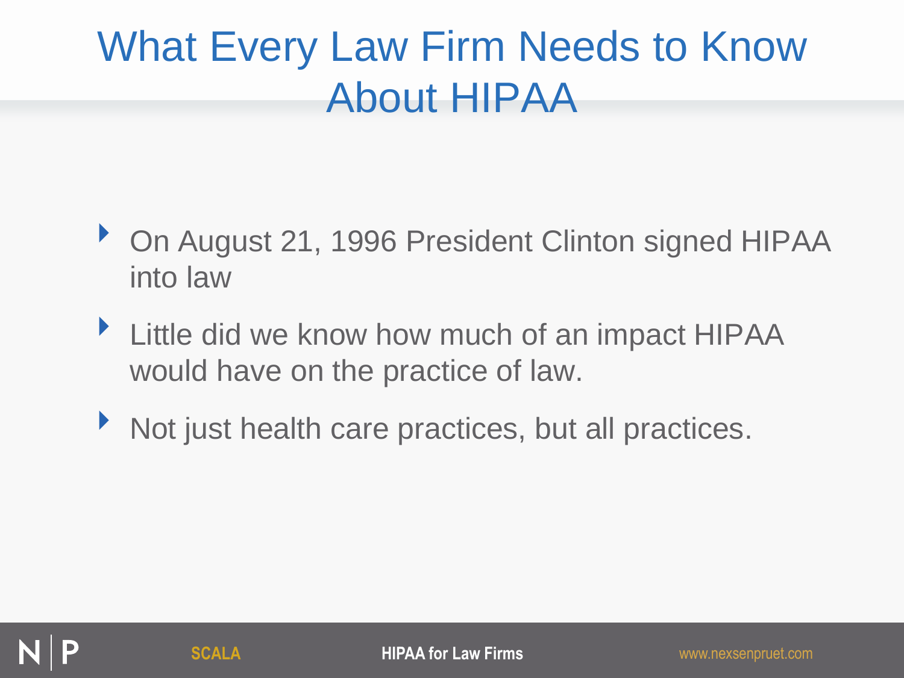# What Every Law Firm Needs to Know About HIPAA

- On August 21, 1996 President Clinton signed HIPAA into law
- Little did we know how much of an impact HIPAA would have on the practice of law.
- Not just health care practices, but all practices.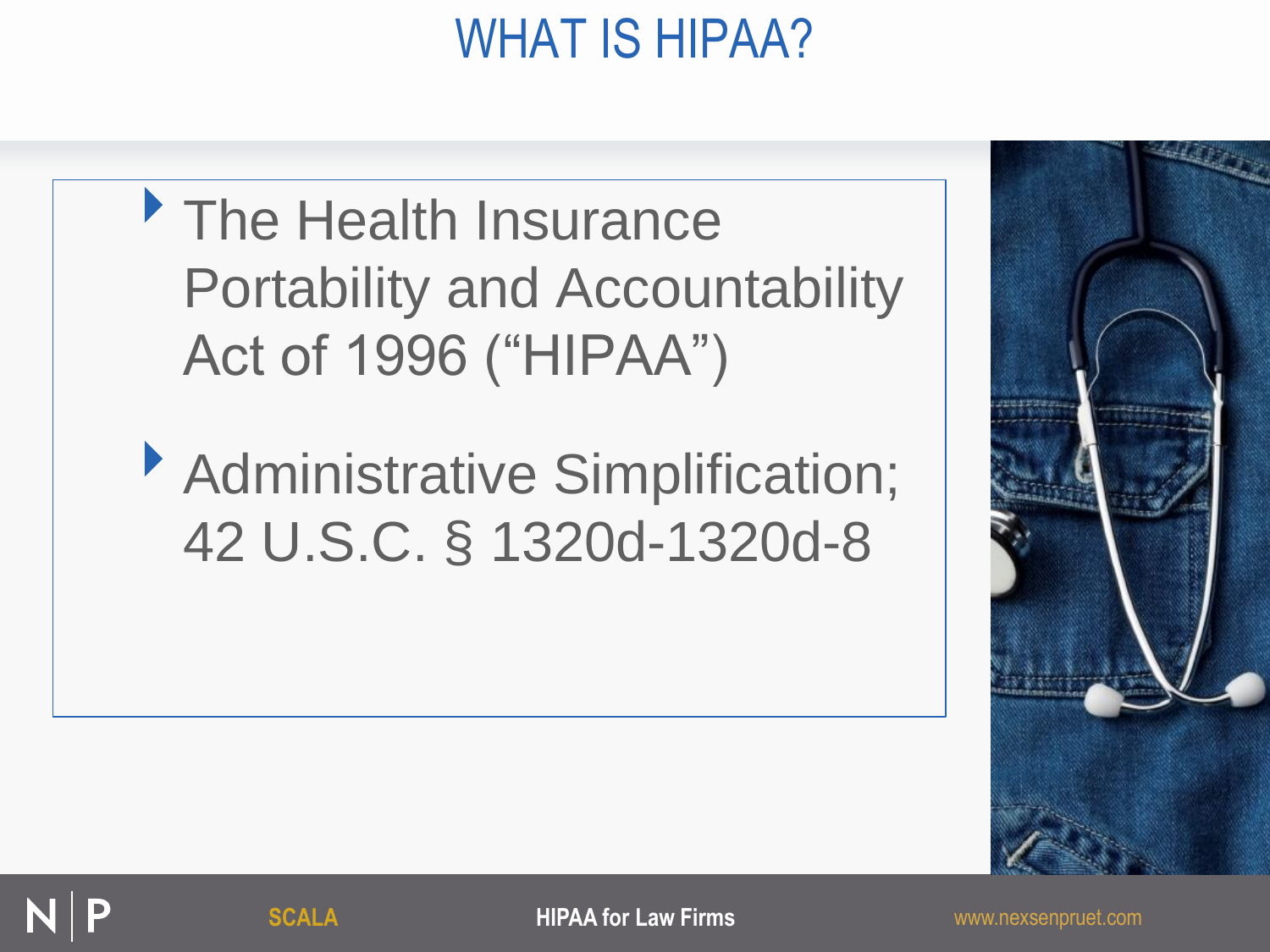# WHAT IS HIPAA?

- The Health Insurance Portability and Accountability Act of 1996 (“HIPAA”)
- Administrative Simplification; 42 U.S.C. § 1320d-1320d-8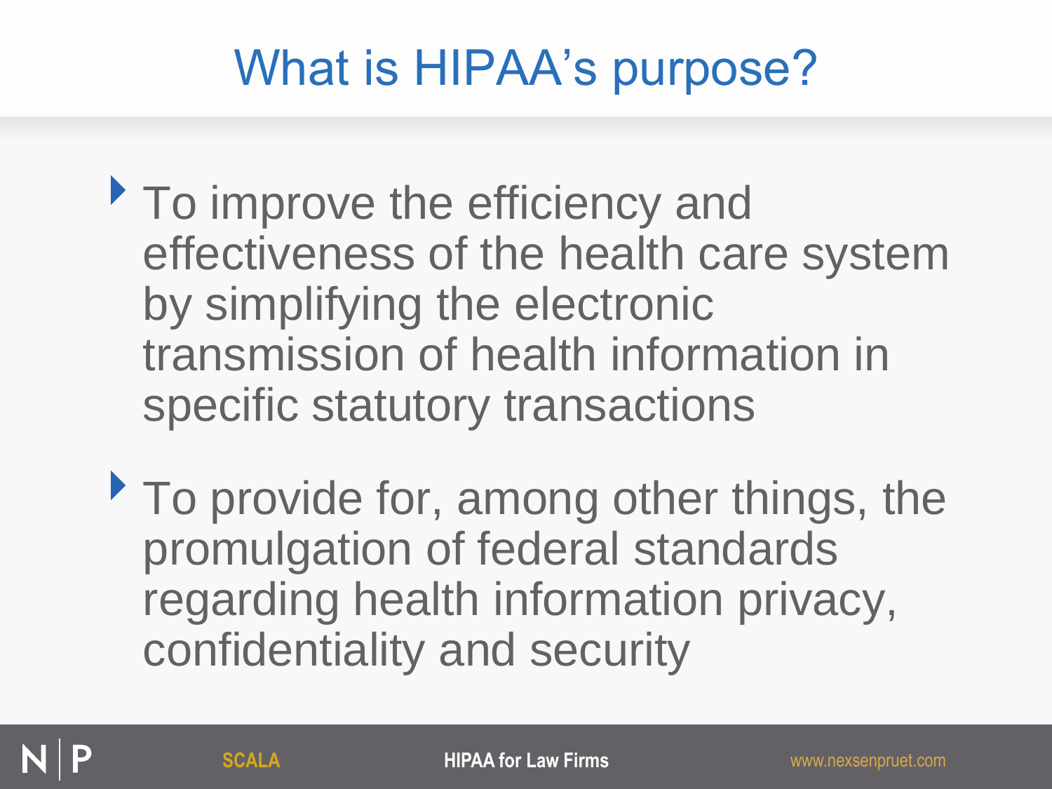# What is HIPAA's purpose?

- To improve the efficiency and effectiveness of the health care system by simplifying the electronic transmission of health information in specific statutory transactions
- To provide for, among other things, the promulgation of federal standards regarding health information privacy, confidentiality and security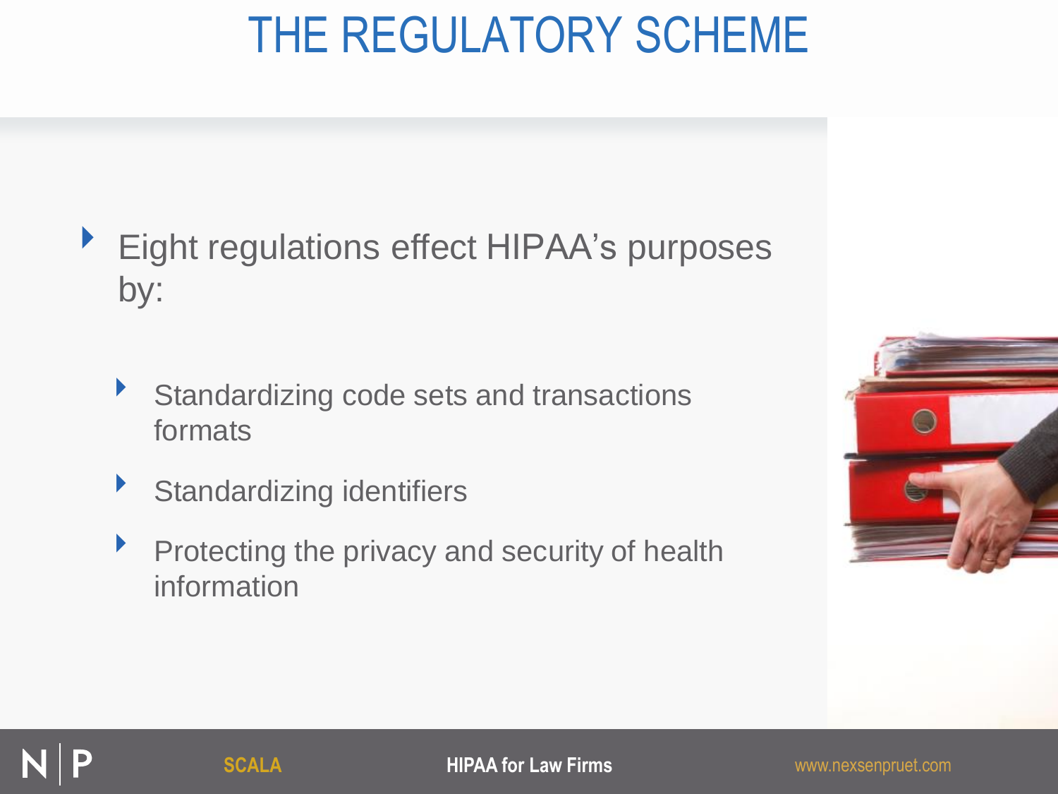# THE REGULATORY SCHEME

- Eight regulations effect HIPAA's purposes by:
  - Standardizing code sets and transactions formats
  - Standardizing identifiers
  - Protecting the privacy and security of health information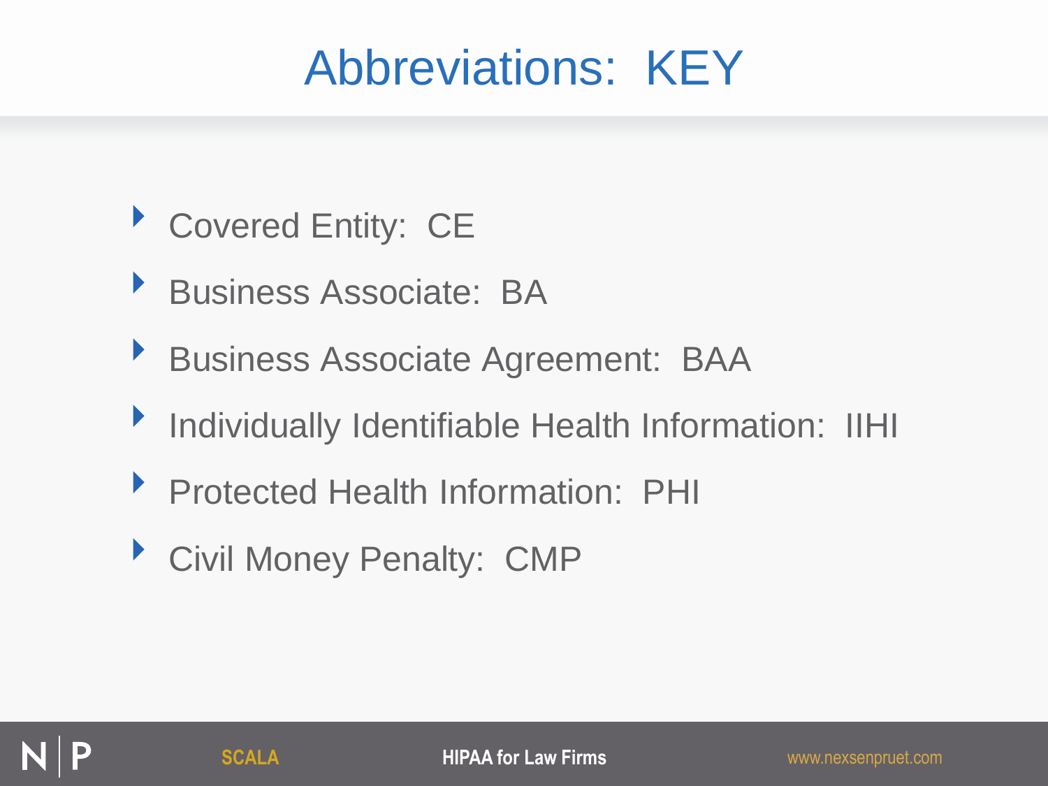# Abbreviations: KEY

- Covered Entity: CE
- Business Associate: BA
- Business Associate Agreement: BAA
- Individually Identifiable Health Information: IIHI
- Protected Health Information: PHI
- Civil Money Penalty: CMP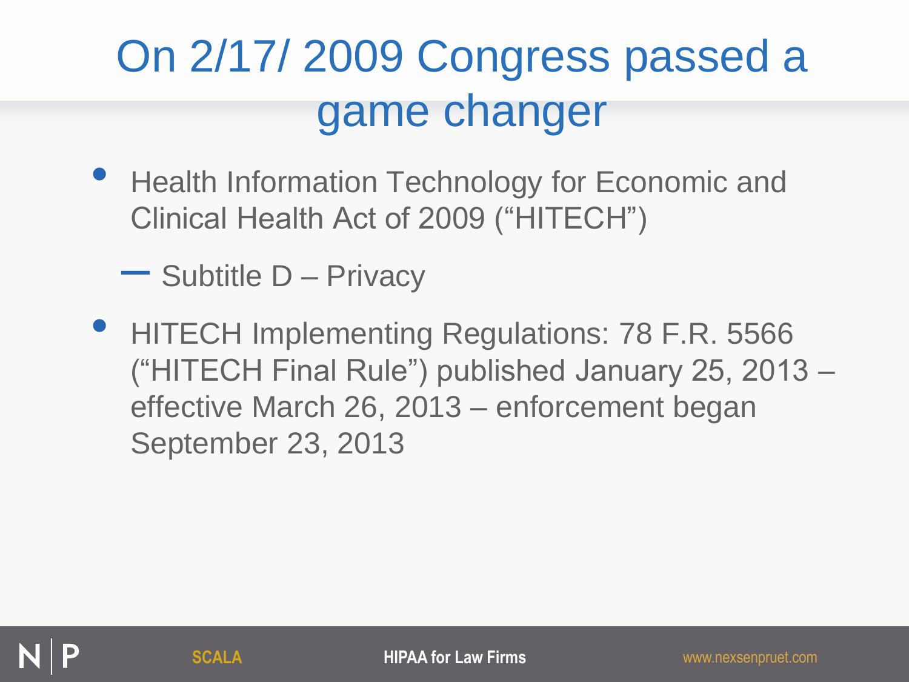# On 2/17/ 2009 Congress passed a game changer

- Health Information Technology for Economic and Clinical Health Act of 2009 (“HITECH”)
  - Subtitle D – Privacy
- HITECH Implementing Regulations: 78 F.R. 5566 (“HITECH Final Rule”) published January 25, 2013 – effective March 26, 2013 – enforcement began September 23, 2013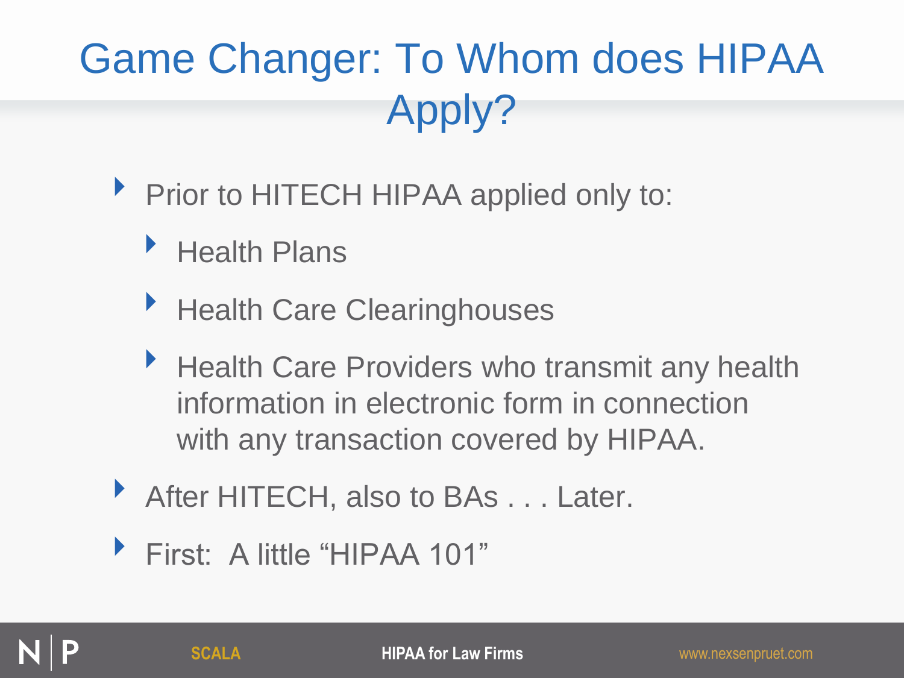# Game Changer: To Whom does HIPAA Apply?

- Prior to HITECH HIPAA applied only to:
  - Health Plans
  - Health Care Clearinghouses
  - Health Care Providers who transmit any health information in electronic form in connection with any transaction covered by HIPAA.
- After HITECH, also to BAs . . . Later.
- First: A little "HIPAA 101"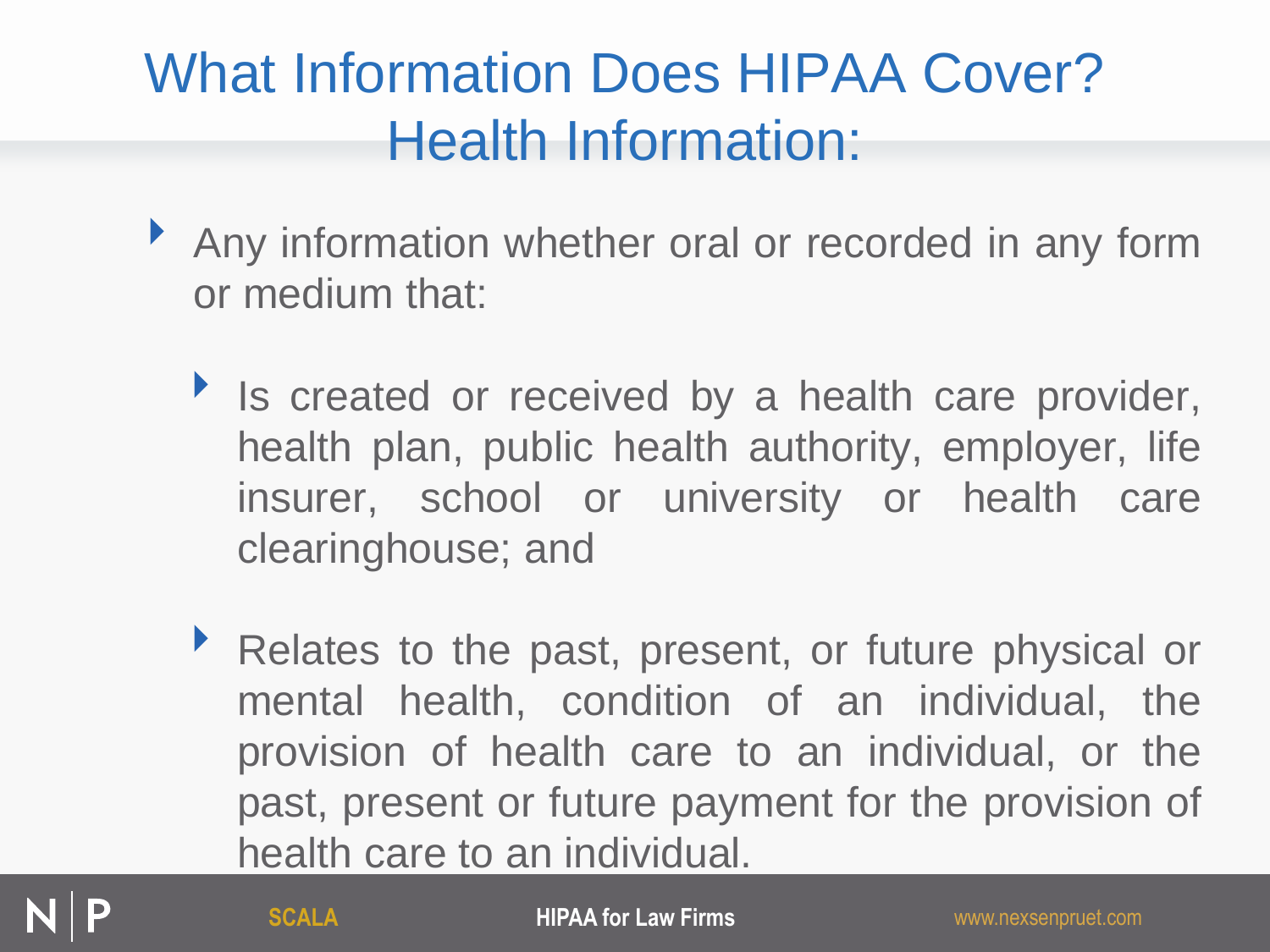# What Information Does HIPAA Cover? Health Information:

- Any information whether oral or recorded in any form or medium that:
  - Is created or received by a health care provider, health plan, public health authority, employer, life insurer, school or university or health care clearinghouse; and
  - Relates to the past, present, or future physical or mental health, condition of an individual, the provision of health care to an individual, or the past, present or future payment for the provision of health care to an individual.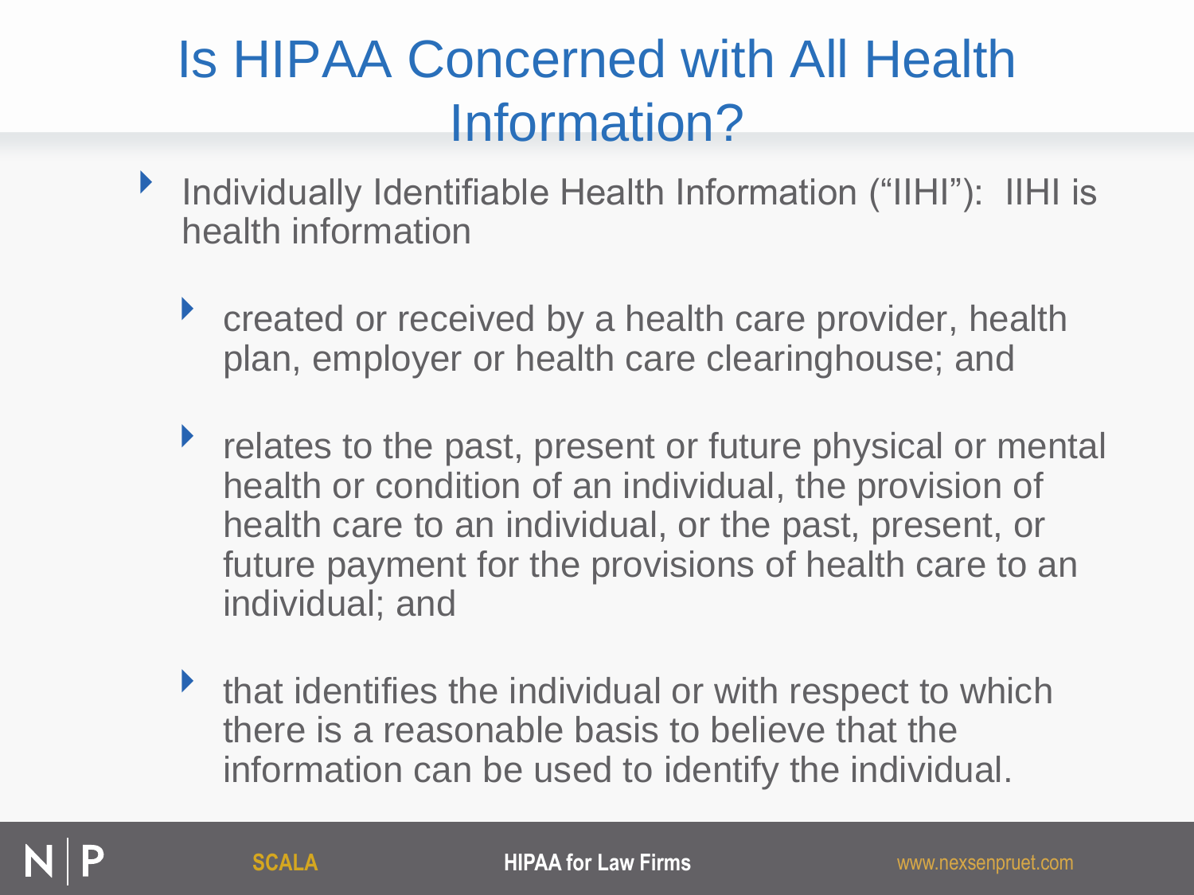# Is HIPAA Concerned with All Health Information?

- Individually Identifiable Health Information ("IIHI"): IIHI is health information
  - created or received by a health care provider, health plan, employer or health care clearinghouse; and
  - relates to the past, present or future physical or mental health or condition of an individual, the provision of health care to an individual, or the past, present, or future payment for the provisions of health care to an individual; and
  - that identifies the individual or with respect to which there is a reasonable basis to believe that the information can be used to identify the individual.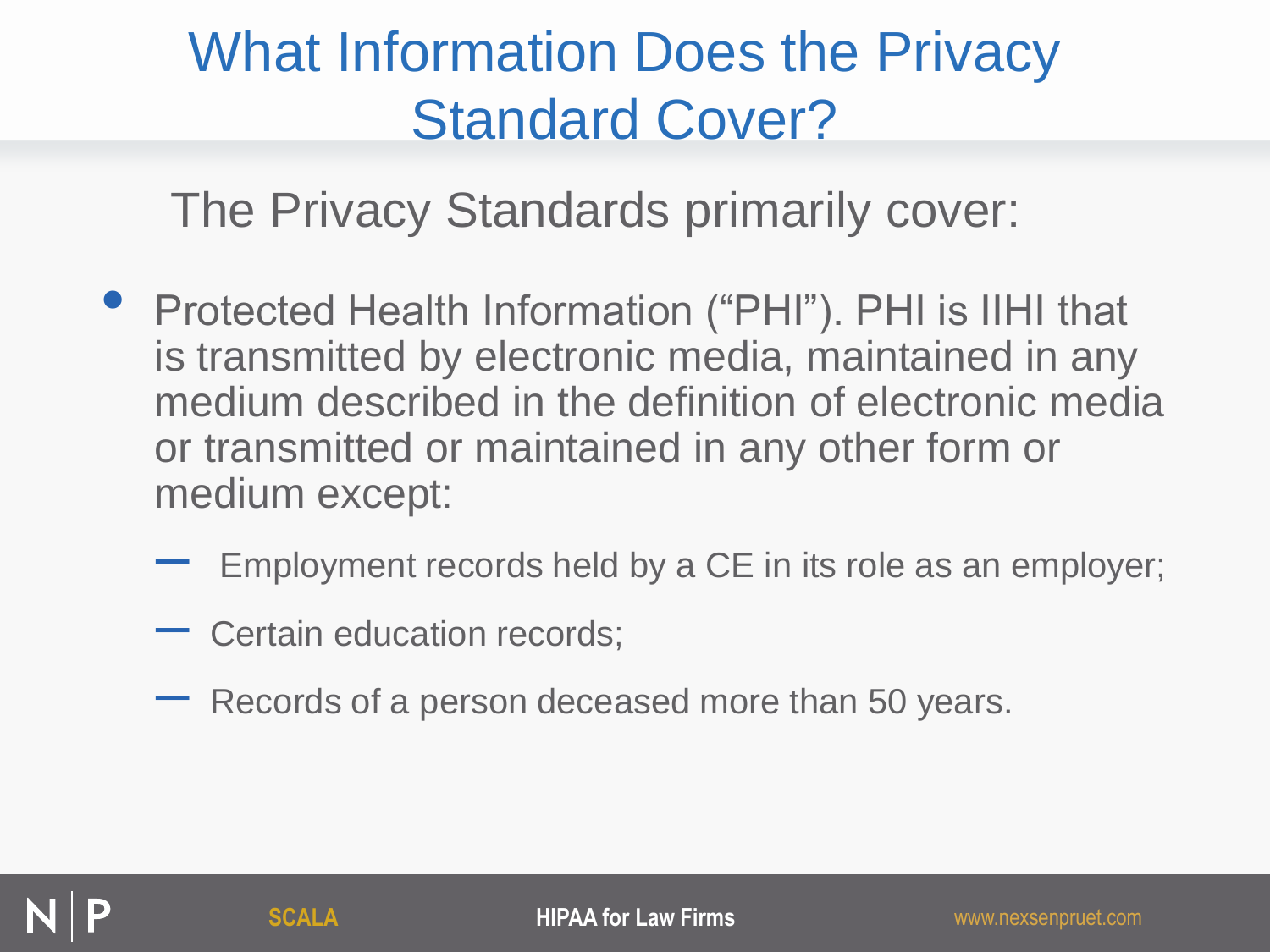# What Information Does the Privacy Standard Cover?

The Privacy Standards primarily cover:

- Protected Health Information ("PHI"). PHI is IIHI that is transmitted by electronic media, maintained in any medium described in the definition of electronic media or transmitted or maintained in any other form or medium except:
  - Employment records held by a CE in its role as an employer;
  - Certain education records;
  - Records of a person deceased more than 50 years.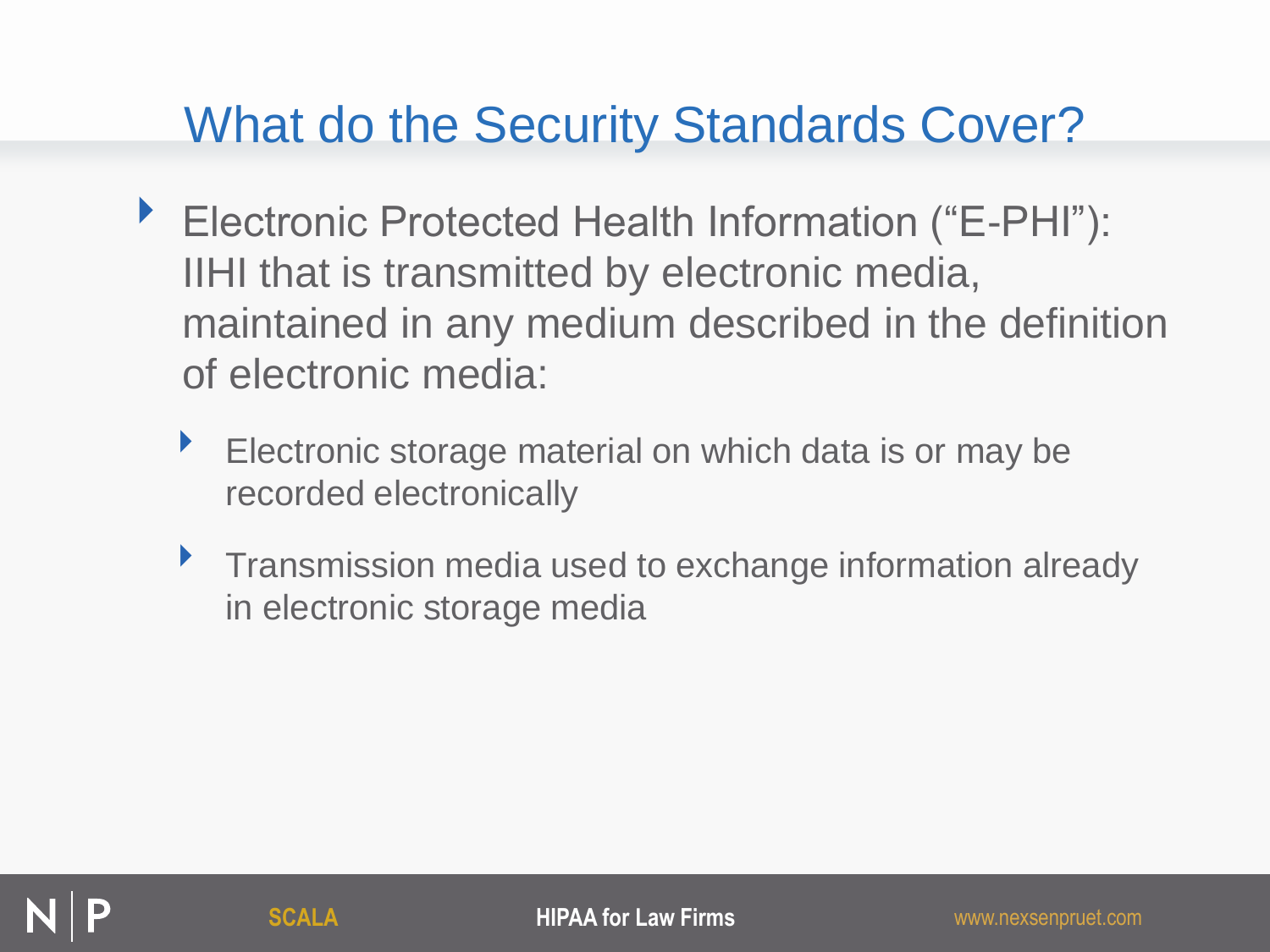# What do the Security Standards Cover?

- Electronic Protected Health Information ("E-PHI"): IIHI that is transmitted by electronic media, maintained in any medium described in the definition of electronic media:
  - Electronic storage material on which data is or may be recorded electronically
  - Transmission media used to exchange information already in electronic storage media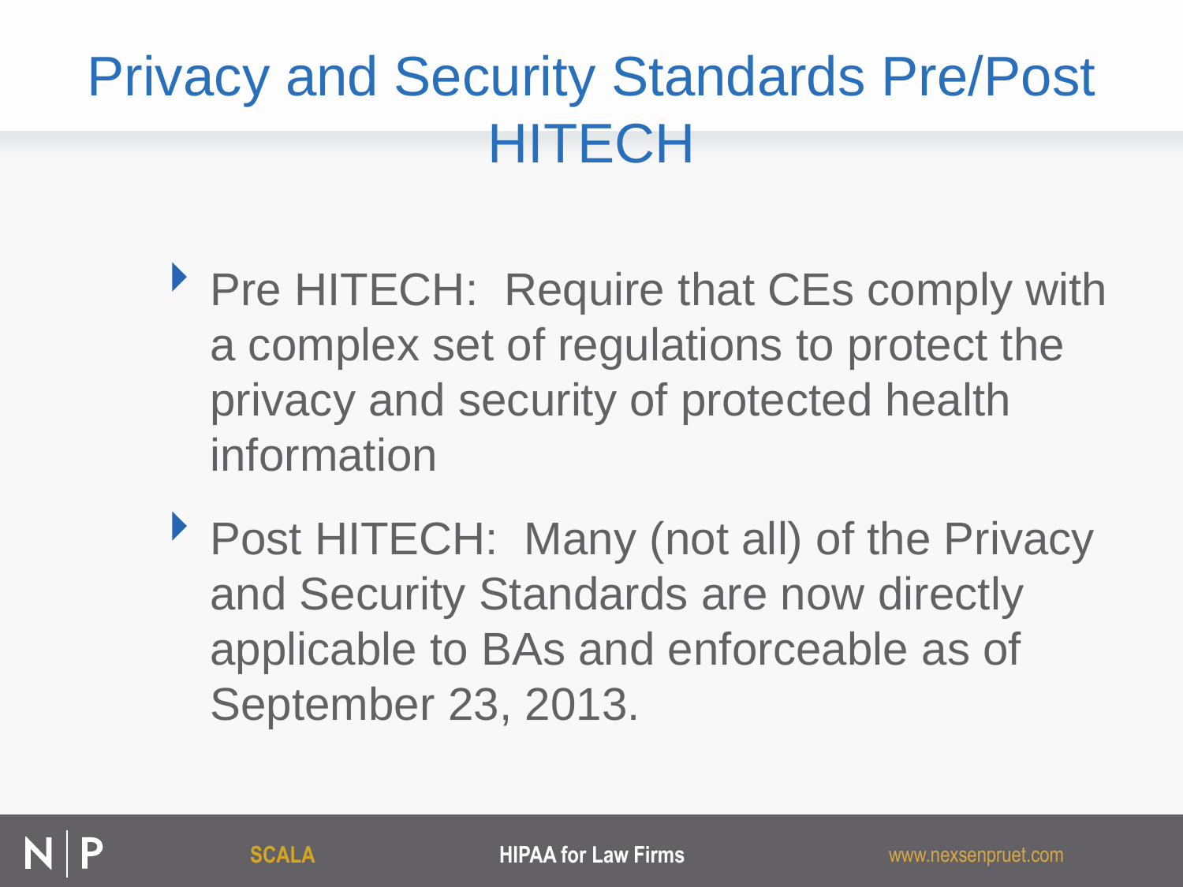# Privacy and Security Standards Pre/Post HITECH

- Pre HITECH: Require that CEs comply with a complex set of regulations to protect the privacy and security of protected health information
- Post HITECH: Many (not all) of the Privacy and Security Standards are now directly applicable to BAs and enforceable as of September 23, 2013.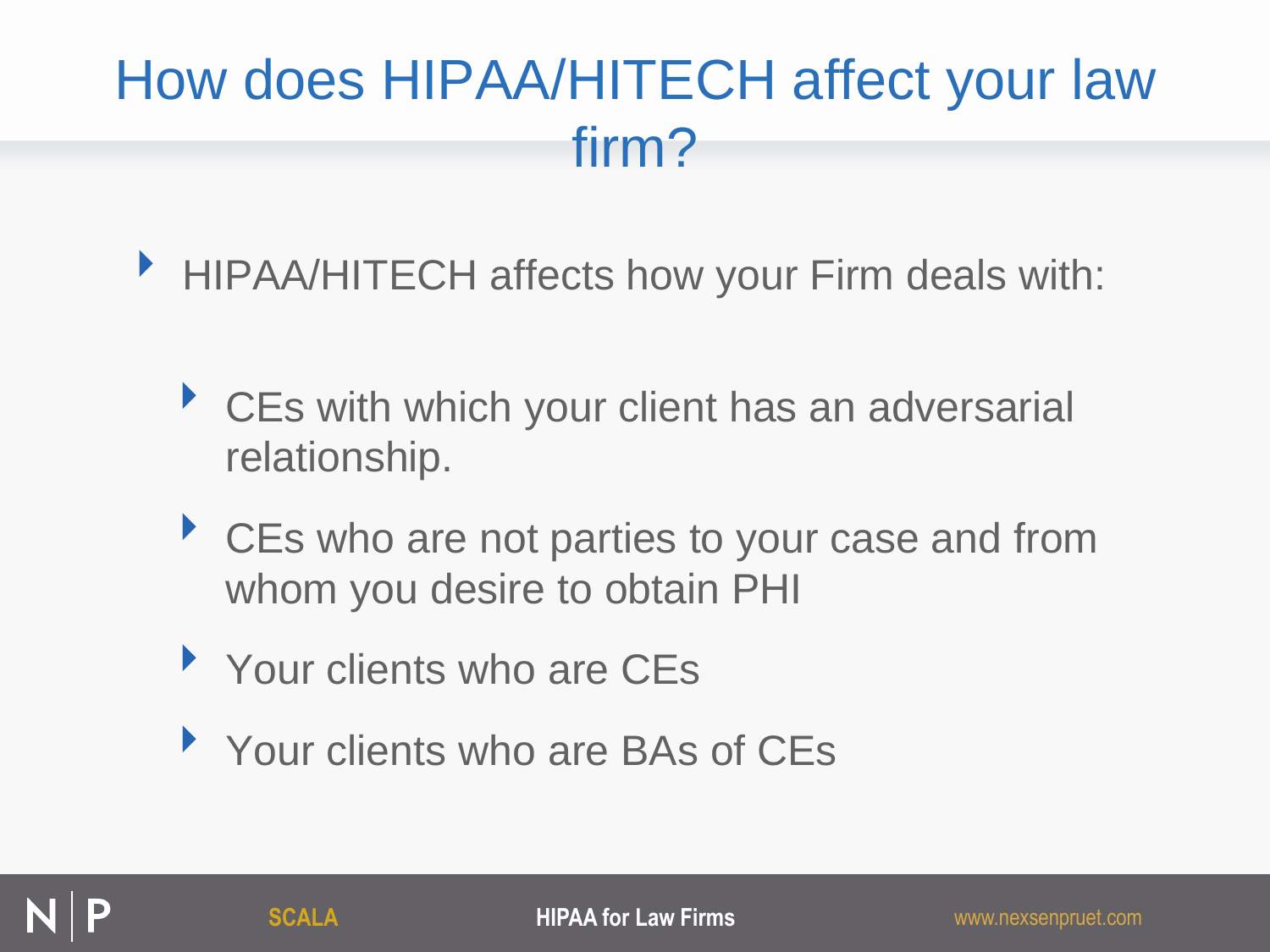# How does HIPAA/HITECH affect your law firm?

- HIPAA/HITECH affects how your Firm deals with:
  - CEs with which your client has an adversarial relationship.
  - CEs who are not parties to your case and from whom you desire to obtain PHI
  - Your clients who are CEs
  - Your clients who are BAs of CEs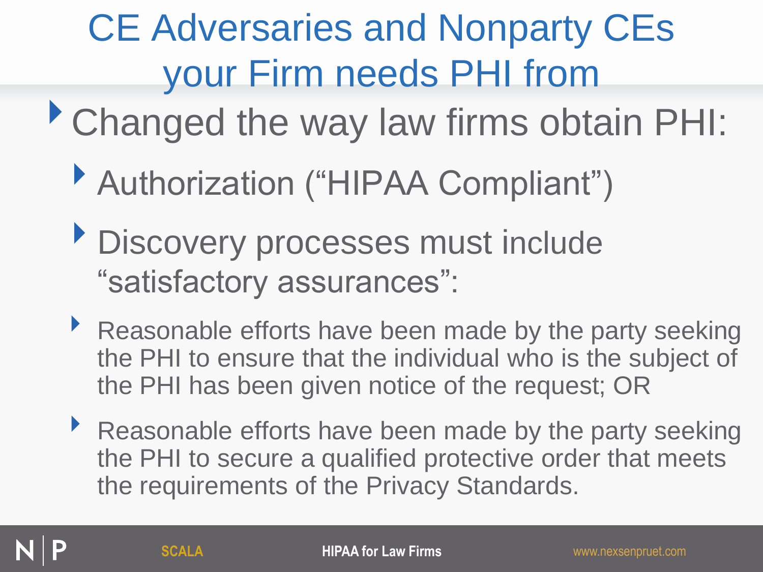# CE Adversaries and Nonparty CEs your Firm needs PHI from

- Changed the way law firms obtain PHI:
  - Authorization (“HIPAA Compliant”)
  - Discovery processes must include “satisfactory assurances”:
    - Reasonable efforts have been made by the party seeking the PHI to ensure that the individual who is the subject of the PHI has been given notice of the request; OR
    - Reasonable efforts have been made by the party seeking the PHI to secure a qualified protective order that meets the requirements of the Privacy Standards.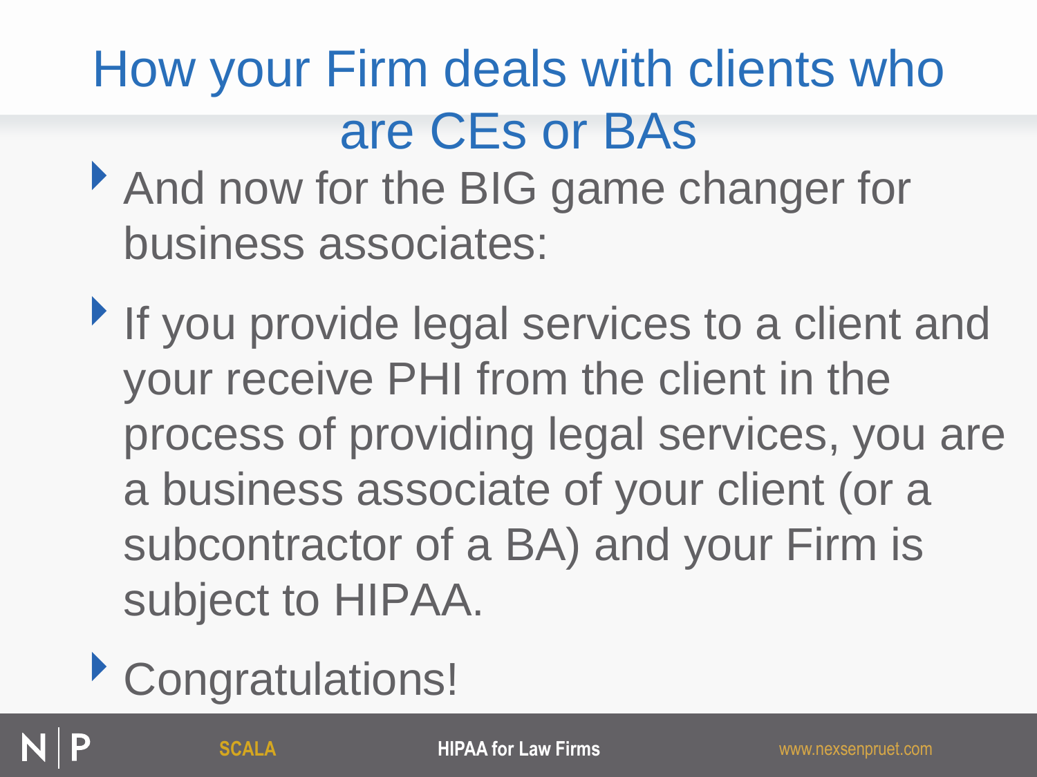# How your Firm deals with clients who are CEs or BAs

- And now for the BIG game changer for business associates:
- If you provide legal services to a client and your receive PHI from the client in the process of providing legal services, you are a business associate of your client (or a subcontractor of a BA) and your Firm is subject to HIPAA.
- Congratulations!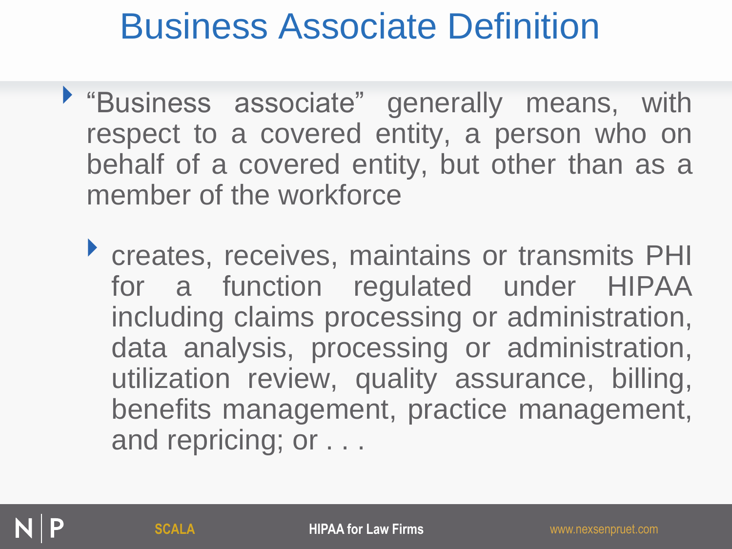# Business Associate Definition

- "Business associate" generally means, with respect to a covered entity, a person who on behalf of a covered entity, but other than as a member of the workforce
  - creates, receives, maintains or transmits PHI for a function regulated under HIPAA including claims processing or administration, data analysis, processing or administration, utilization review, quality assurance, billing, benefits management, practice management, and repricing; or . . .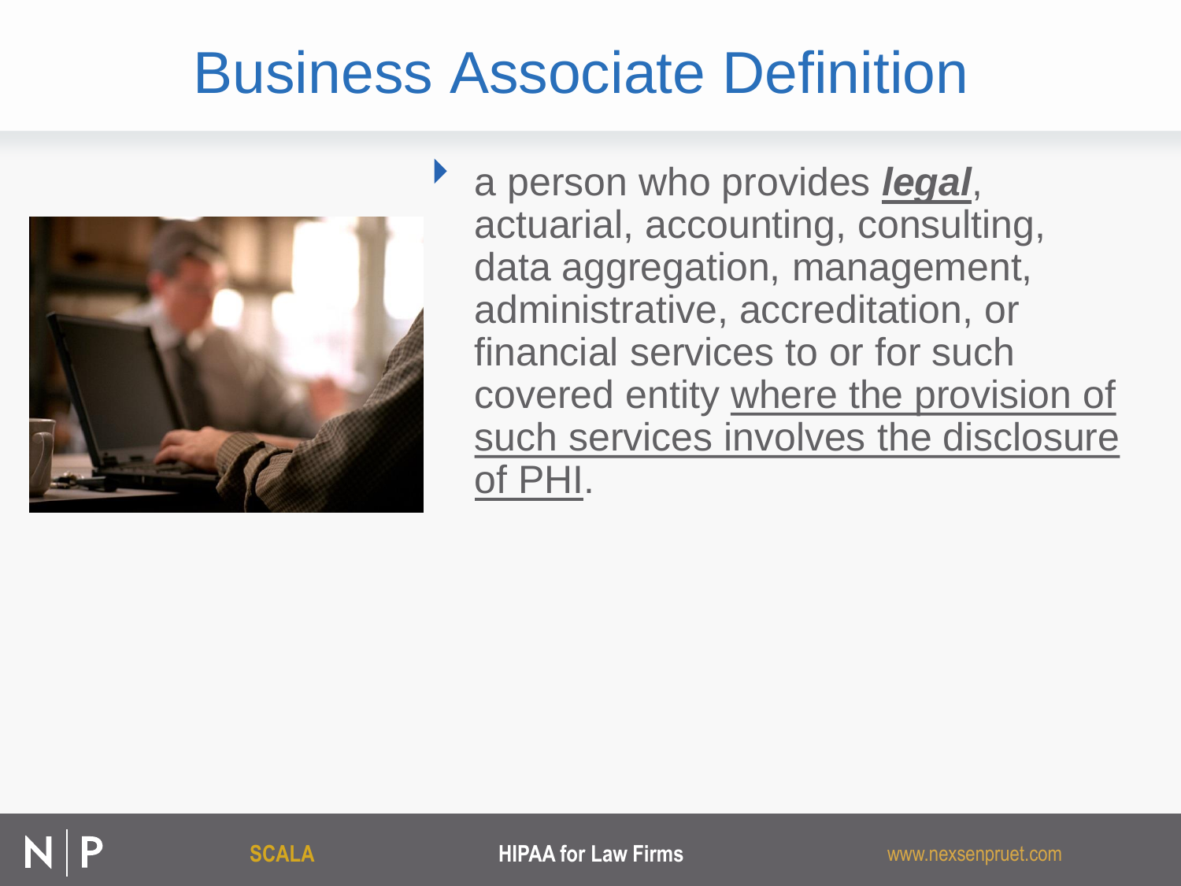# Business Associate Definition

- a person who provides ***legal***, actuarial, accounting, consulting, data aggregation, management, administrative, accreditation, or financial services to or for such covered entity where the provision of such services involves the disclosure of PHI.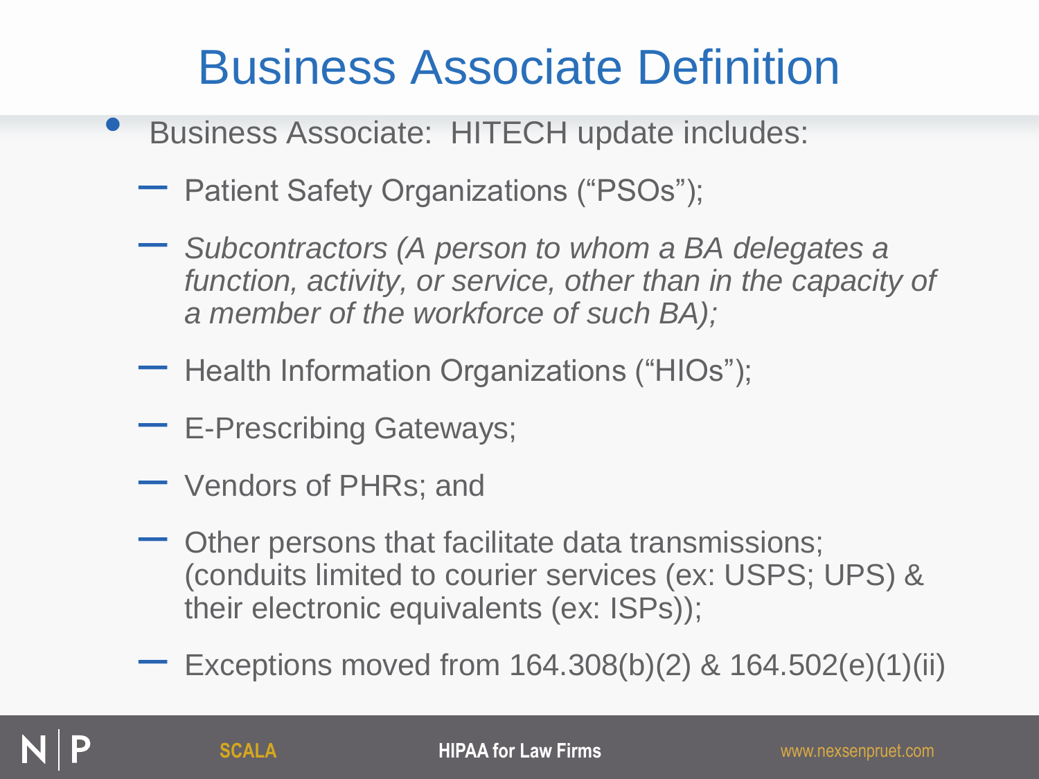# Business Associate Definition

- Business Associate: HITECH update includes:
  - Patient Safety Organizations ("PSOs");
  - *Subcontractors (A person to whom a BA delegates a function, activity, or service, other than in the capacity of a member of the workforce of such BA);*
  - Health Information Organizations ("HIOs");
  - E-Prescribing Gateways;
  - Vendors of PHRs; and
  - Other persons that facilitate data transmissions; (conduits limited to courier services (ex: USPS; UPS) & their electronic equivalents (ex: ISPs));
  - Exceptions moved from 164.308(b)(2) & 164.502(e)(1)(ii)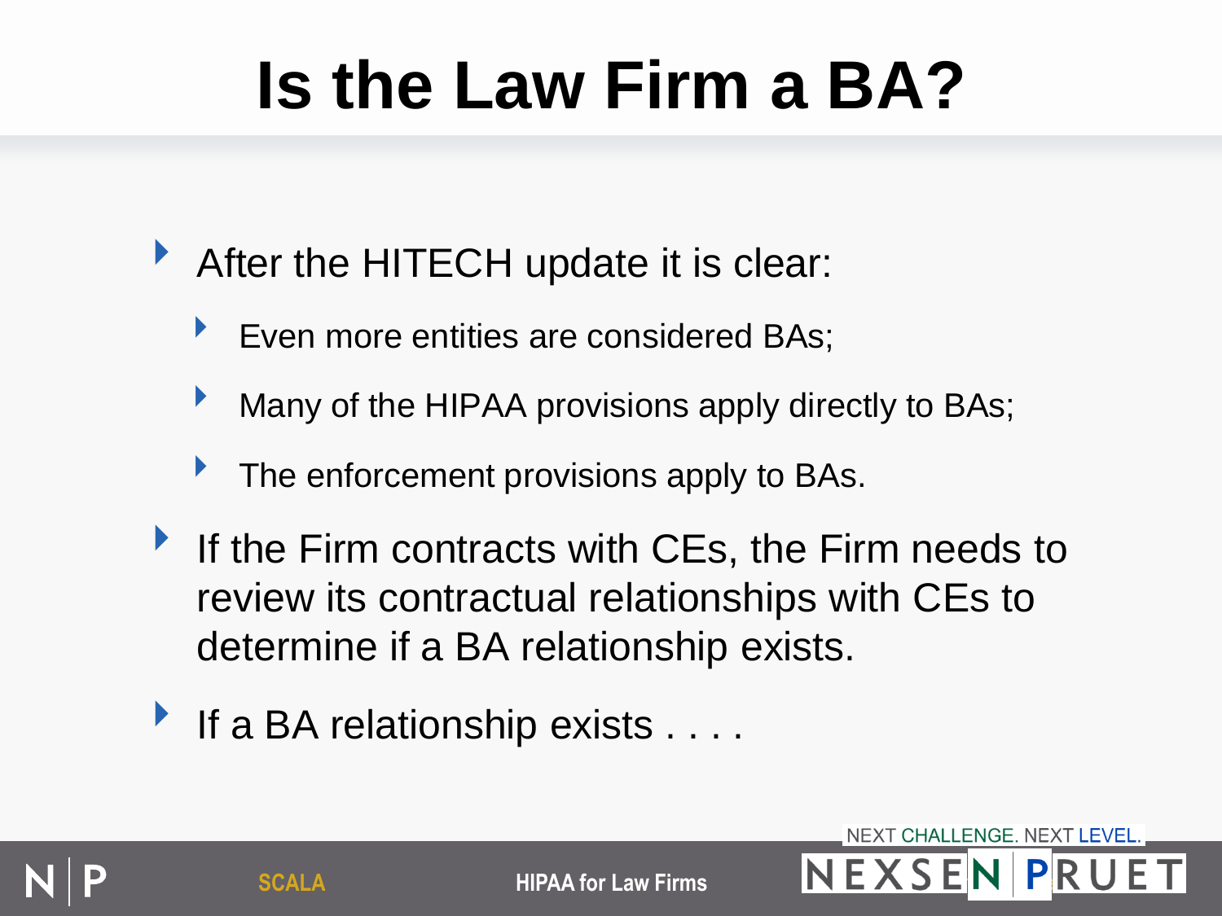# Is the Law Firm a BA?

- After the HITECH update it is clear:
  - Even more entities are considered BAs;
  - Many of the HIPAA provisions apply directly to BAs;
  - The enforcement provisions apply to BAs.
- If the Firm contracts with CEs, the Firm needs to review its contractual relationships with CEs to determine if a BA relationship exists.
- If a BA relationship exists . . . .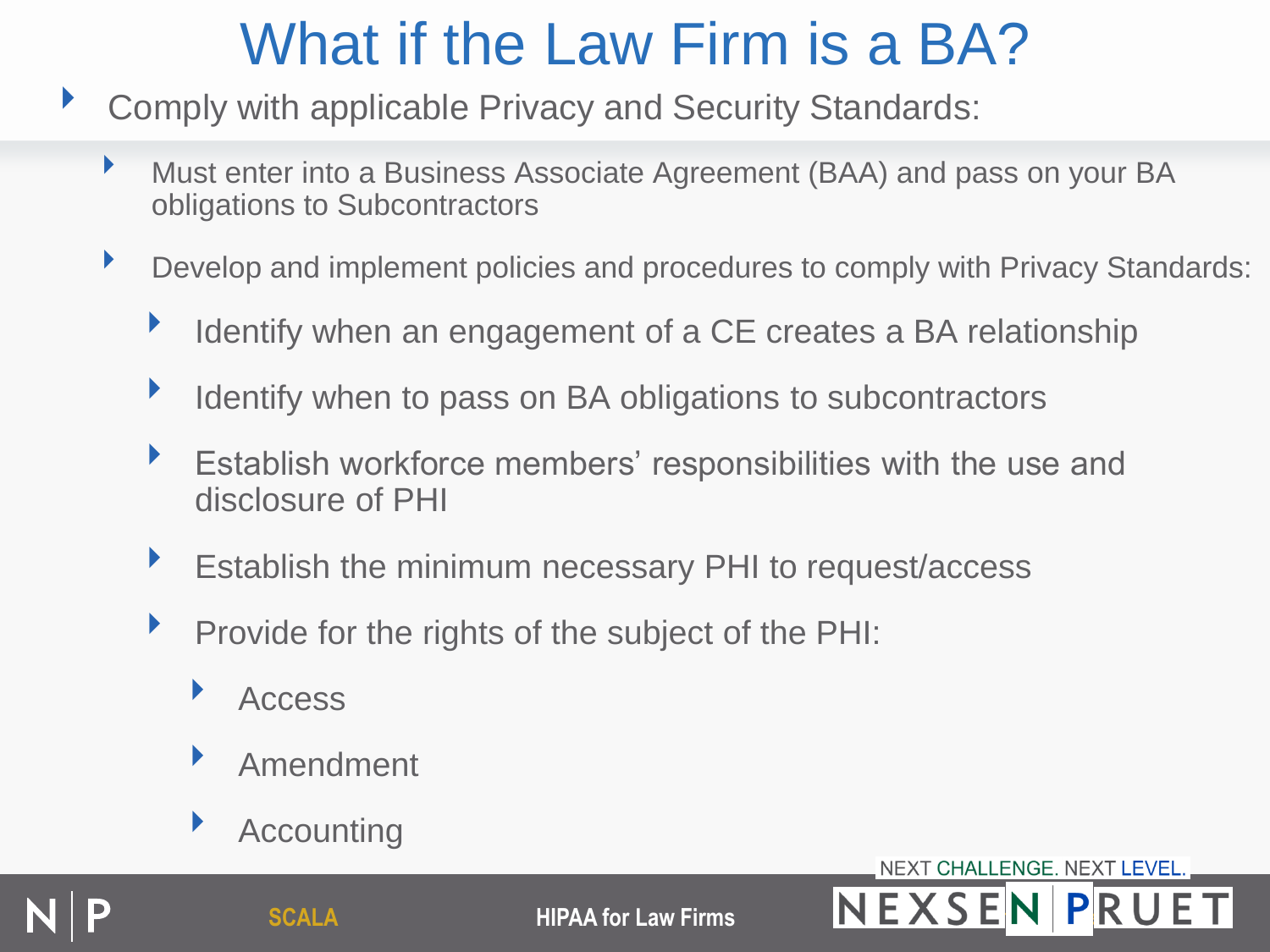# What if the Law Firm is a BA?

- Comply with applicable Privacy and Security Standards:
  - Must enter into a Business Associate Agreement (BAA) and pass on your BA obligations to Subcontractors
  - Develop and implement policies and procedures to comply with Privacy Standards:
    - Identify when an engagement of a CE creates a BA relationship
    - Identify when to pass on BA obligations to subcontractors
    - Establish workforce members' responsibilities with the use and disclosure of PHI
    - Establish the minimum necessary PHI to request/access
    - Provide for the rights of the subject of the PHI:
      - Access
      - Amendment
      - Accounting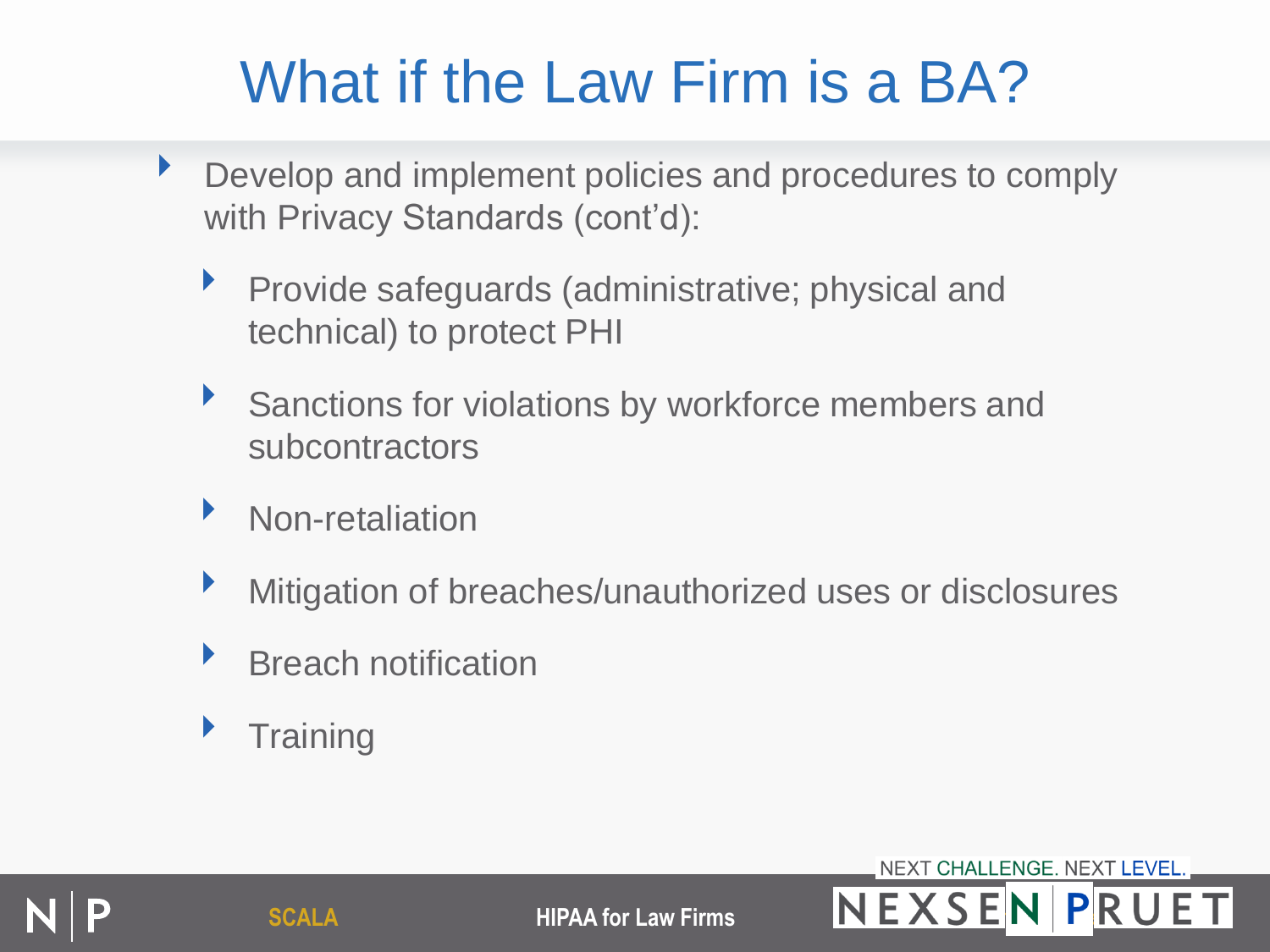# What if the Law Firm is a BA?

- Develop and implement policies and procedures to comply with Privacy Standards (cont'd):
  - Provide safeguards (administrative; physical and technical) to protect PHI
  - Sanctions for violations by workforce members and subcontractors
  - Non-retaliation
  - Mitigation of breaches/unauthorized uses or disclosures
  - Breach notification
  - Training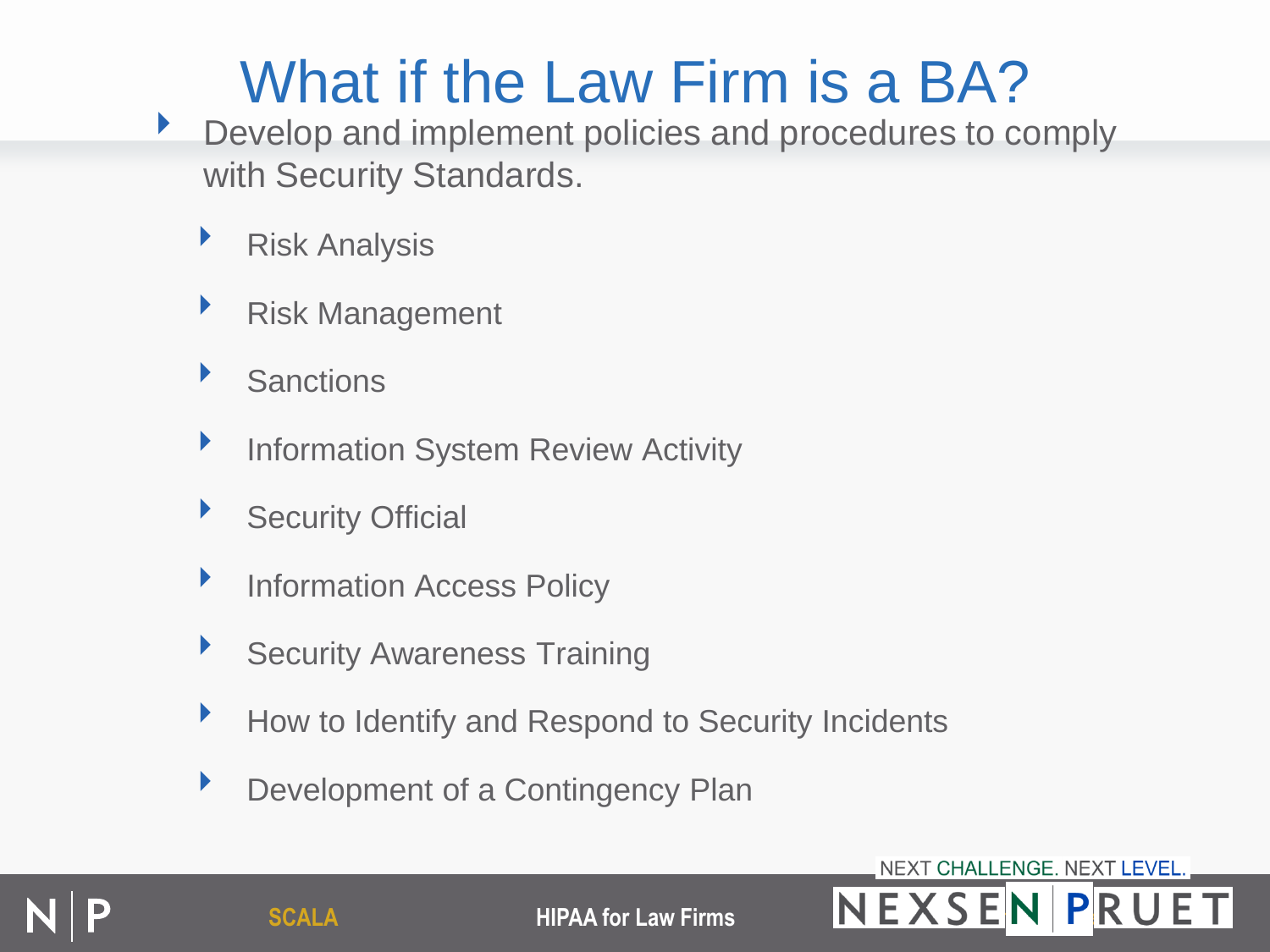# What if the Law Firm is a BA?

- Develop and implement policies and procedures to comply with Security Standards.
  - Risk Analysis
  - Risk Management
  - Sanctions
  - Information System Review Activity
  - Security Official
  - Information Access Policy
  - Security Awareness Training
  - How to Identify and Respond to Security Incidents
  - Development of a Contingency Plan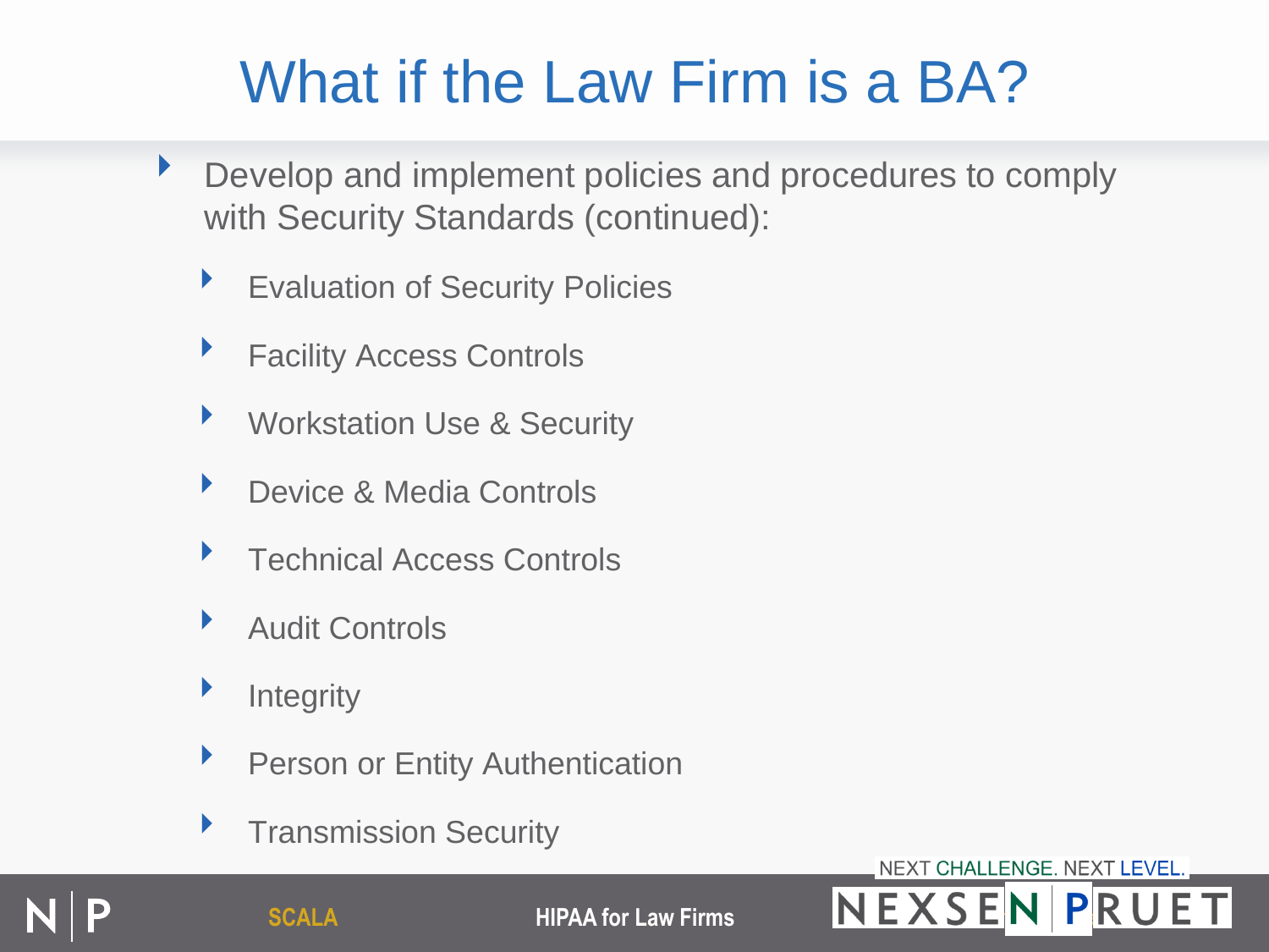# What if the Law Firm is a BA?

- Develop and implement policies and procedures to comply with Security Standards (continued):
  - Evaluation of Security Policies
  - Facility Access Controls
  - Workstation Use & Security
  - Device & Media Controls
  - Technical Access Controls
  - Audit Controls
  - Integrity
  - Person or Entity Authentication
  - Transmission Security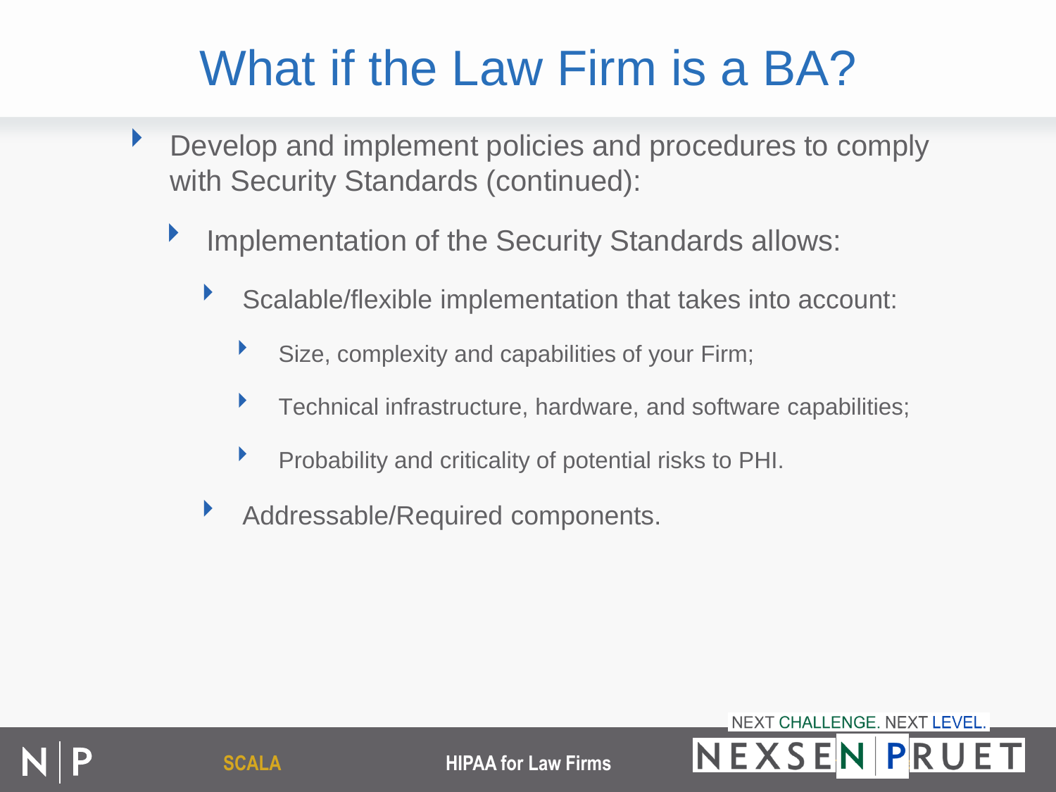# What if the Law Firm is a BA?

- Develop and implement policies and procedures to comply with Security Standards (continued):
  - Implementation of the Security Standards allows:
    - Scalable/flexible implementation that takes into account:
      - Size, complexity and capabilities of your Firm;
      - Technical infrastructure, hardware, and software capabilities;
      - Probability and criticality of potential risks to PHI.
    - Addressable/Required components.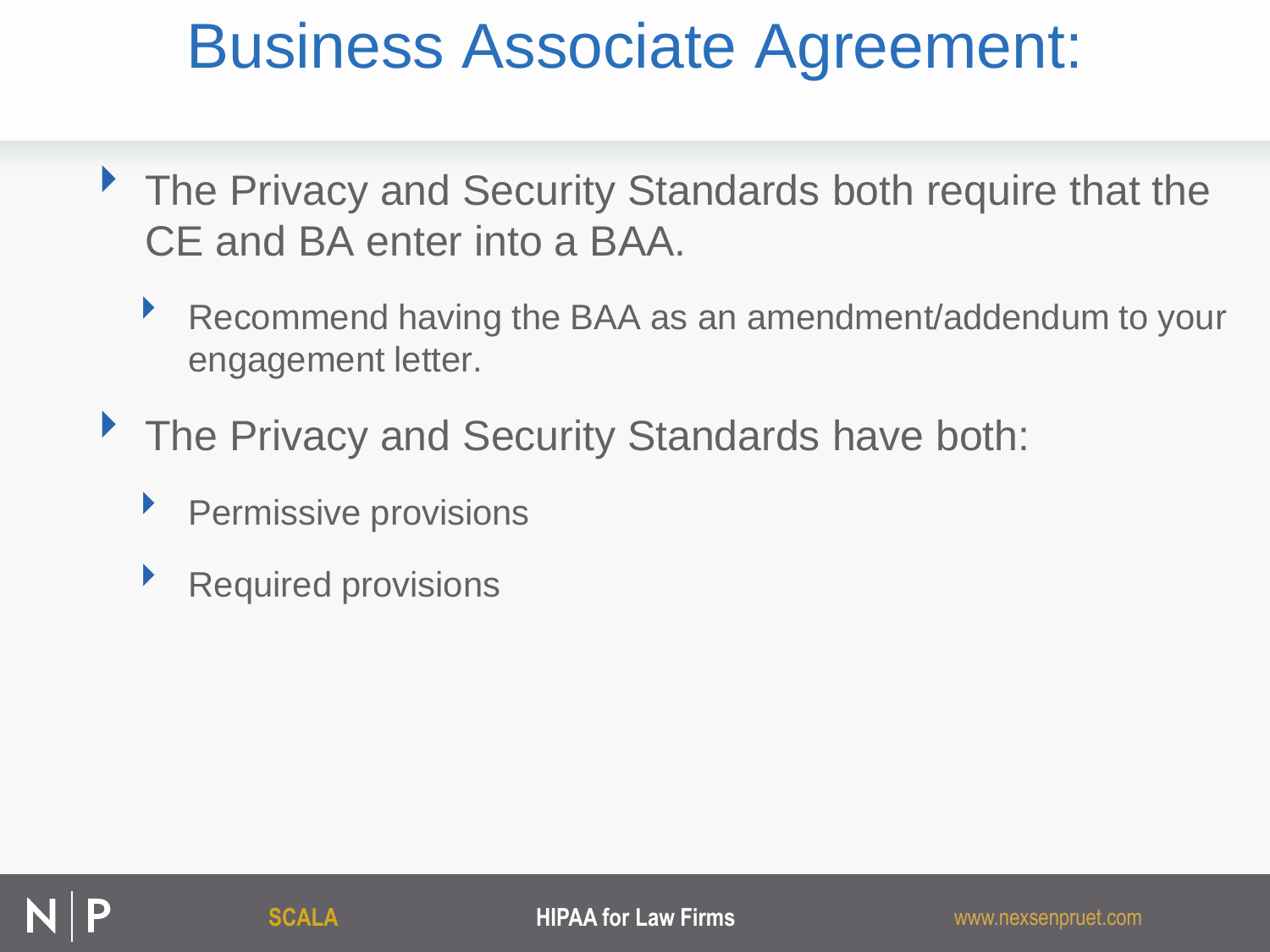# Business Associate Agreement:

- The Privacy and Security Standards both require that the CE and BA enter into a BAA.
  - Recommend having the BAA as an amendment/addendum to your engagement letter.
- The Privacy and Security Standards have both:
  - Permissive provisions
  - Required provisions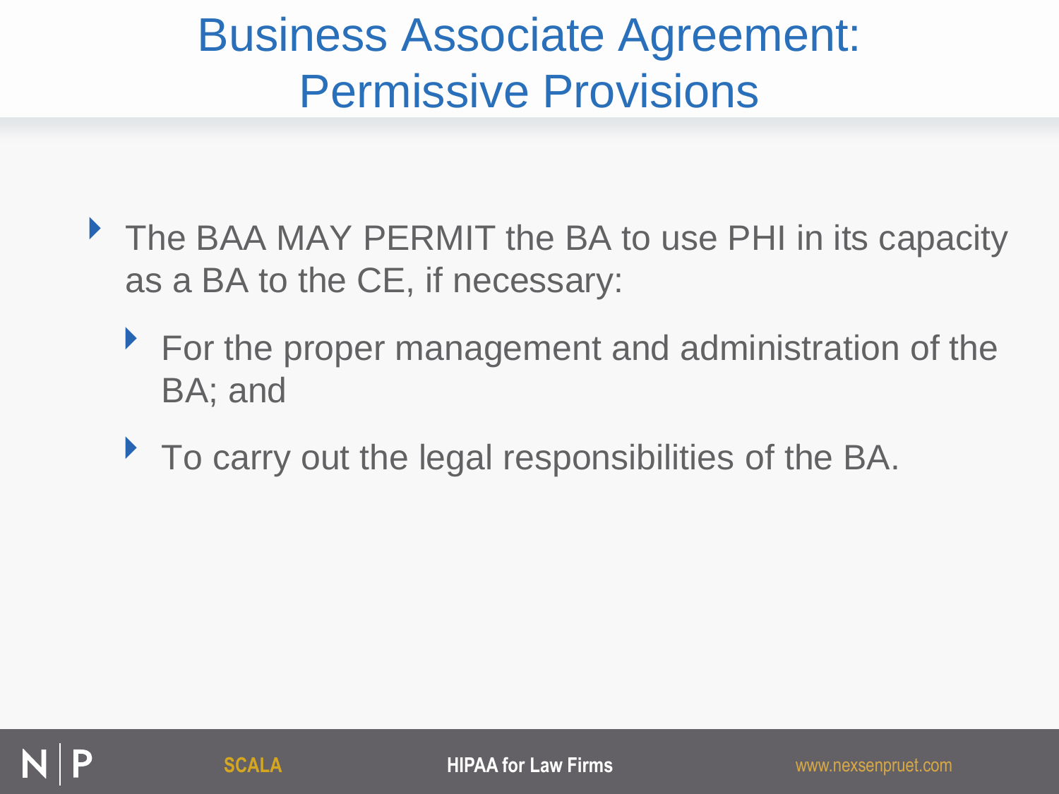# Business Associate Agreement: Permissive Provisions

- The BAA MAY PERMIT the BA to use PHI in its capacity as a BA to the CE, if necessary:
  - For the proper management and administration of the BA; and
  - To carry out the legal responsibilities of the BA.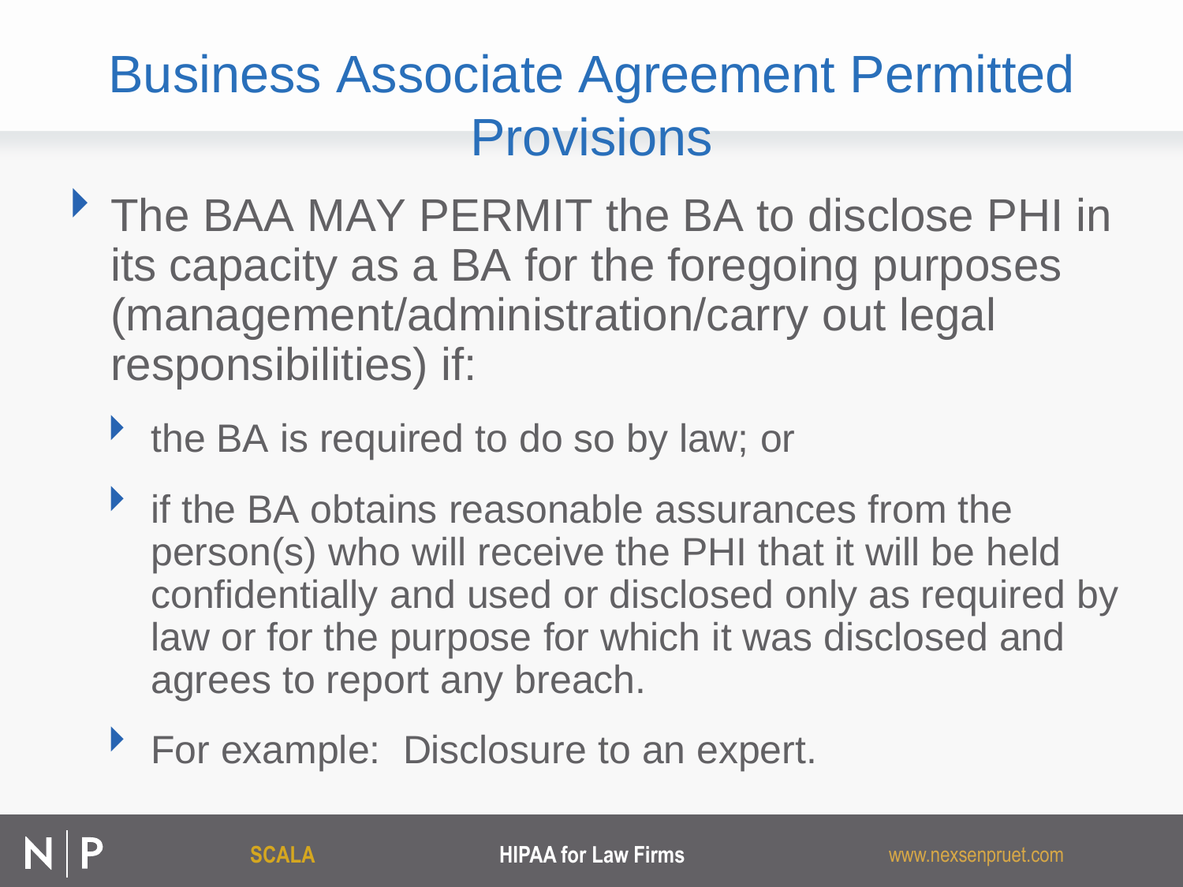# Business Associate Agreement Permitted Provisions

- The BAA MAY PERMIT the BA to disclose PHI in its capacity as a BA for the foregoing purposes (management/administration/carry out legal responsibilities) if:
  - the BA is required to do so by law; or
  - if the BA obtains reasonable assurances from the person(s) who will receive the PHI that it will be held confidentially and used or disclosed only as required by law or for the purpose for which it was disclosed and agrees to report any breach.
  - For example:  Disclosure to an expert.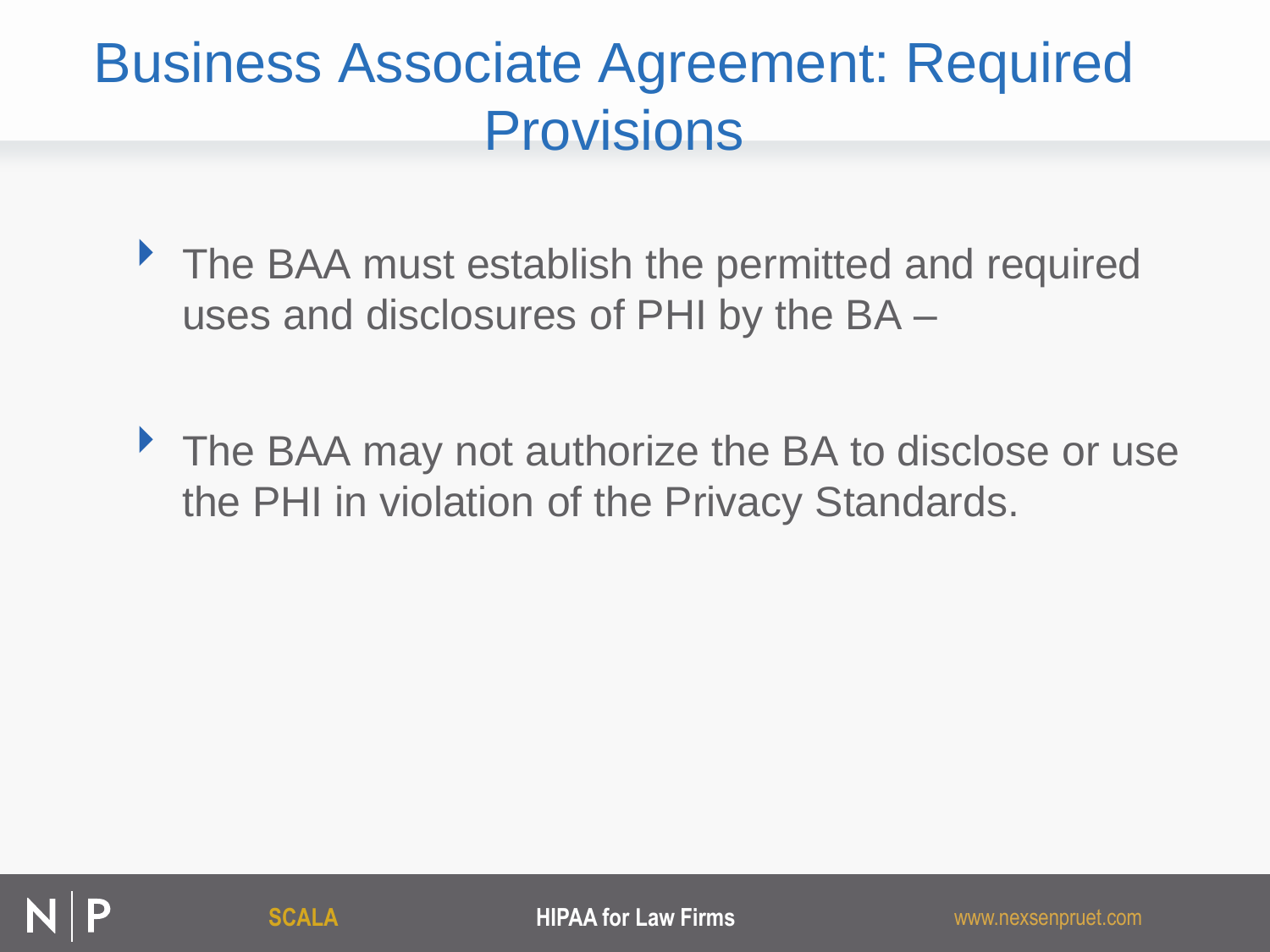# Business Associate Agreement: Required Provisions

- The BAA must establish the permitted and required uses and disclosures of PHI by the BA –
- The BAA may not authorize the BA to disclose or use the PHI in violation of the Privacy Standards.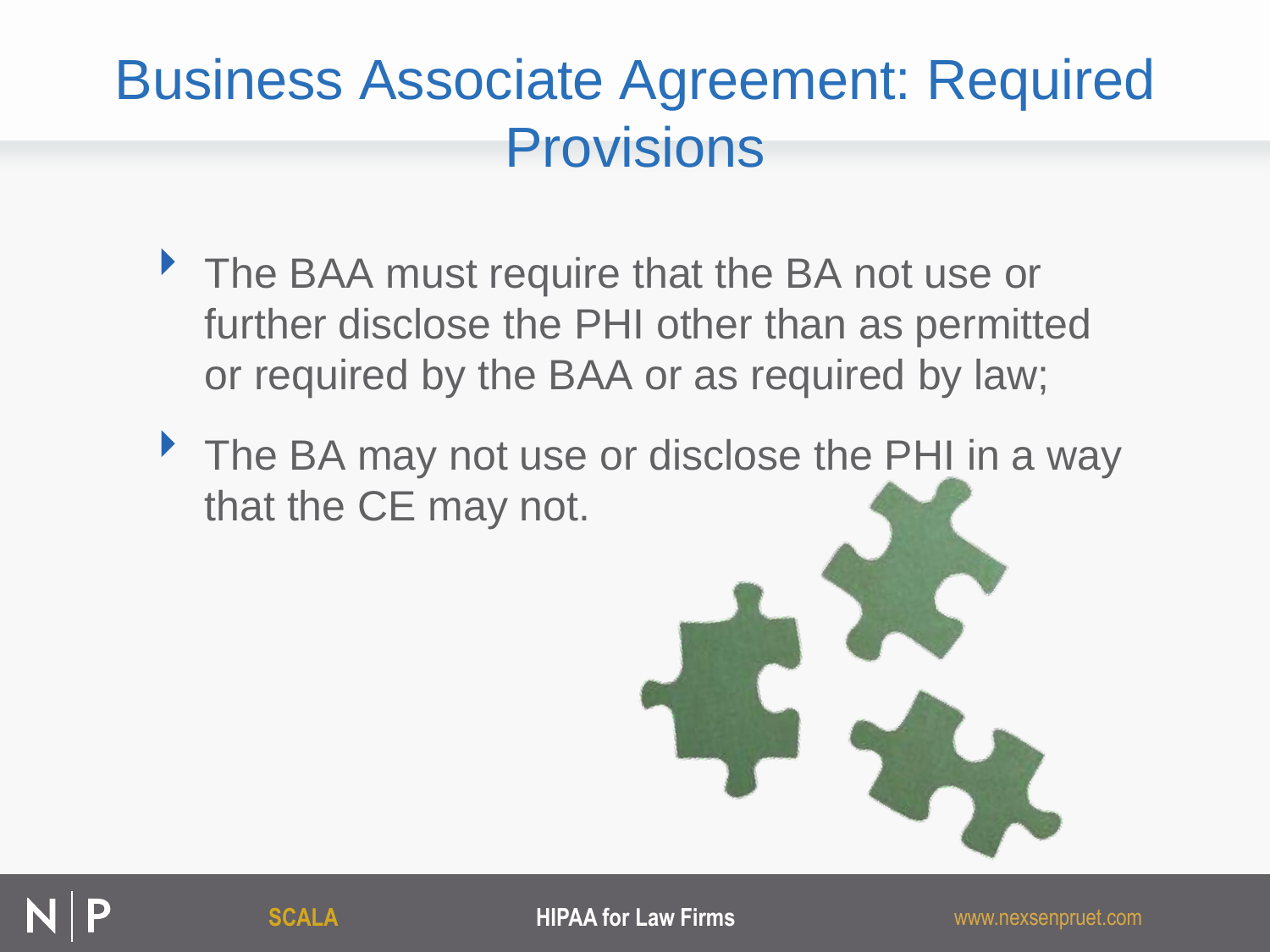# Business Associate Agreement: Required Provisions

- The BAA must require that the BA not use or further disclose the PHI other than as permitted or required by the BAA or as required by law;
- The BA may not use or disclose the PHI in a way that the CE may not.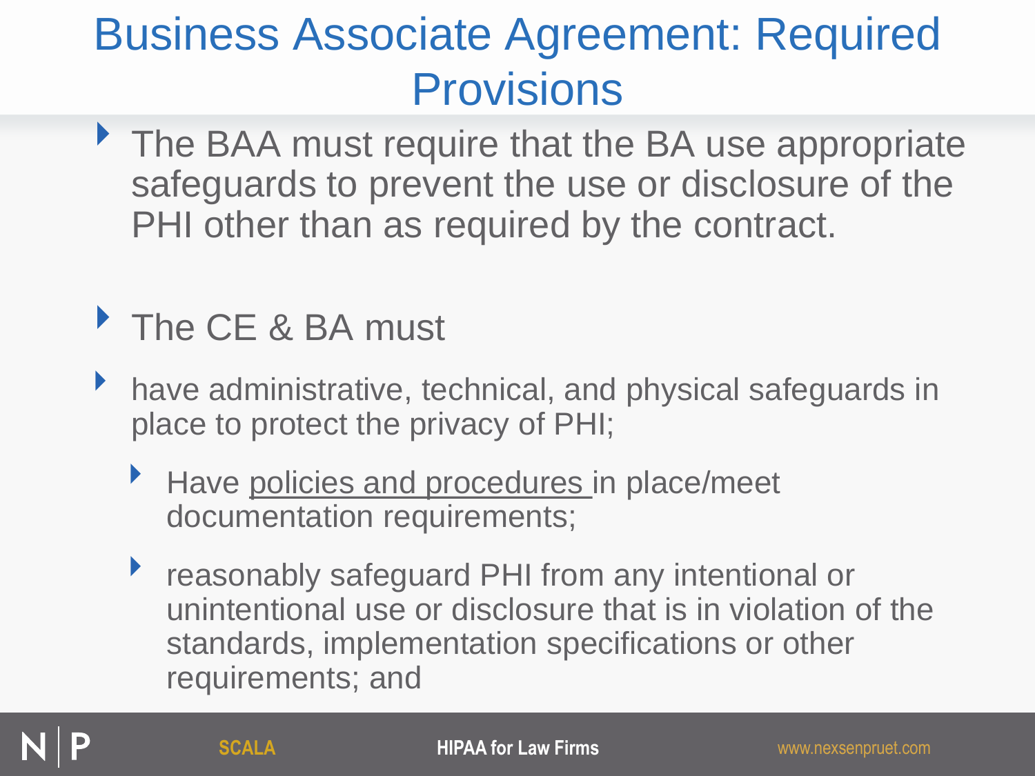# Business Associate Agreement: Required Provisions

- The BAA must require that the BA use appropriate safeguards to prevent the use or disclosure of the PHI other than as required by the contract.

- The CE & BA must

- have administrative, technical, and physical safeguards in place to protect the privacy of PHI;
  - Have policies and procedures in place/meet documentation requirements;
  - reasonably safeguard PHI from any intentional or unintentional use or disclosure that is in violation of the standards, implementation specifications or other requirements; and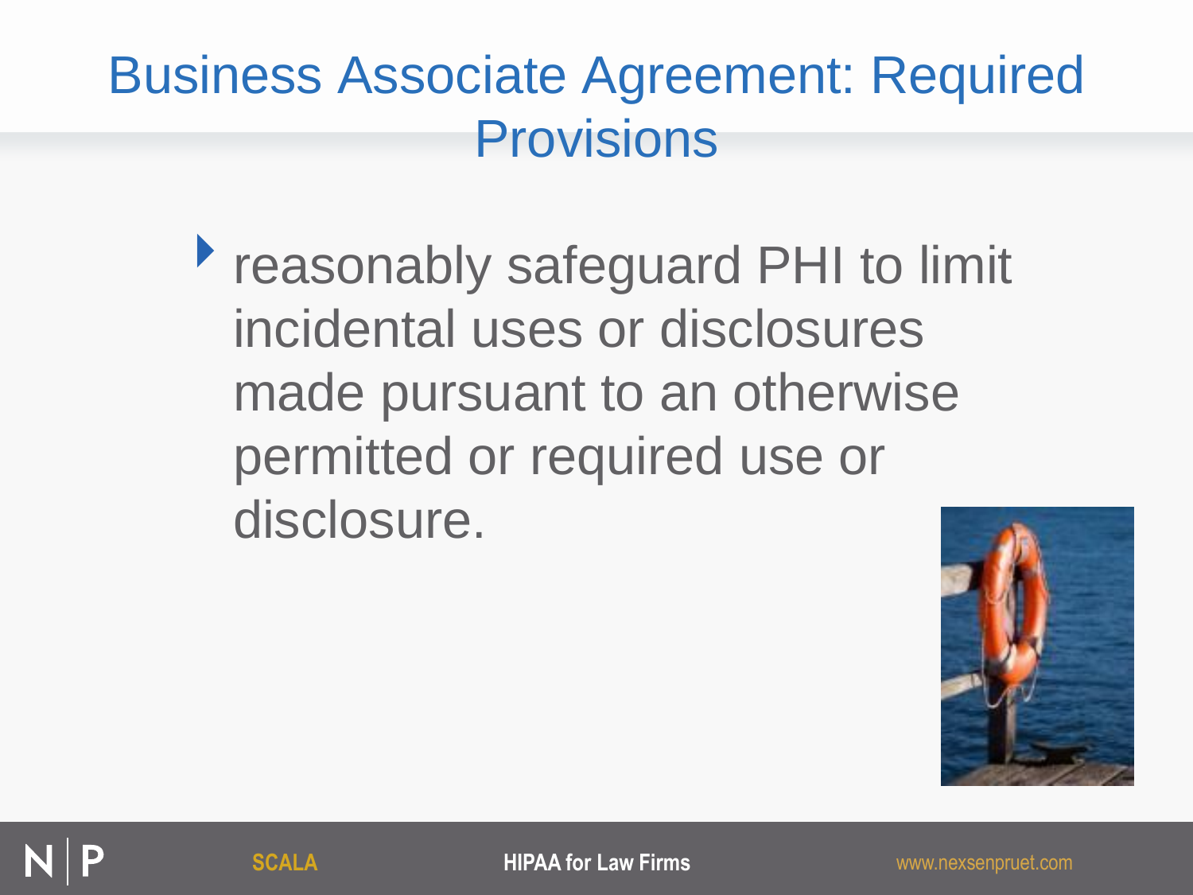# Business Associate Agreement: Required Provisions

- reasonably safeguard PHI to limit incidental uses or disclosures made pursuant to an otherwise permitted or required use or disclosure.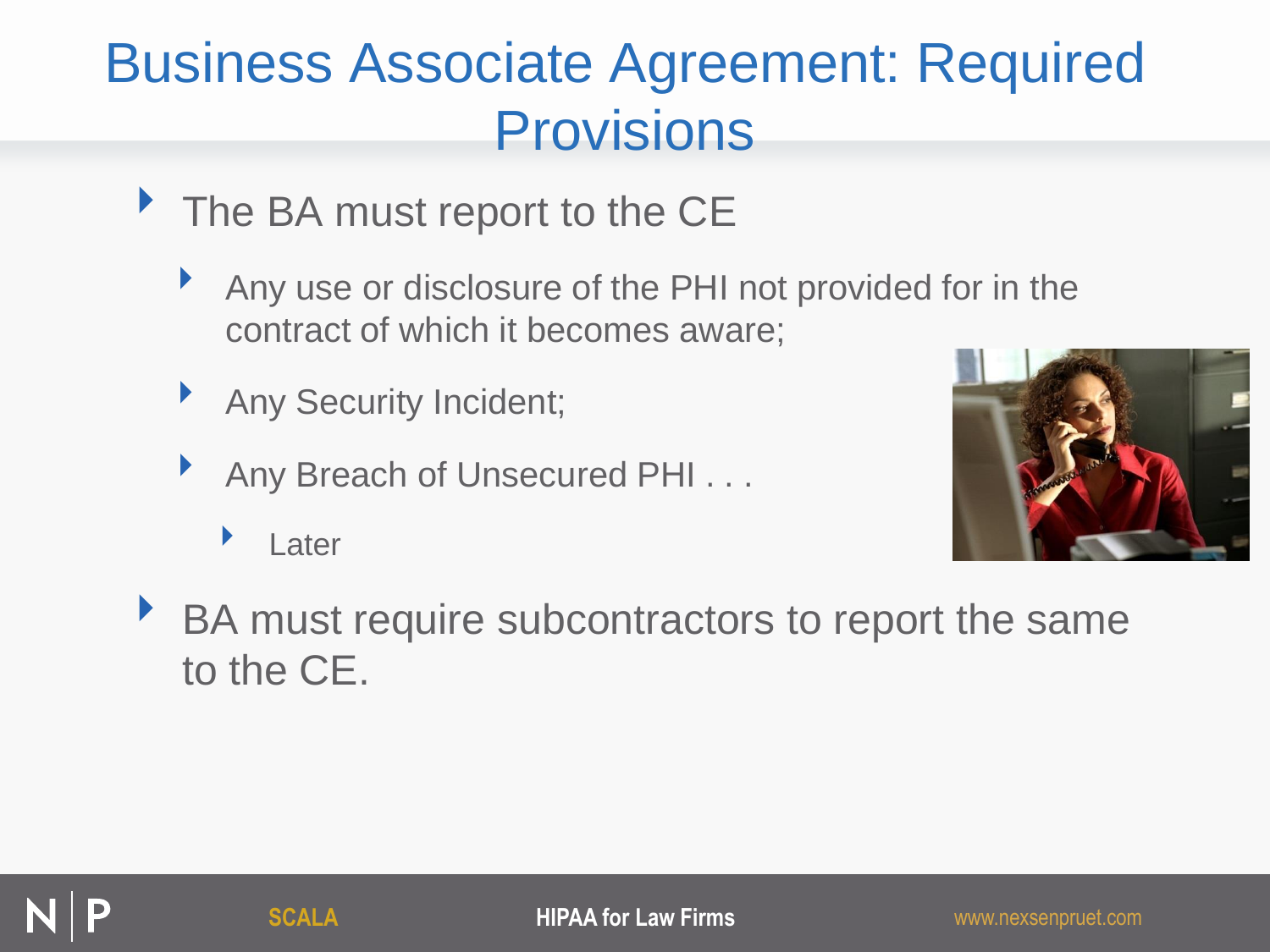# Business Associate Agreement: Required Provisions

- The BA must report to the CE
  - Any use or disclosure of the PHI not provided for in the contract of which it becomes aware;
  - Any Security Incident;
  - Any Breach of Unsecured PHI . . .
    - Later
- BA must require subcontractors to report the same to the CE.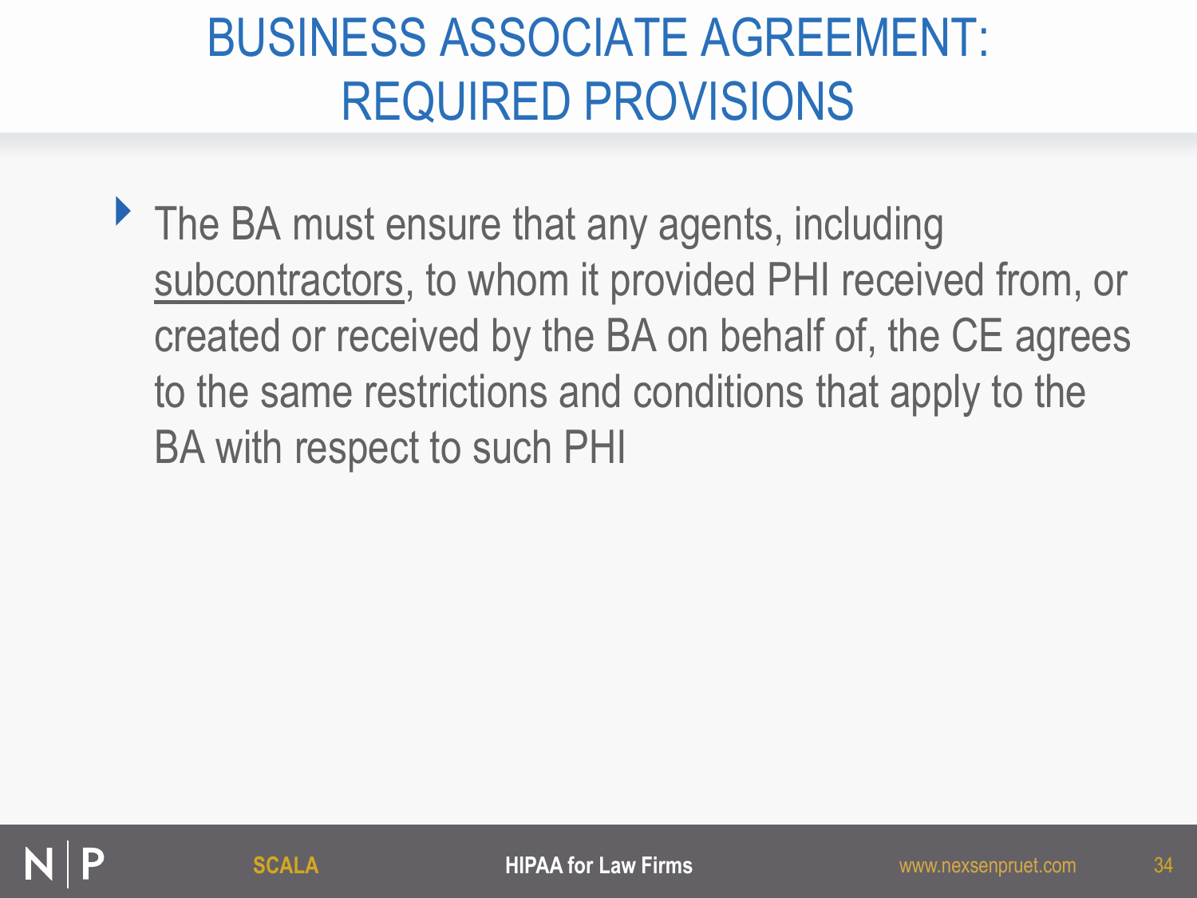# BUSINESS ASSOCIATE AGREEMENT: REQUIRED PROVISIONS

- The BA must ensure that any agents, including <u>subcontractors</u>, to whom it provided PHI received from, or created or received by the BA on behalf of, the CE agrees to the same restrictions and conditions that apply to the BA with respect to such PHI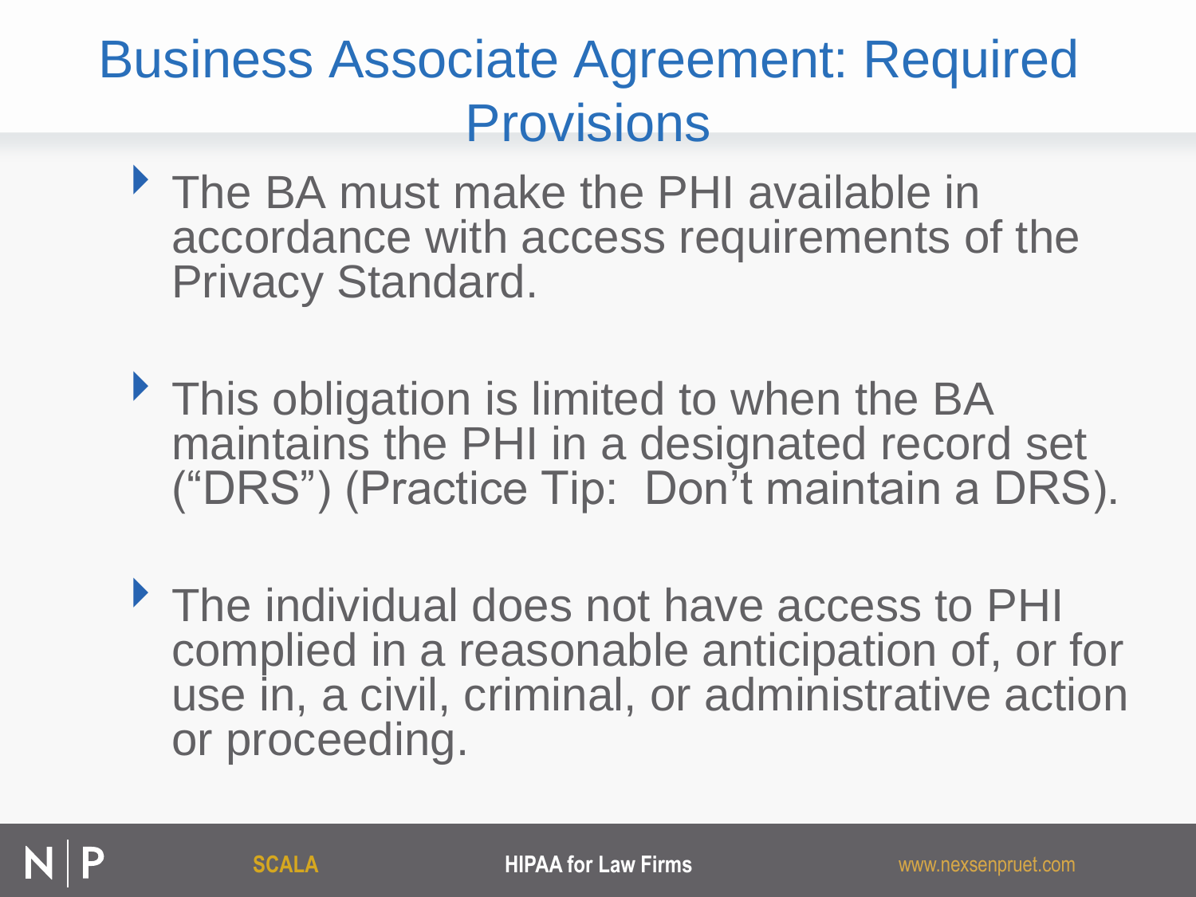# Business Associate Agreement: Required Provisions

- The BA must make the PHI available in accordance with access requirements of the Privacy Standard.
- This obligation is limited to when the BA maintains the PHI in a designated record set ("DRS") (Practice Tip: Don't maintain a DRS).
- The individual does not have access to PHI complied in a reasonable anticipation of, or for use in, a civil, criminal, or administrative action or proceeding.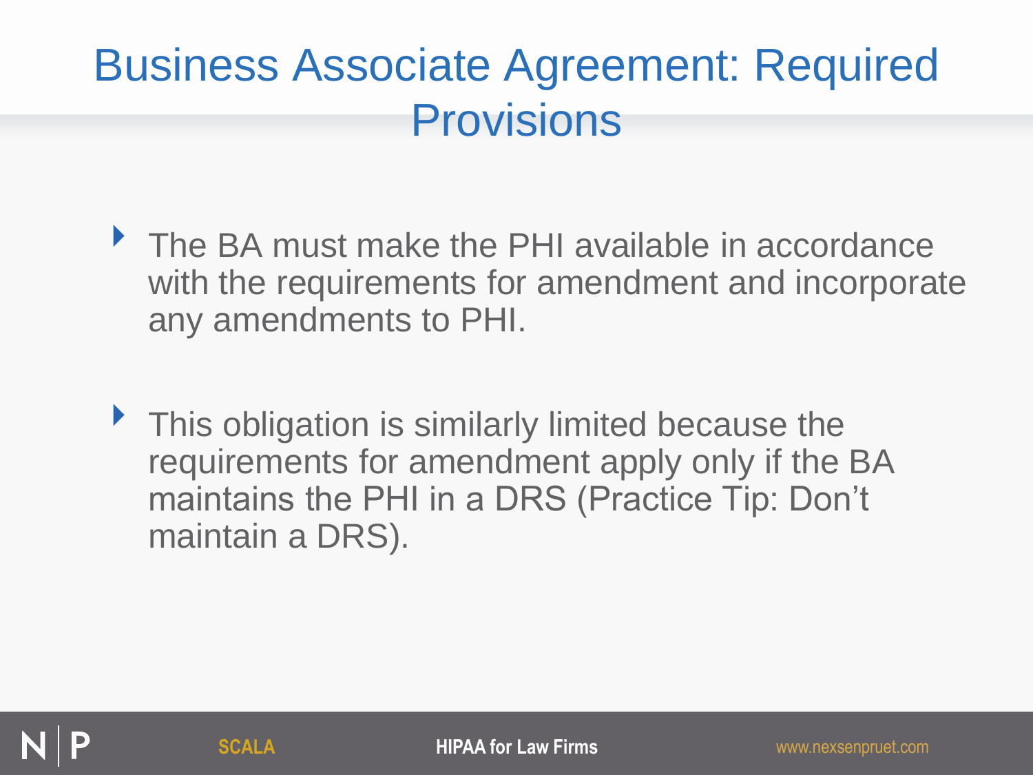# Business Associate Agreement: Required Provisions

- The BA must make the PHI available in accordance with the requirements for amendment and incorporate any amendments to PHI.

- This obligation is similarly limited because the requirements for amendment apply only if the BA maintains the PHI in a DRS (Practice Tip: Don't maintain a DRS).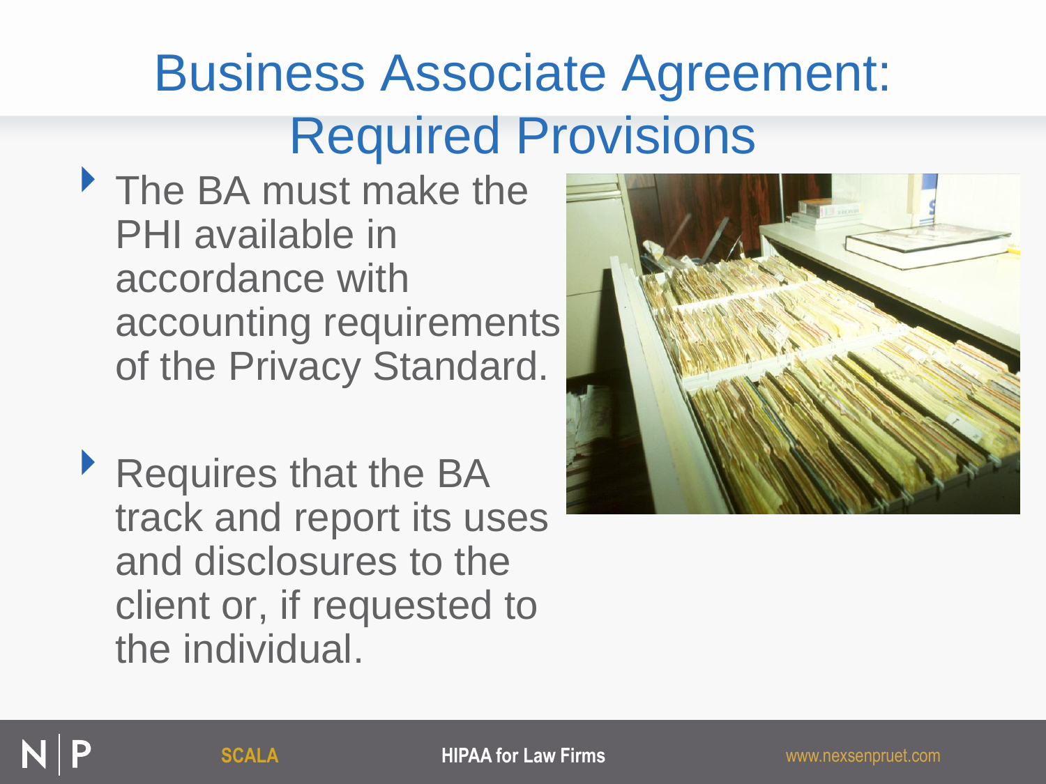# Business Associate Agreement: Required Provisions

- The BA must make the PHI available in accordance with accounting requirements of the Privacy Standard.

- Requires that the BA track and report its uses and disclosures to the client or, if requested to the individual.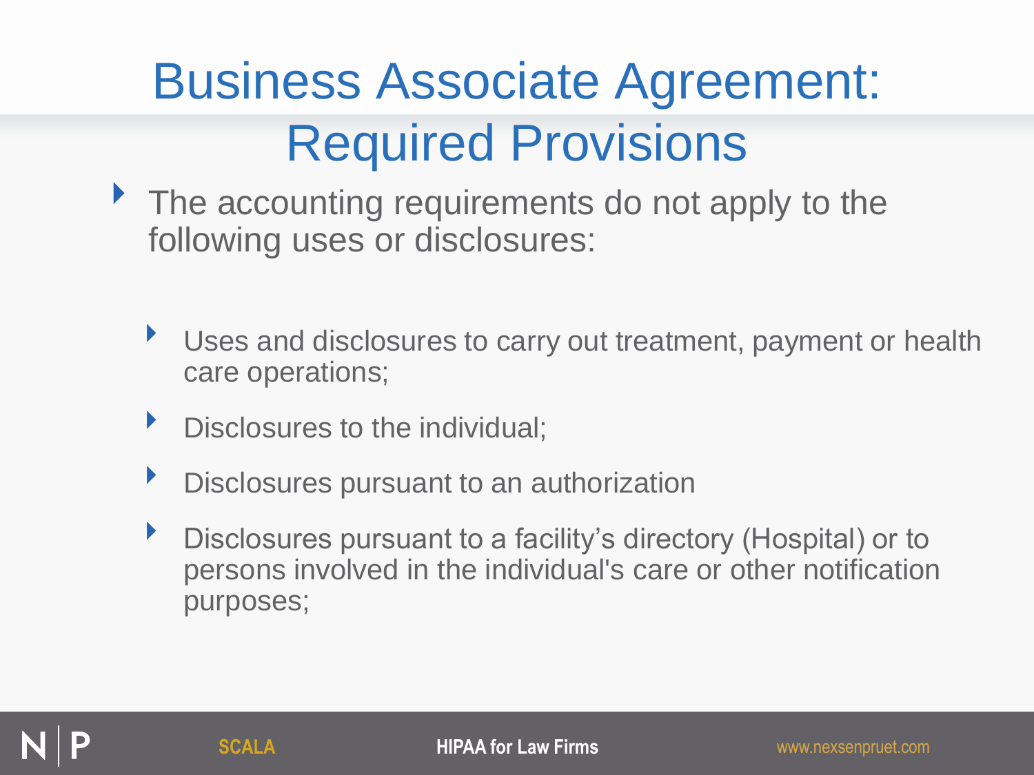# Business Associate Agreement: Required Provisions

- The accounting requirements do not apply to the following uses or disclosures:
  - Uses and disclosures to carry out treatment, payment or health care operations;
  - Disclosures to the individual;
  - Disclosures pursuant to an authorization
  - Disclosures pursuant to a facility's directory (Hospital) or to persons involved in the individual's care or other notification purposes;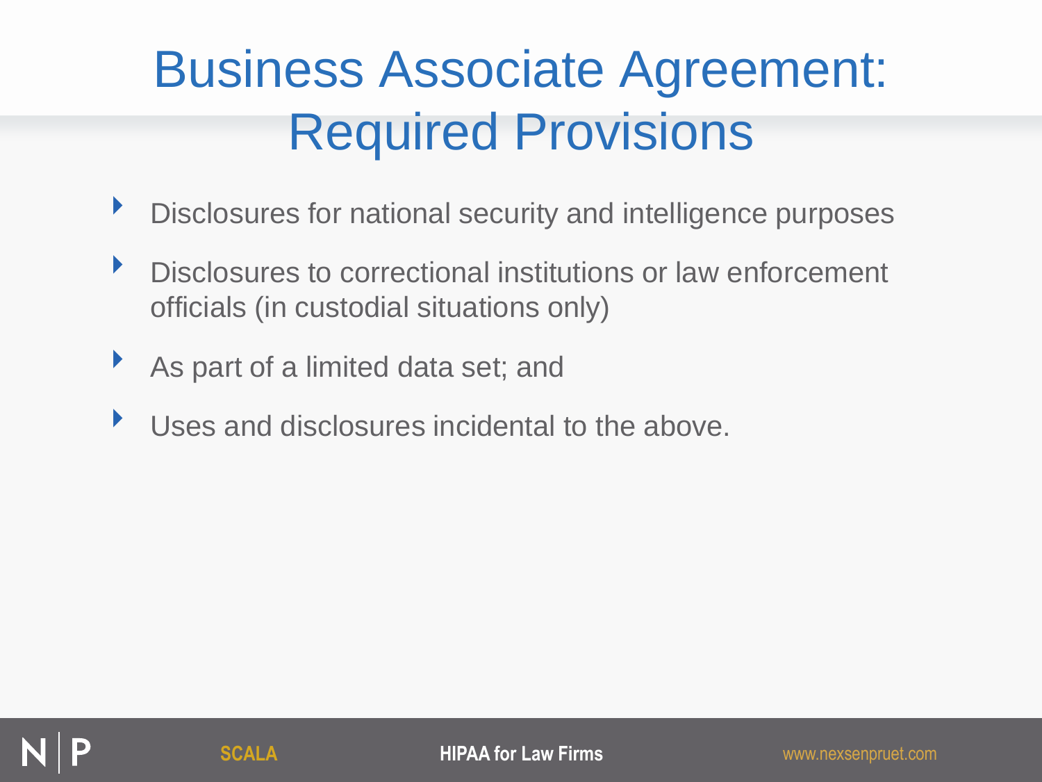# Business Associate Agreement: Required Provisions

- Disclosures for national security and intelligence purposes
- Disclosures to correctional institutions or law enforcement officials (in custodial situations only)
- As part of a limited data set; and
- Uses and disclosures incidental to the above.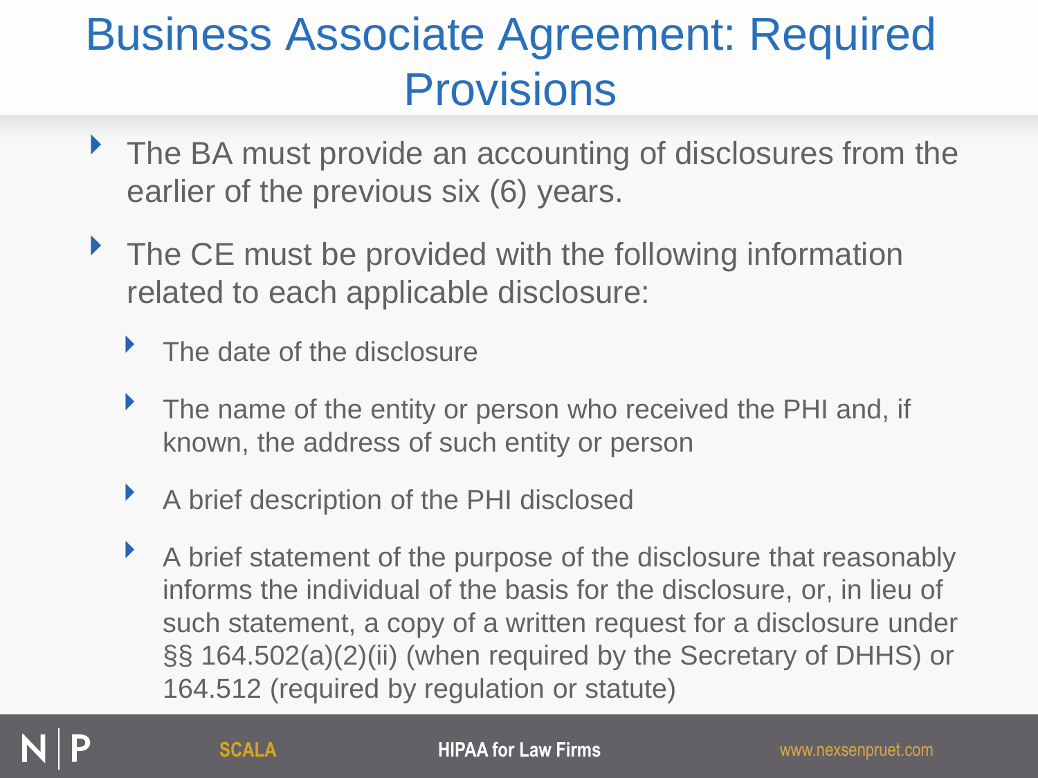# Business Associate Agreement: Required Provisions

- The BA must provide an accounting of disclosures from the earlier of the previous six (6) years.
- The CE must be provided with the following information related to each applicable disclosure:
  - The date of the disclosure
  - The name of the entity or person who received the PHI and, if known, the address of such entity or person
  - A brief description of the PHI disclosed
  - A brief statement of the purpose of the disclosure that reasonably informs the individual of the basis for the disclosure, or, in lieu of such statement, a copy of a written request for a disclosure under §§ 164.502(a)(2)(ii) (when required by the Secretary of DHHS) or 164.512 (required by regulation or statute)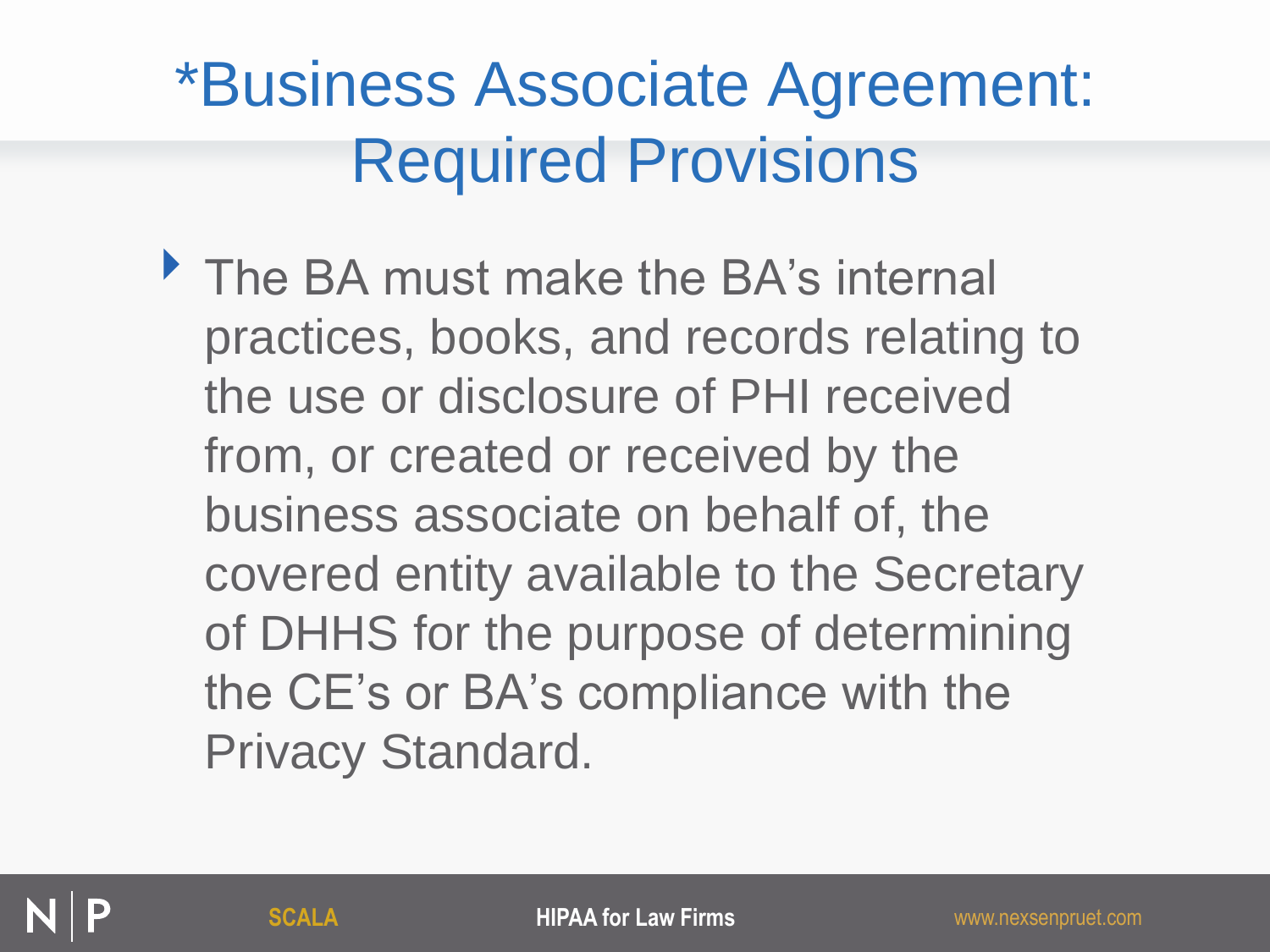# *Business Associate Agreement: Required Provisions

- The BA must make the BA’s internal practices, books, and records relating to the use or disclosure of PHI received from, or created or received by the business associate on behalf of, the covered entity available to the Secretary of DHHS for the purpose of determining the CE’s or BA’s compliance with the Privacy Standard.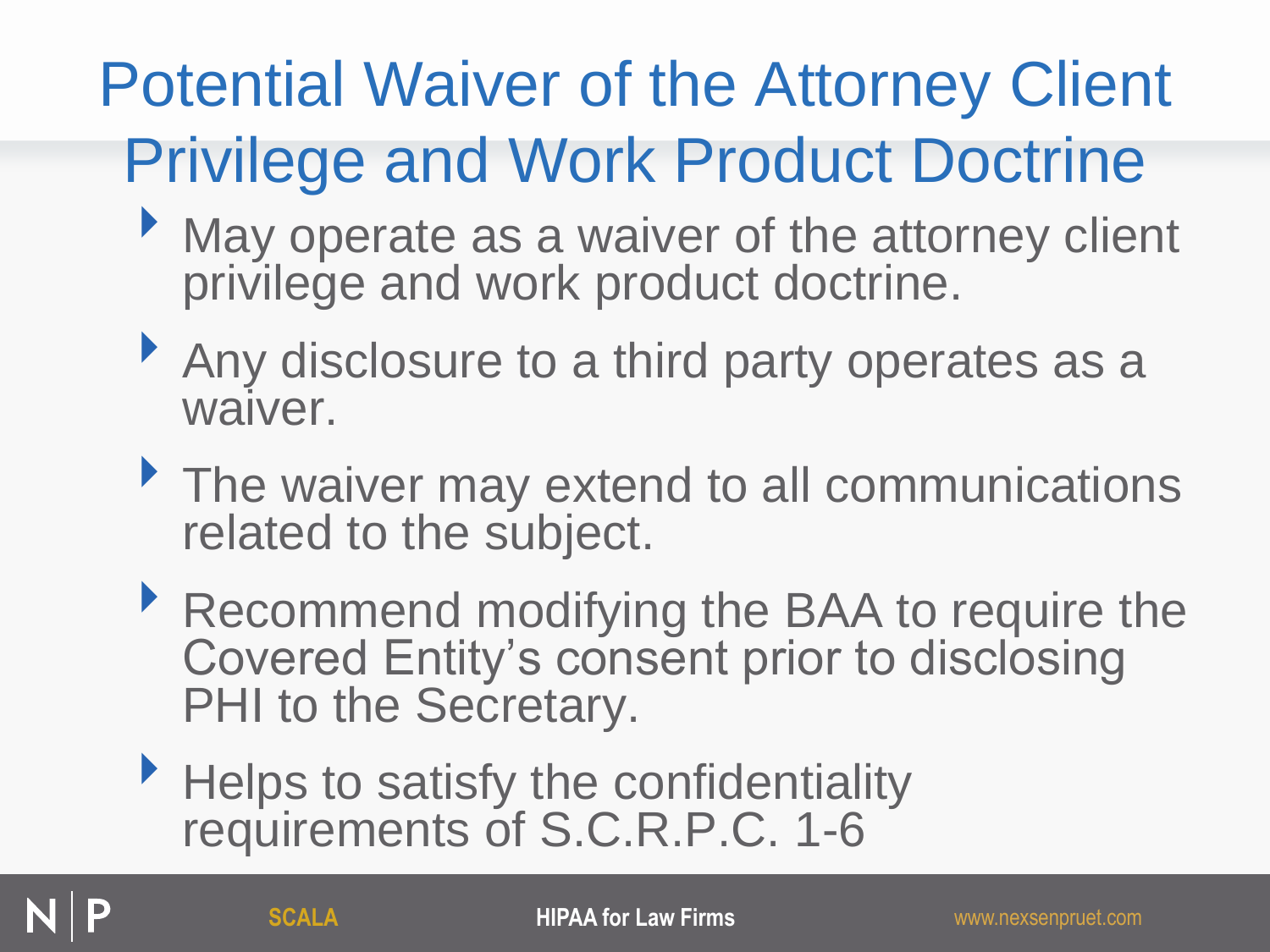# Potential Waiver of the Attorney Client Privilege and Work Product Doctrine

- May operate as a waiver of the attorney client privilege and work product doctrine.
- Any disclosure to a third party operates as a waiver.
- The waiver may extend to all communications related to the subject.
- Recommend modifying the BAA to require the Covered Entity's consent prior to disclosing PHI to the Secretary.
- Helps to satisfy the confidentiality requirements of S.C.R.P.C. 1-6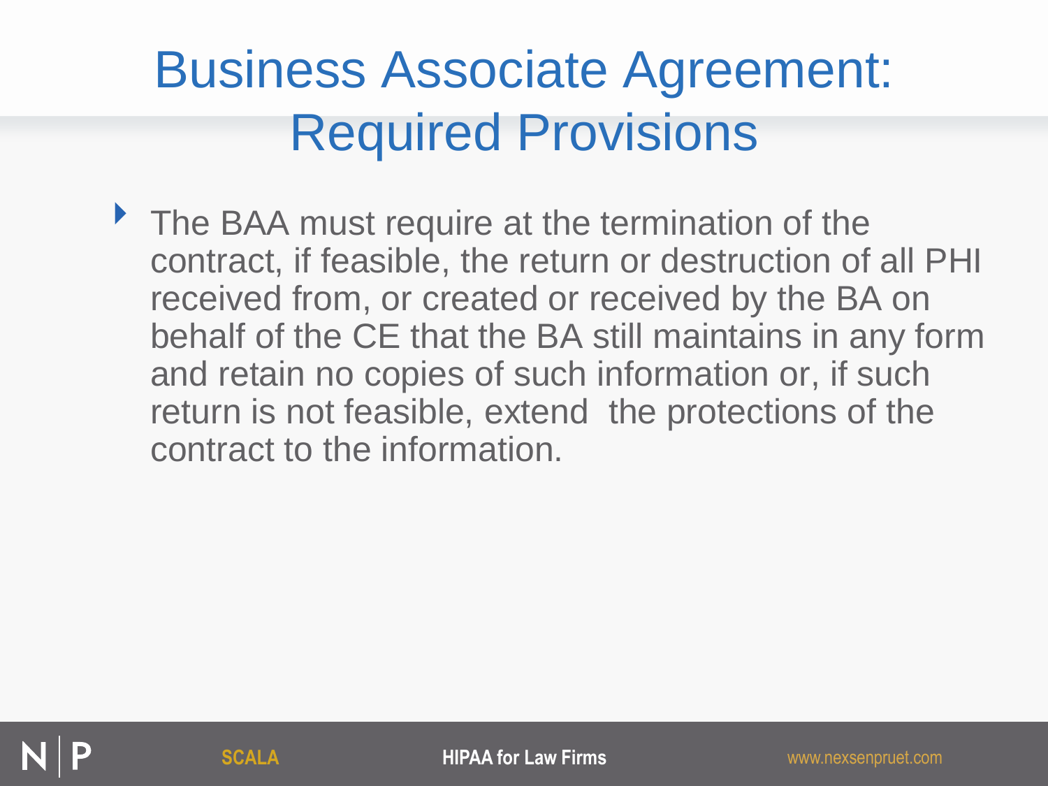# Business Associate Agreement: Required Provisions

- The BAA must require at the termination of the contract, if feasible, the return or destruction of all PHI received from, or created or received by the BA on behalf of the CE that the BA still maintains in any form and retain no copies of such information or, if such return is not feasible, extend the protections of the contract to the information.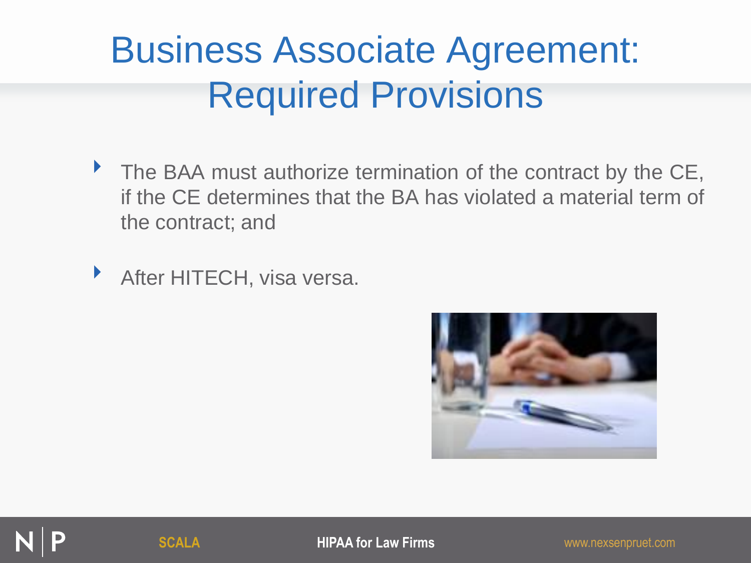# Business Associate Agreement: Required Provisions

- The BAA must authorize termination of the contract by the CE, if the CE determines that the BA has violated a material term of the contract; and
- After HITECH, visa versa.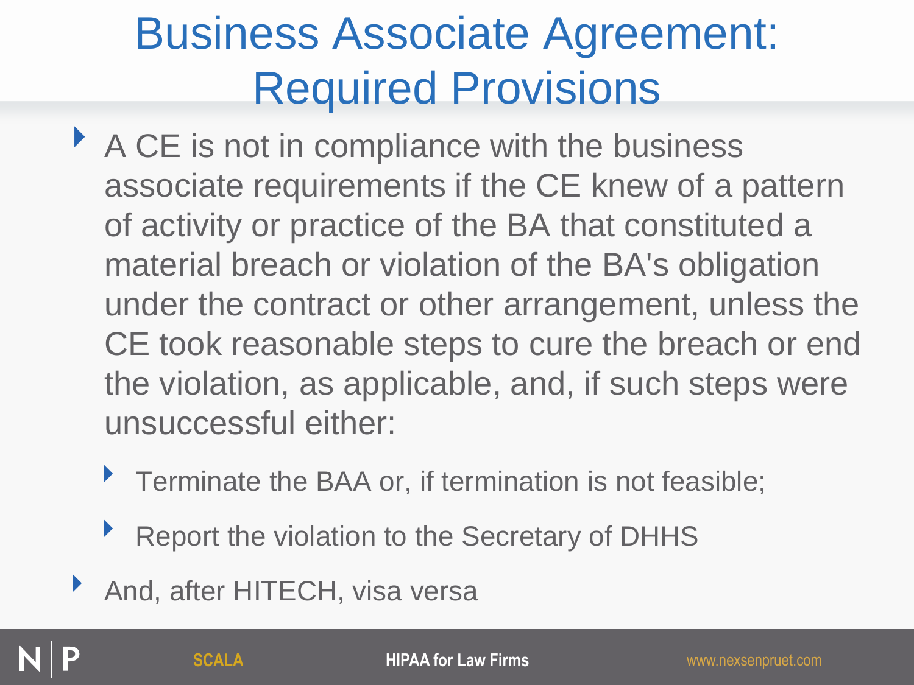# Business Associate Agreement: Required Provisions

- A CE is not in compliance with the business associate requirements if the CE knew of a pattern of activity or practice of the BA that constituted a material breach or violation of the BA's obligation under the contract or other arrangement, unless the CE took reasonable steps to cure the breach or end the violation, as applicable, and, if such steps were unsuccessful either:
  - Terminate the BAA or, if termination is not feasible;
  - Report the violation to the Secretary of DHHS
- And, after HITECH, visa versa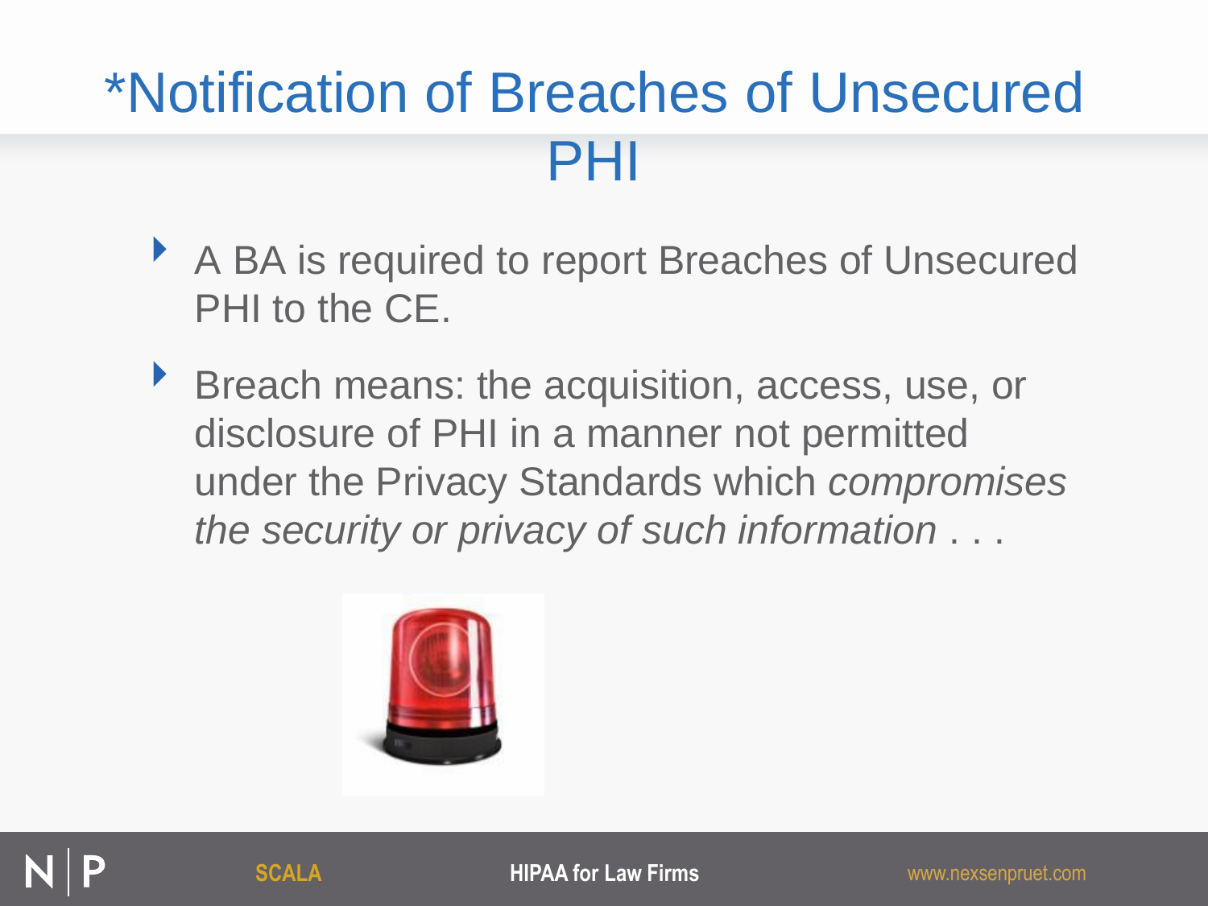# *Notification of Breaches of Unsecured PHI

- A BA is required to report Breaches of Unsecured PHI to the CE.
- Breach means: the acquisition, access, use, or disclosure of PHI in a manner not permitted under the Privacy Standards which *compromises the security or privacy of such information* . . .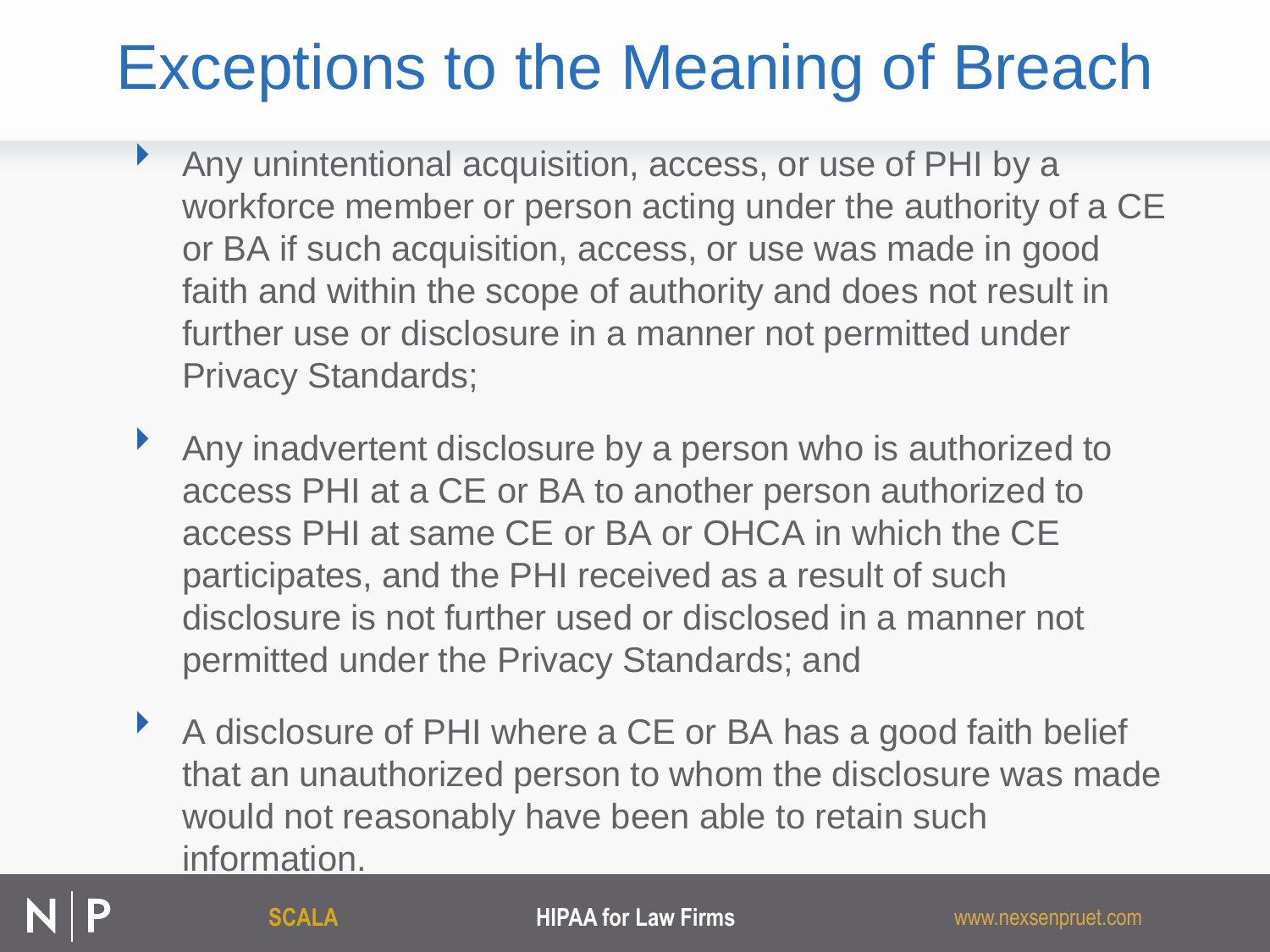# Exceptions to the Meaning of Breach

- Any unintentional acquisition, access, or use of PHI by a workforce member or person acting under the authority of a CE or BA if such acquisition, access, or use was made in good faith and within the scope of authority and does not result in further use or disclosure in a manner not permitted under Privacy Standards;
- Any inadvertent disclosure by a person who is authorized to access PHI at a CE or BA to another person authorized to access PHI at same CE or BA or OHCA in which the CE participates, and the PHI received as a result of such disclosure is not further used or disclosed in a manner not permitted under the Privacy Standards; and
- A disclosure of PHI where a CE or BA has a good faith belief that an unauthorized person to whom the disclosure was made would not reasonably have been able to retain such information.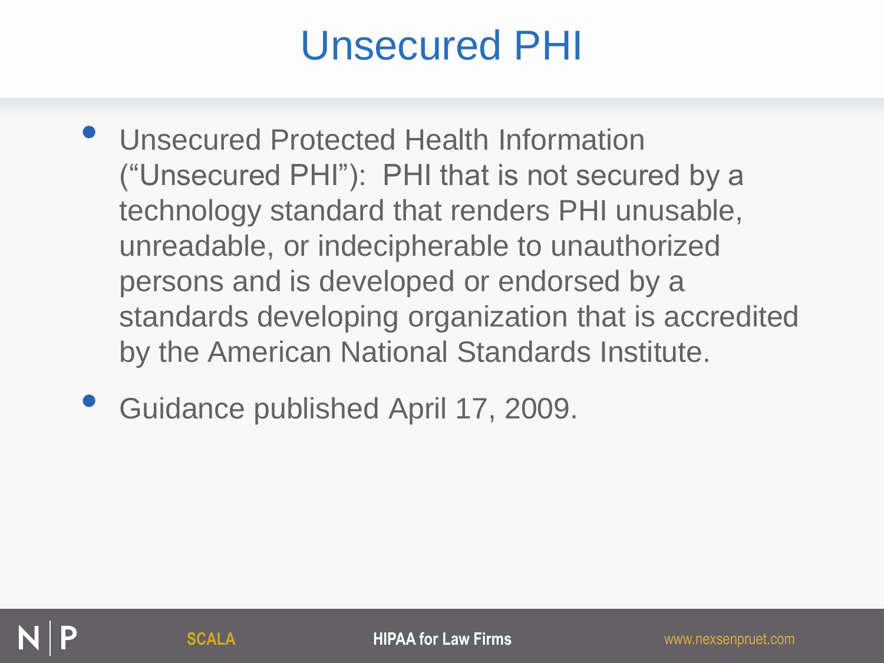# Unsecured PHI

- Unsecured Protected Health Information ("Unsecured PHI"): PHI that is not secured by a technology standard that renders PHI unusable, unreadable, or indecipherable to unauthorized persons and is developed or endorsed by a standards developing organization that is accredited by the American National Standards Institute.
- Guidance published April 17, 2009.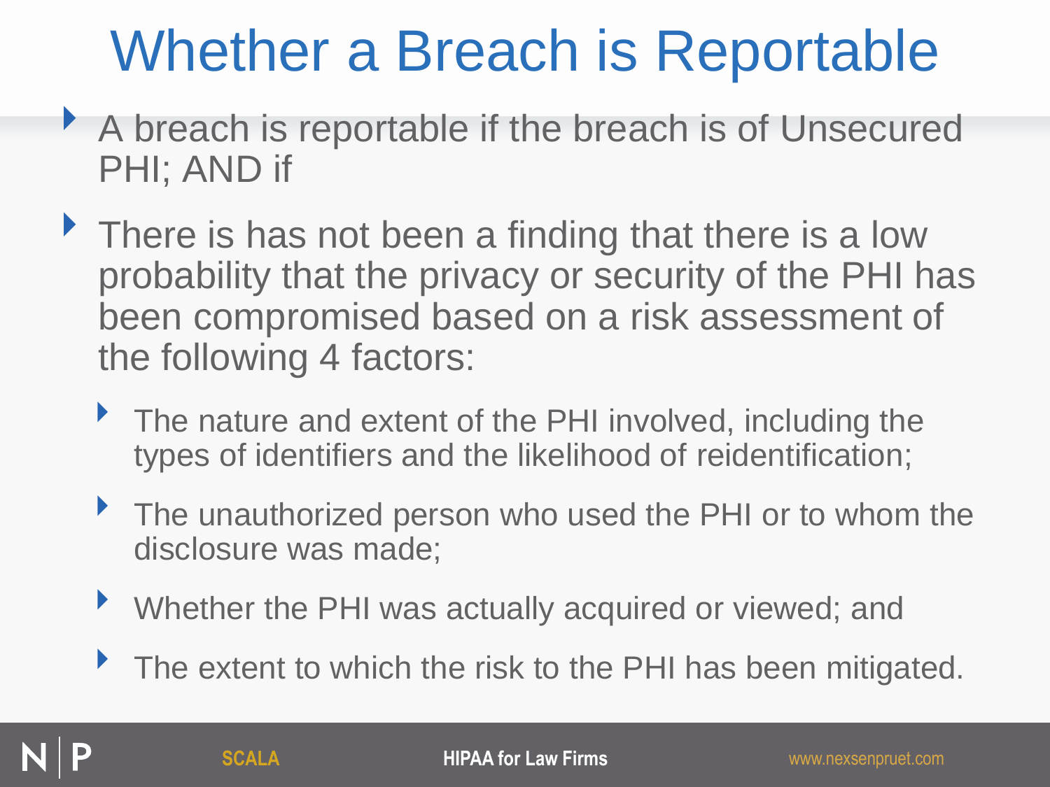# Whether a Breach is Reportable

- A breach is reportable if the breach is of Unsecured PHI; AND if
- There is has not been a finding that there is a low probability that the privacy or security of the PHI has been compromised based on a risk assessment of the following 4 factors:
  - The nature and extent of the PHI involved, including the types of identifiers and the likelihood of reidentification;
  - The unauthorized person who used the PHI or to whom the disclosure was made;
  - Whether the PHI was actually acquired or viewed; and
  - The extent to which the risk to the PHI has been mitigated.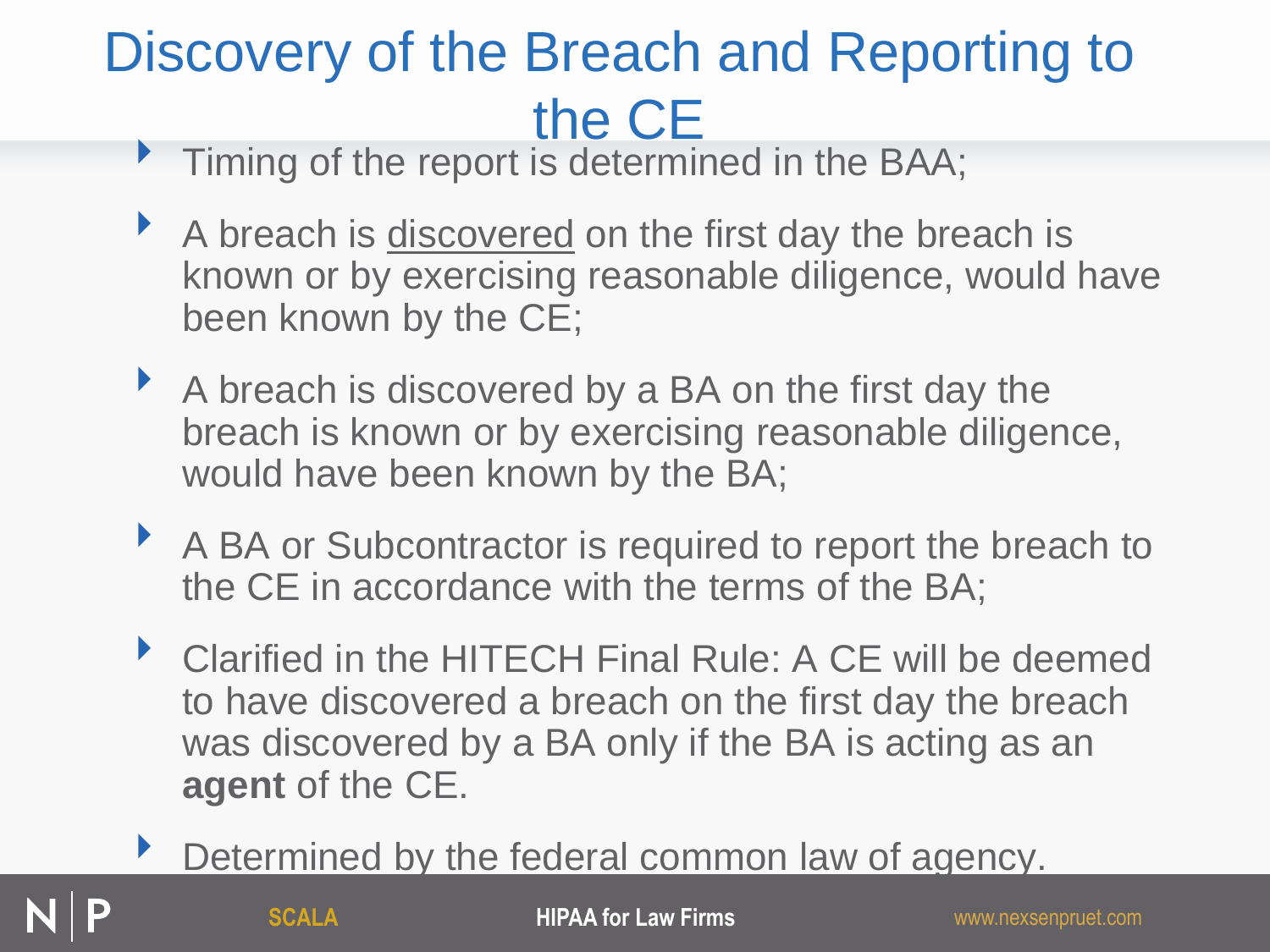# Discovery of the Breach and Reporting to the CE

- Timing of the report is determined in the BAA;
- A breach is discovered on the first day the breach is known or by exercising reasonable diligence, would have been known by the CE;
- A breach is discovered by a BA on the first day the breach is known or by exercising reasonable diligence, would have been known by the BA;
- A BA or Subcontractor is required to report the breach to the CE in accordance with the terms of the BA;
- Clarified in the HITECH Final Rule: A CE will be deemed to have discovered a breach on the first day the breach was discovered by a BA only if the BA is acting as an **agent** of the CE.
- Determined by the federal common law of agency.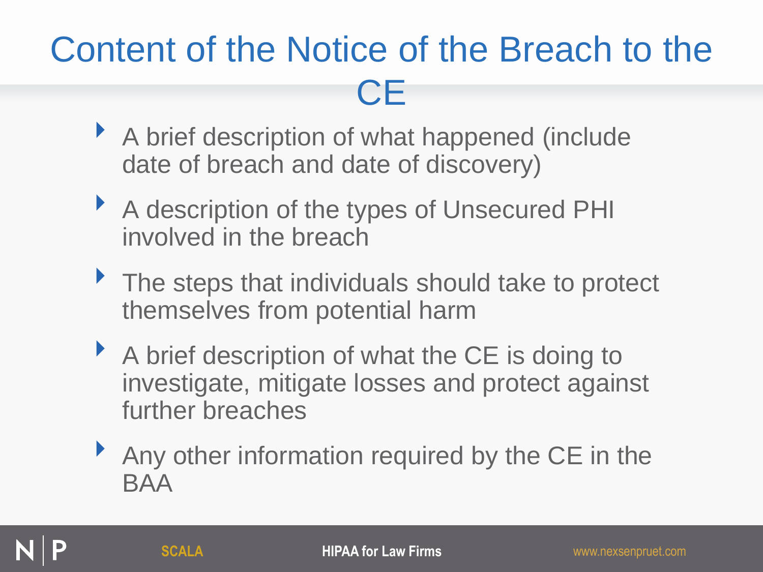# Content of the Notice of the Breach to the CE

- A brief description of what happened (include date of breach and date of discovery)
- A description of the types of Unsecured PHI involved in the breach
- The steps that individuals should take to protect themselves from potential harm
- A brief description of what the CE is doing to investigate, mitigate losses and protect against further breaches
- Any other information required by the CE in the BAA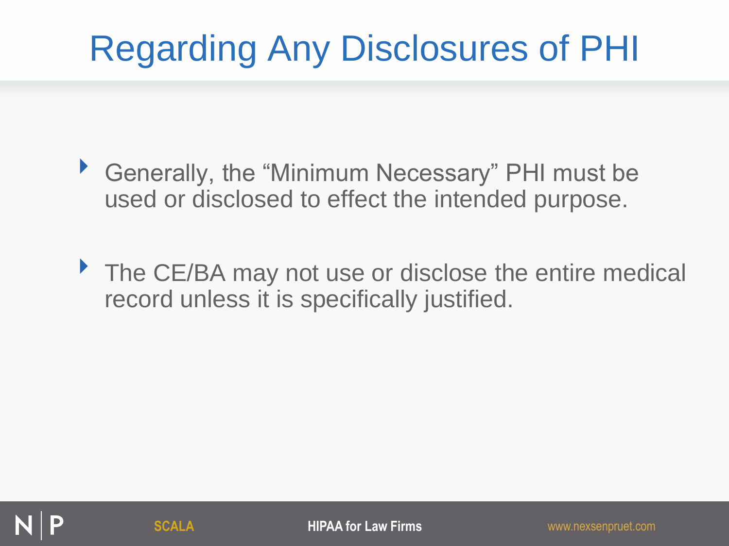# Regarding Any Disclosures of PHI

- Generally, the "Minimum Necessary" PHI must be used or disclosed to effect the intended purpose.
- The CE/BA may not use or disclose the entire medical record unless it is specifically justified.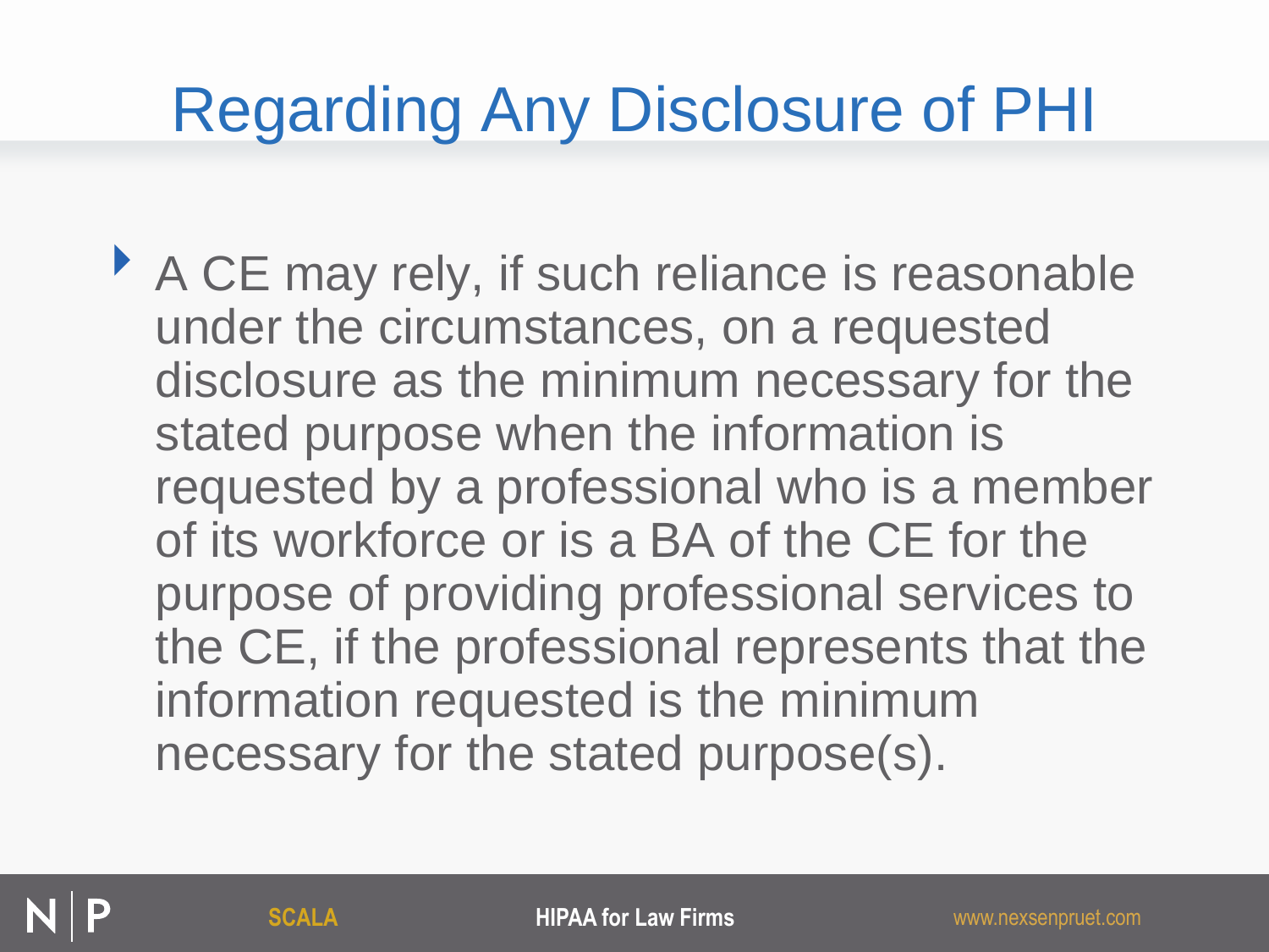# Regarding Any Disclosure of PHI

- A CE may rely, if such reliance is reasonable under the circumstances, on a requested disclosure as the minimum necessary for the stated purpose when the information is requested by a professional who is a member of its workforce or is a BA of the CE for the purpose of providing professional services to the CE, if the professional represents that the information requested is the minimum necessary for the stated purpose(s).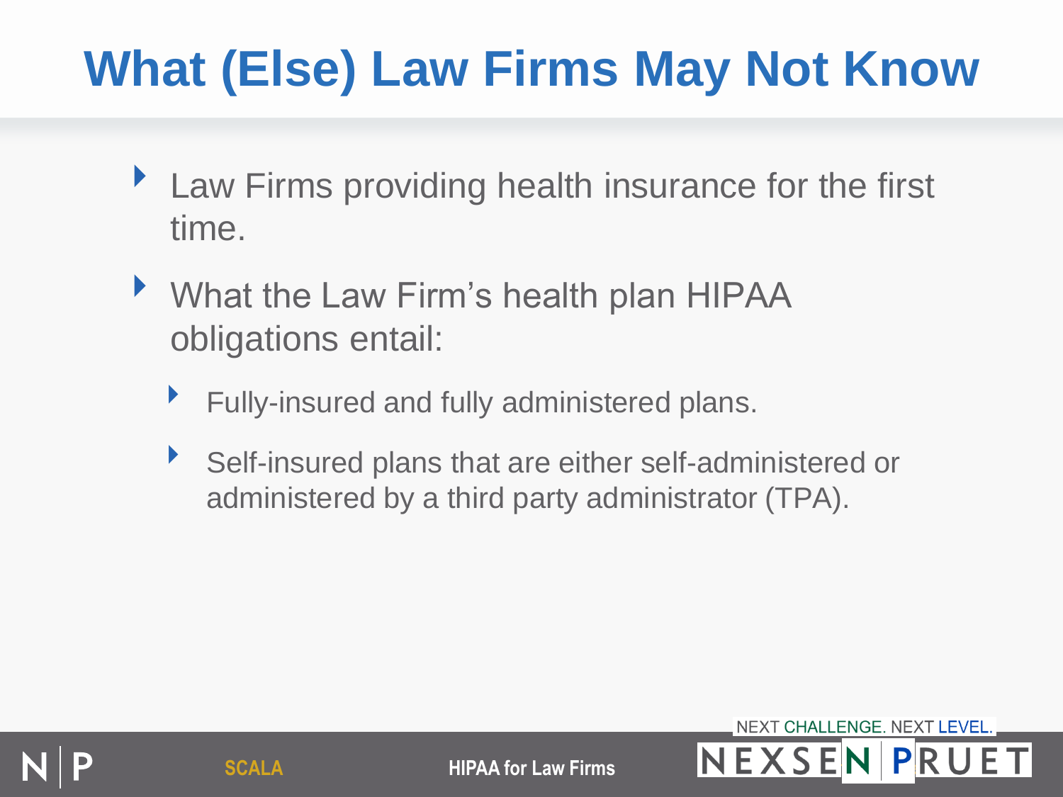# What (Else) Law Firms May Not Know

- Law Firms providing health insurance for the first time.
- What the Law Firm's health plan HIPAA obligations entail:
  - Fully-insured and fully administered plans.
  - Self-insured plans that are either self-administered or administered by a third party administrator (TPA).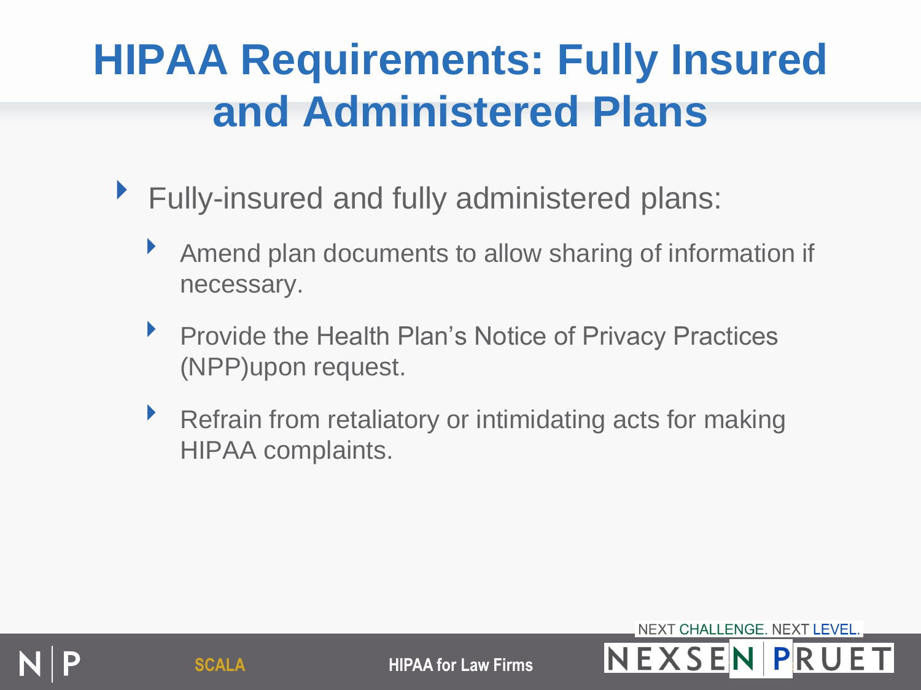# HIPAA Requirements: Fully Insured and Administered Plans

- Fully-insured and fully administered plans:
  - Amend plan documents to allow sharing of information if necessary.
  - Provide the Health Plan's Notice of Privacy Practices (NPP)upon request.
  - Refrain from retaliatory or intimidating acts for making HIPAA complaints.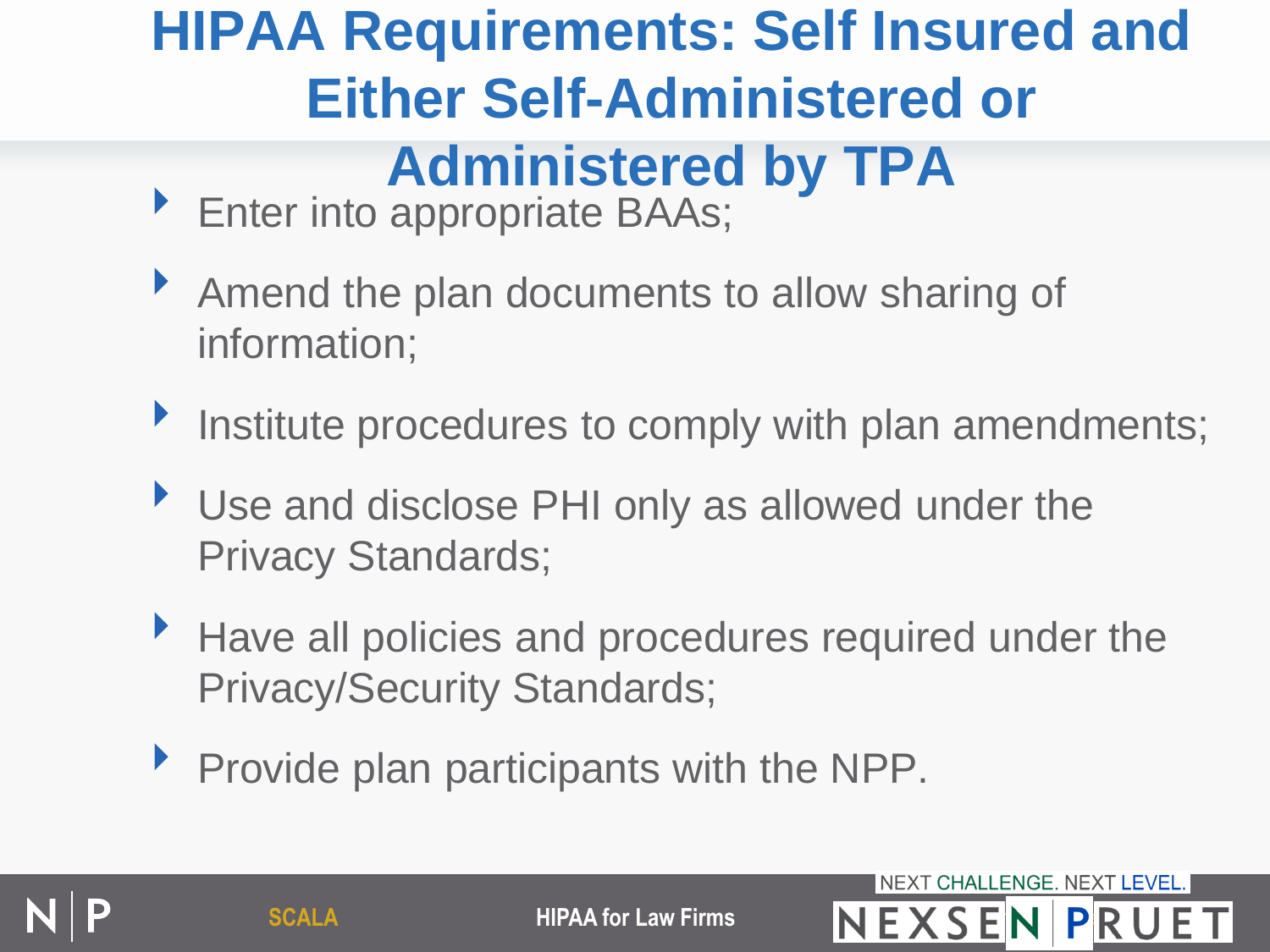# HIPAA Requirements: Self Insured and Either Self-Administered or Administered by TPA

- Enter into appropriate BAAs;
- Amend the plan documents to allow sharing of information;
- Institute procedures to comply with plan amendments;
- Use and disclose PHI only as allowed under the Privacy Standards;
- Have all policies and procedures required under the Privacy/Security Standards;
- Provide plan participants with the NPP.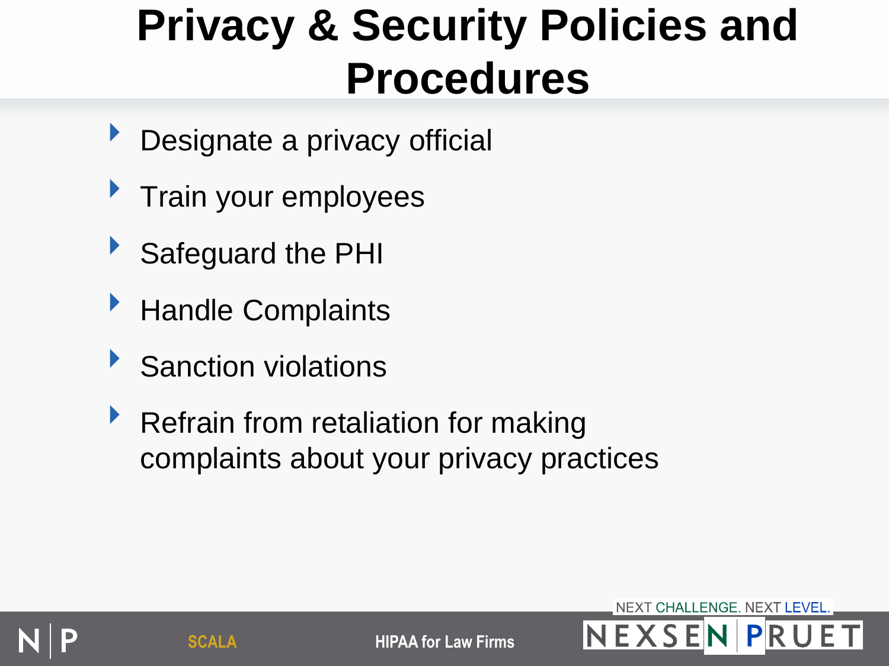# Privacy & Security Policies and Procedures

- Designate a privacy official
- Train your employees
- Safeguard the PHI
- Handle Complaints
- Sanction violations
- Refrain from retaliation for making complaints about your privacy practices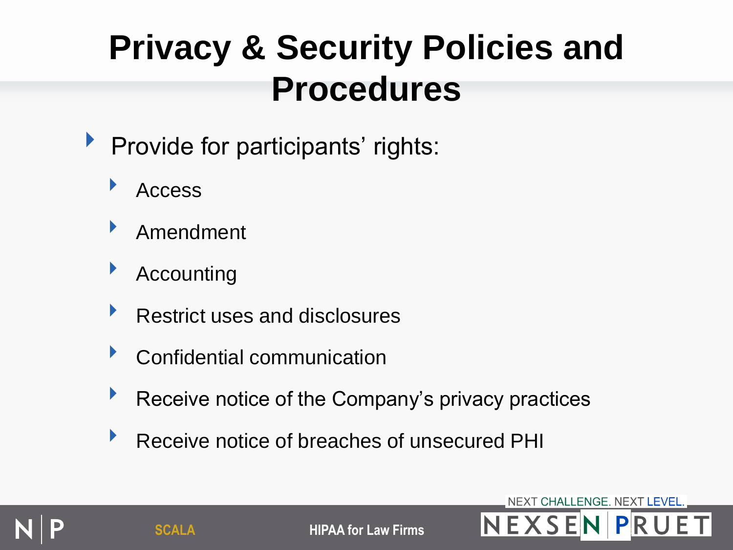# Privacy & Security Policies and Procedures

- Provide for participants' rights:
  - Access
  - Amendment
  - Accounting
  - Restrict uses and disclosures
  - Confidential communication
  - Receive notice of the Company's privacy practices
  - Receive notice of breaches of unsecured PHI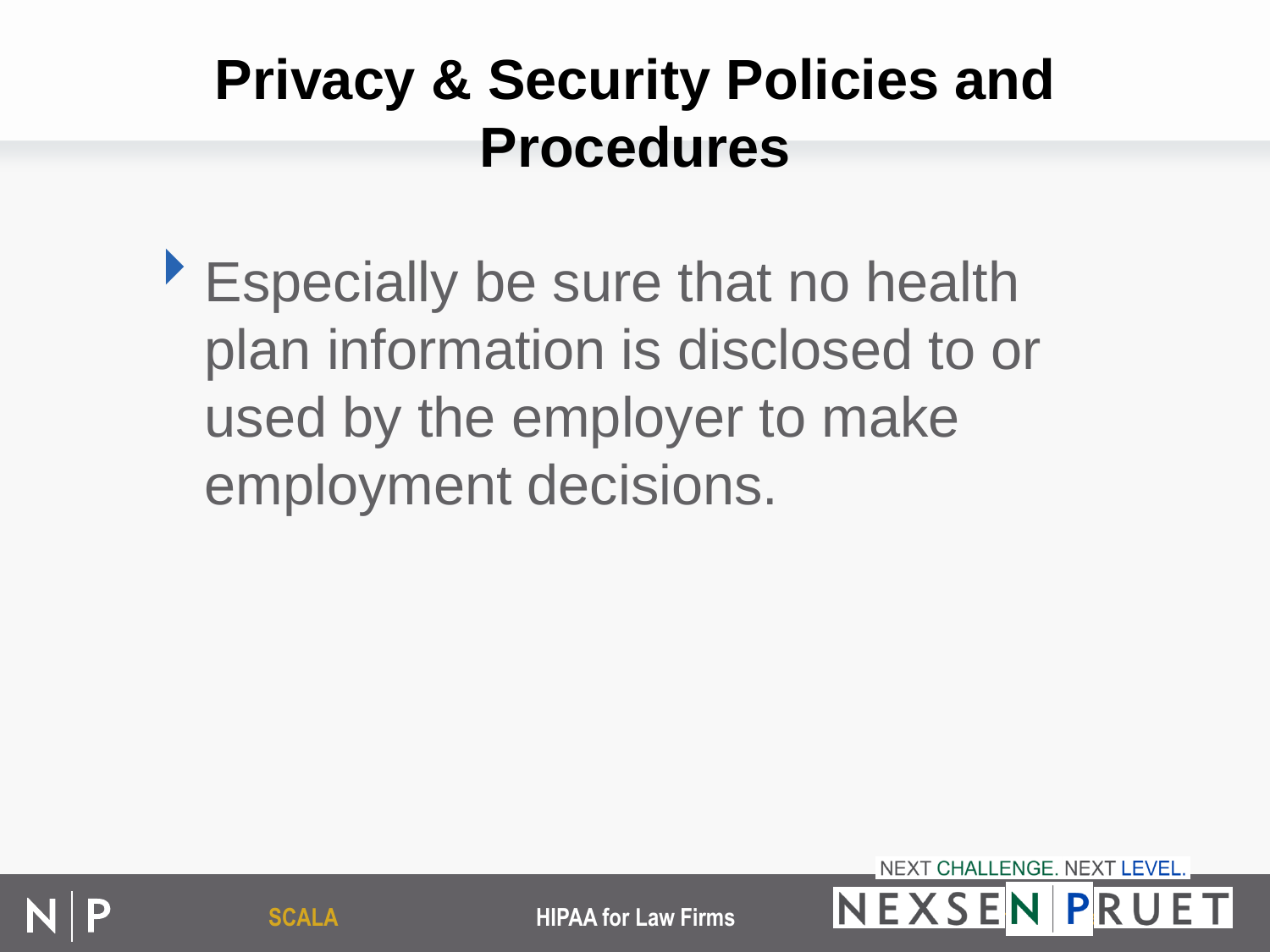# Privacy & Security Policies and Procedures

- Especially be sure that no health plan information is disclosed to or used by the employer to make employment decisions.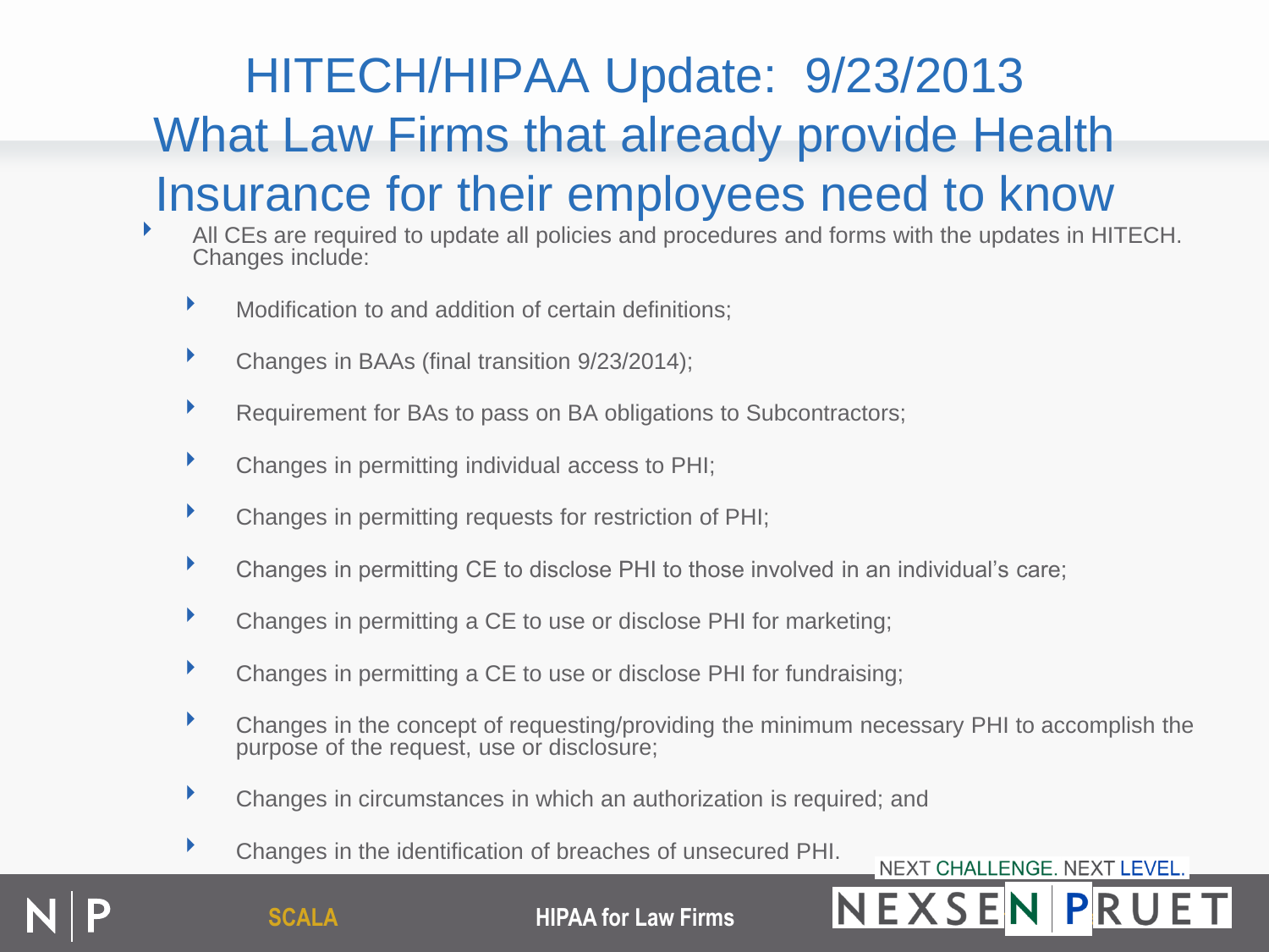# HITECH/HIPAA Update: 9/23/2013 What Law Firms that already provide Health Insurance for their employees need to know

- All CEs are required to update all policies and procedures and forms with the updates in HITECH. Changes include:
  - Modification to and addition of certain definitions;
  - Changes in BAAs (final transition 9/23/2014);
  - Requirement for BAs to pass on BA obligations to Subcontractors;
  - Changes in permitting individual access to PHI;
  - Changes in permitting requests for restriction of PHI;
  - Changes in permitting CE to disclose PHI to those involved in an individual's care;
  - Changes in permitting a CE to use or disclose PHI for marketing;
  - Changes in permitting a CE to use or disclose PHI for fundraising;
  - Changes in the concept of requesting/providing the minimum necessary PHI to accomplish the purpose of the request, use or disclosure;
  - Changes in circumstances in which an authorization is required; and
  - Changes in the identification of breaches of unsecured PHI.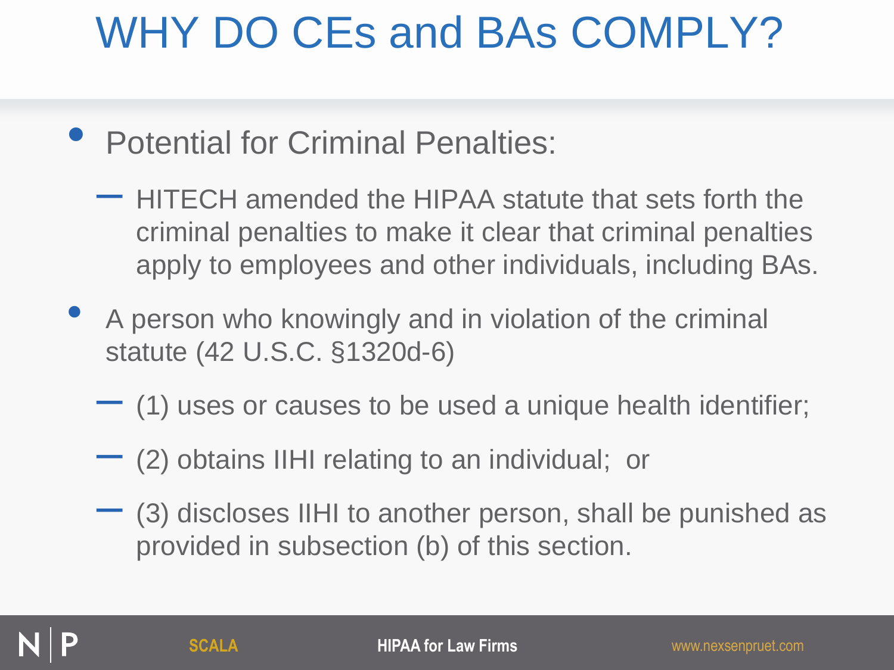# WHY DO CEs and BAs COMPLY?

- Potential for Criminal Penalties:
  - HITECH amended the HIPAA statute that sets forth the criminal penalties to make it clear that criminal penalties apply to employees and other individuals, including BAs.
- A person who knowingly and in violation of the criminal statute (42 U.S.C. §1320d-6)
  - (1) uses or causes to be used a unique health identifier;
  - (2) obtains IIHI relating to an individual; or
  - (3) discloses IIHI to another person, shall be punished as provided in subsection (b) of this section.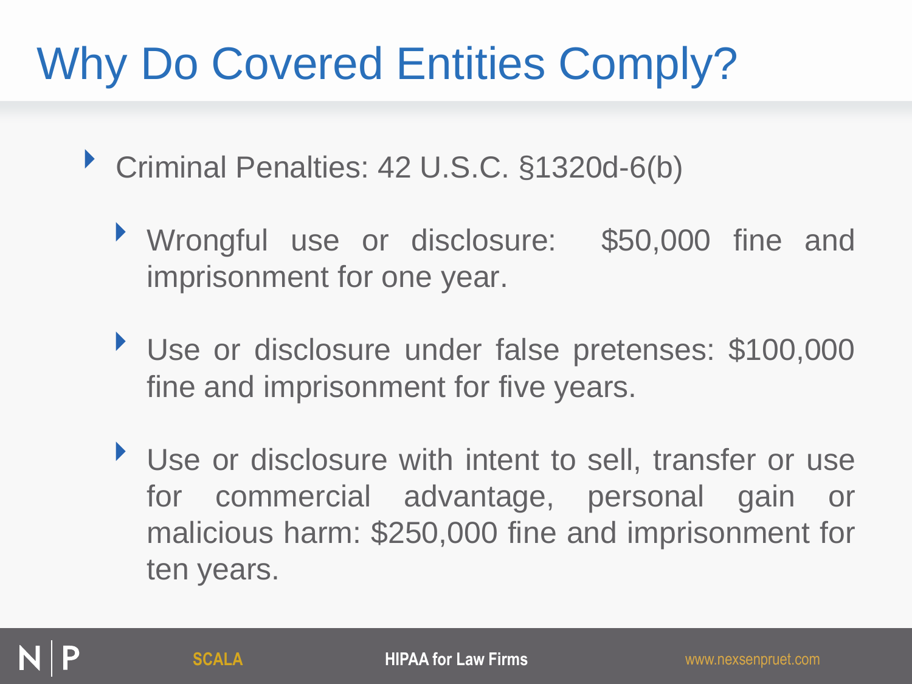# Why Do Covered Entities Comply?

- Criminal Penalties: 42 U.S.C. §1320d-6(b)
  - Wrongful use or disclosure: $50,000 fine and imprisonment for one year.
  - Use or disclosure under false pretenses: $100,000 fine and imprisonment for five years.
  - Use or disclosure with intent to sell, transfer or use for commercial advantage, personal gain or malicious harm: $250,000 fine and imprisonment for ten years.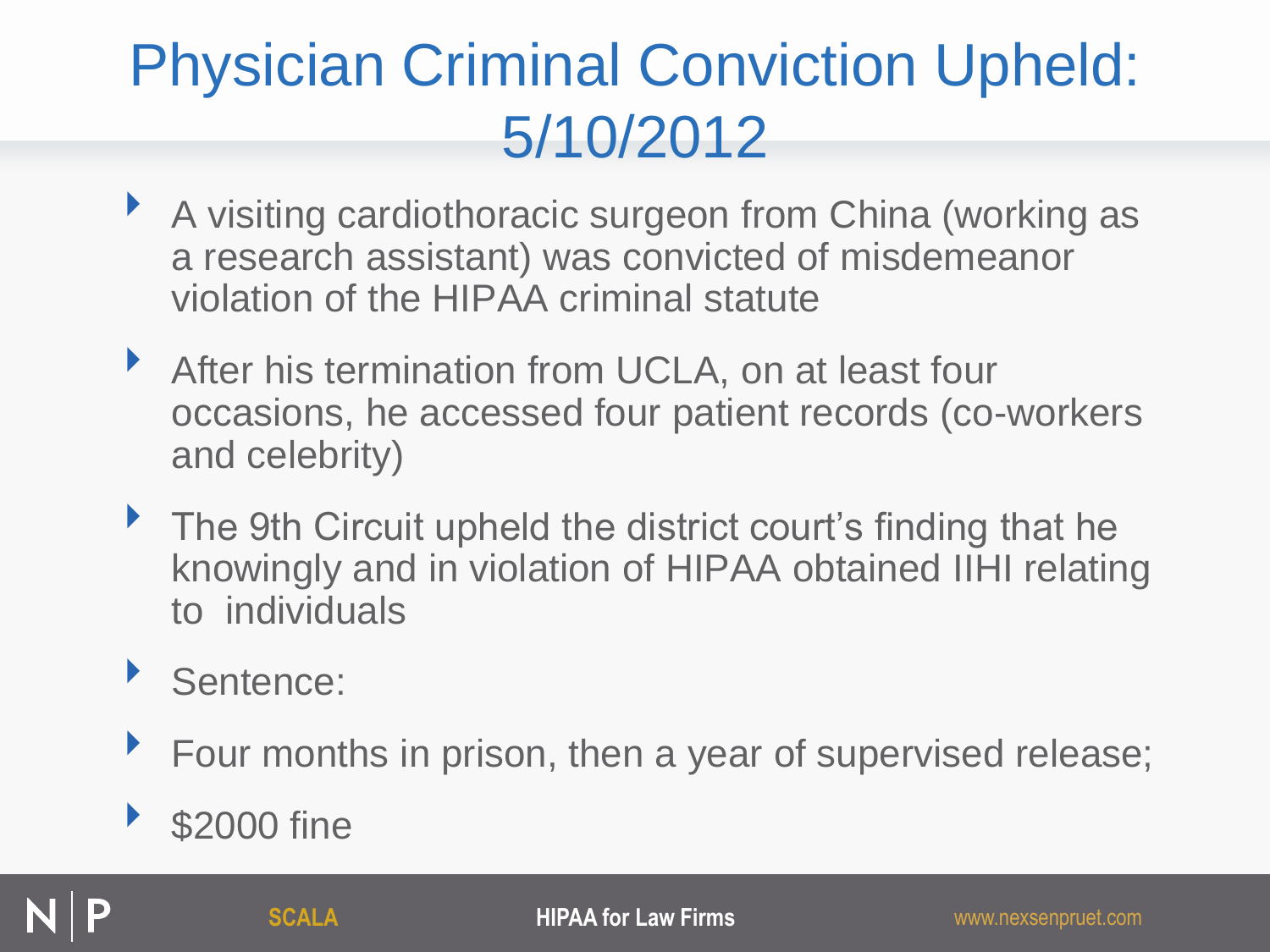# Physician Criminal Conviction Upheld: 5/10/2012

- A visiting cardiothoracic surgeon from China (working as a research assistant) was convicted of misdemeanor violation of the HIPAA criminal statute
- After his termination from UCLA, on at least four occasions, he accessed four patient records (co-workers and celebrity)
- The 9th Circuit upheld the district court's finding that he knowingly and in violation of HIPAA obtained IIHI relating to individuals
- Sentence:
- Four months in prison, then a year of supervised release;
- $2000 fine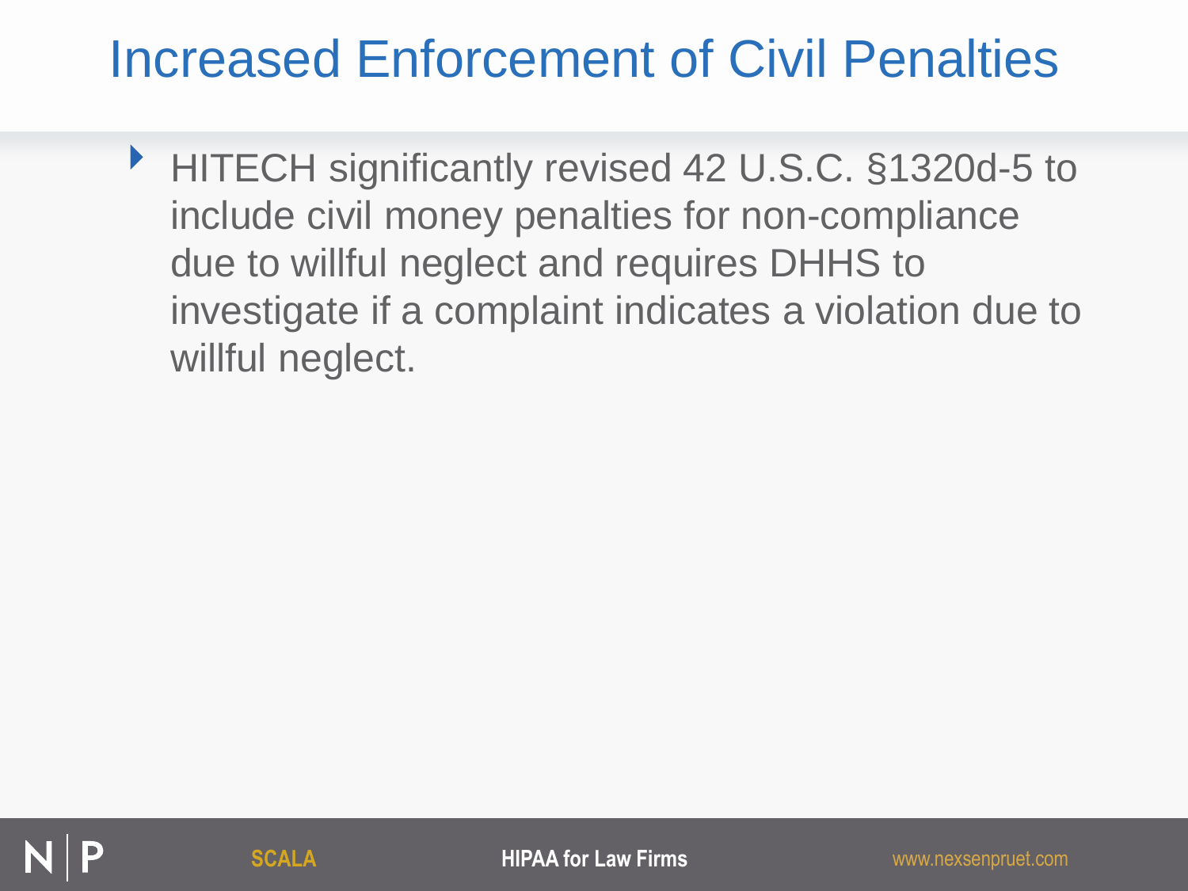# Increased Enforcement of Civil Penalties

- HITECH significantly revised 42 U.S.C. §1320d-5 to include civil money penalties for non-compliance due to willful neglect and requires DHHS to investigate if a complaint indicates a violation due to willful neglect.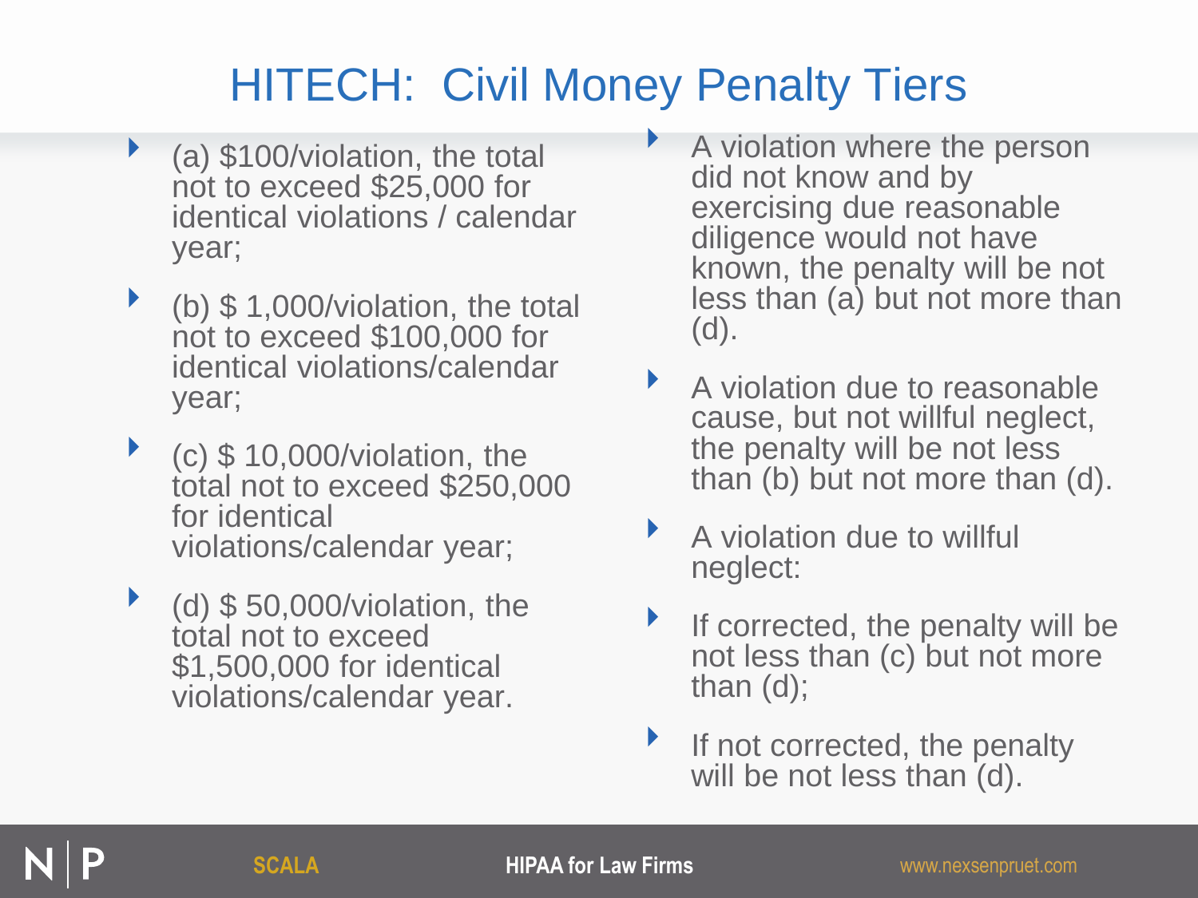# HITECH: Civil Money Penalty Tiers

- (a) $100/violation, the total not to exceed $25,000 for identical violations / calendar year;
- (b) $ 1,000/violation, the total not to exceed $100,000 for identical violations/calendar year;
- (c) $ 10,000/violation, the total not to exceed $250,000 for identical violations/calendar year;
- (d) $ 50,000/violation, the total not to exceed $1,500,000 for identical violations/calendar year.

- A violation where the person did not know and by exercising due reasonable diligence would not have known, the penalty will be not less than (a) but not more than (d).
- A violation due to reasonable cause, but not willful neglect, the penalty will be not less than (b) but not more than (d).
- A violation due to willful neglect:
- If corrected, the penalty will be not less than (c) but not more than (d);
- If not corrected, the penalty will be not less than (d).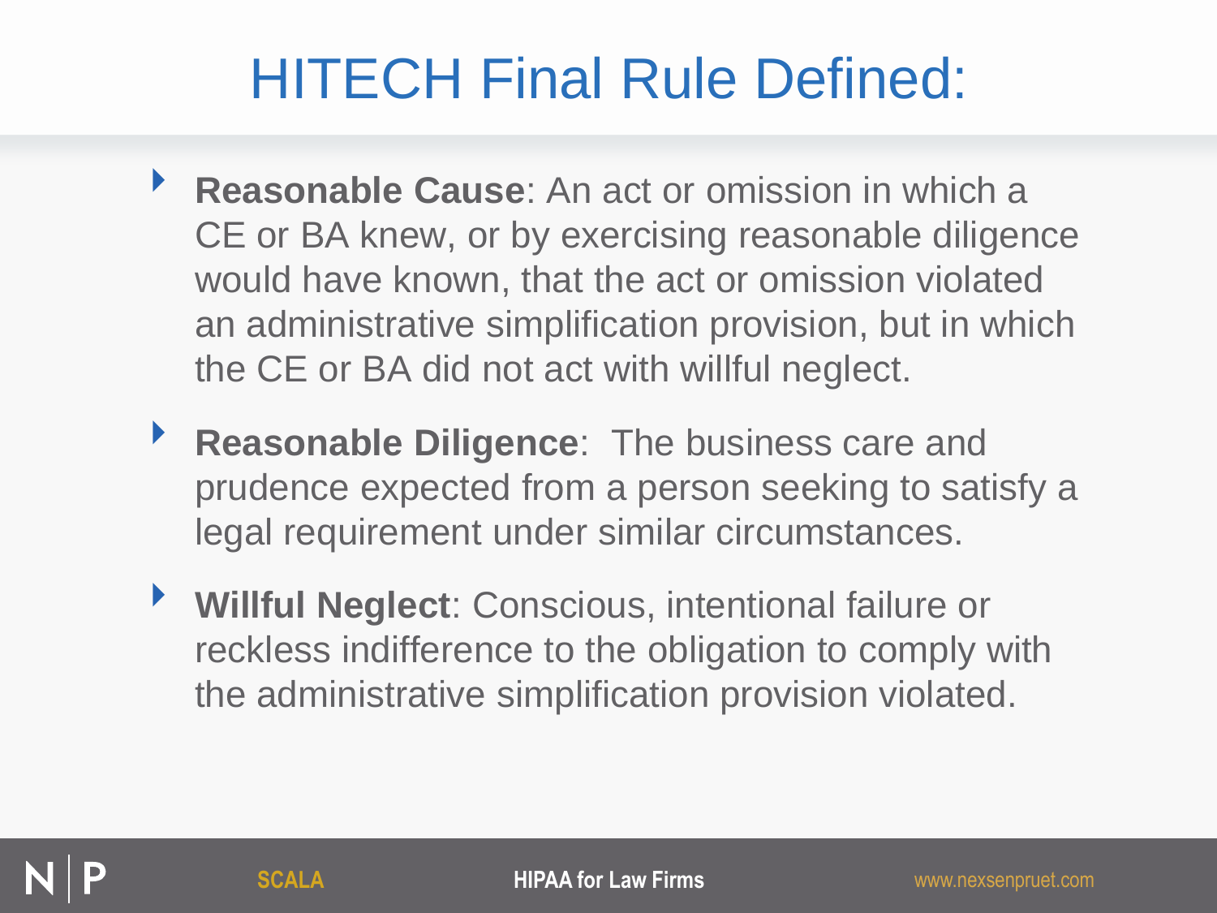# HITECH Final Rule Defined:

- **Reasonable Cause**: An act or omission in which a CE or BA knew, or by exercising reasonable diligence would have known, that the act or omission violated an administrative simplification provision, but in which the CE or BA did not act with willful neglect.
- **Reasonable Diligence**: The business care and prudence expected from a person seeking to satisfy a legal requirement under similar circumstances.
- **Willful Neglect**: Conscious, intentional failure or reckless indifference to the obligation to comply with the administrative simplification provision violated.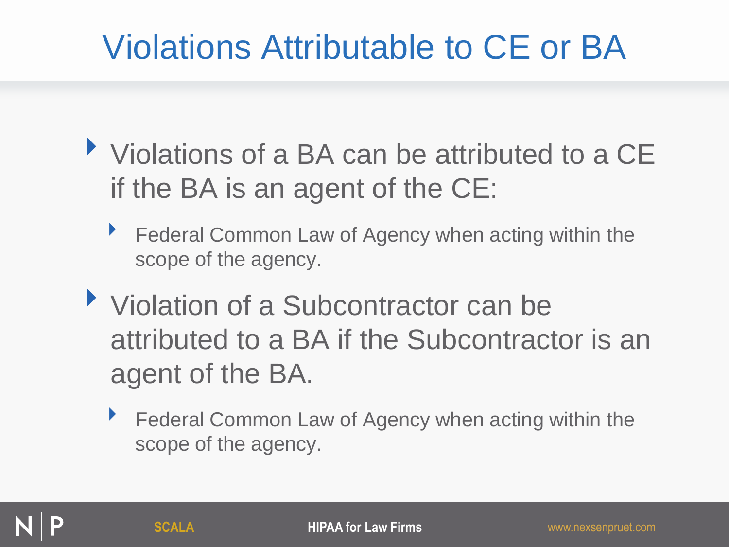# Violations Attributable to CE or BA

- Violations of a BA can be attributed to a CE if the BA is an agent of the CE:
  - Federal Common Law of Agency when acting within the scope of the agency.
- Violation of a Subcontractor can be attributed to a BA if the Subcontractor is an agent of the BA.
  - Federal Common Law of Agency when acting within the scope of the agency.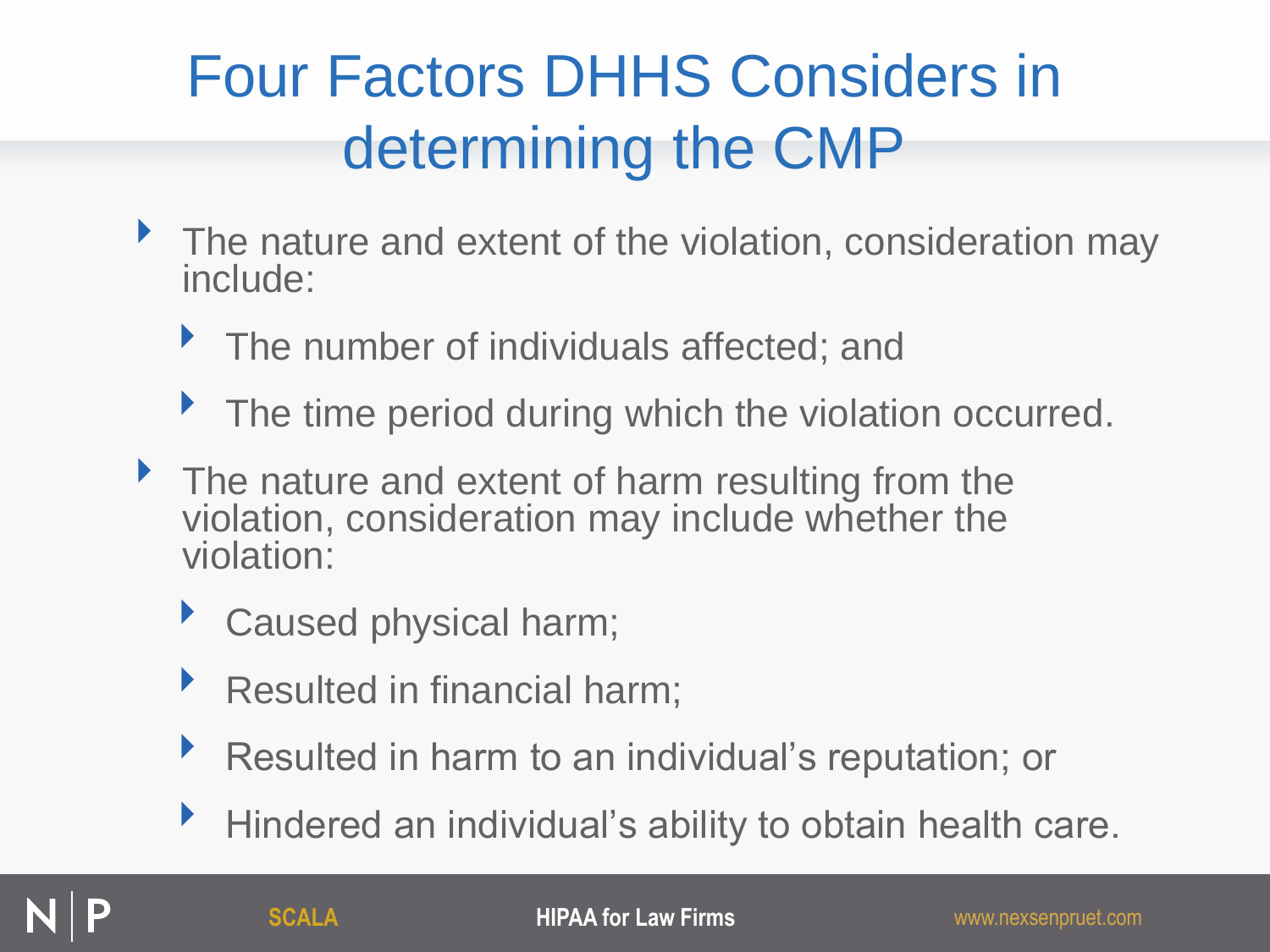# Four Factors DHHS Considers in determining the CMP

- The nature and extent of the violation, consideration may include:
  - The number of individuals affected; and
  - The time period during which the violation occurred.
- The nature and extent of harm resulting from the violation, consideration may include whether the violation:
  - Caused physical harm;
  - Resulted in financial harm;
  - Resulted in harm to an individual's reputation; or
  - Hindered an individual's ability to obtain health care.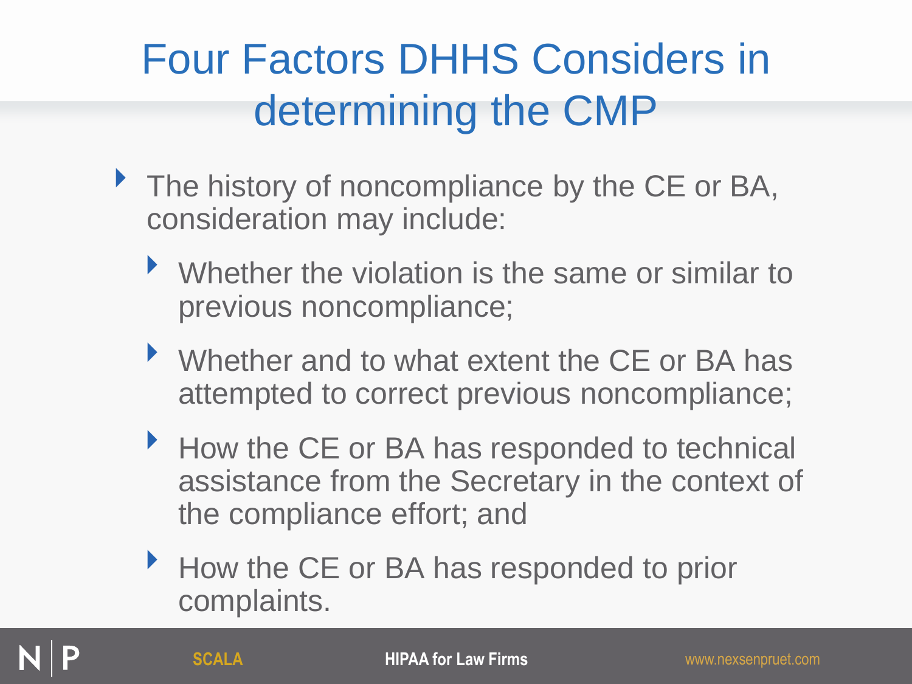# Four Factors DHHS Considers in determining the CMP

- The history of noncompliance by the CE or BA, consideration may include:
  - Whether the violation is the same or similar to previous noncompliance;
  - Whether and to what extent the CE or BA has attempted to correct previous noncompliance;
  - How the CE or BA has responded to technical assistance from the Secretary in the context of the compliance effort; and
  - How the CE or BA has responded to prior complaints.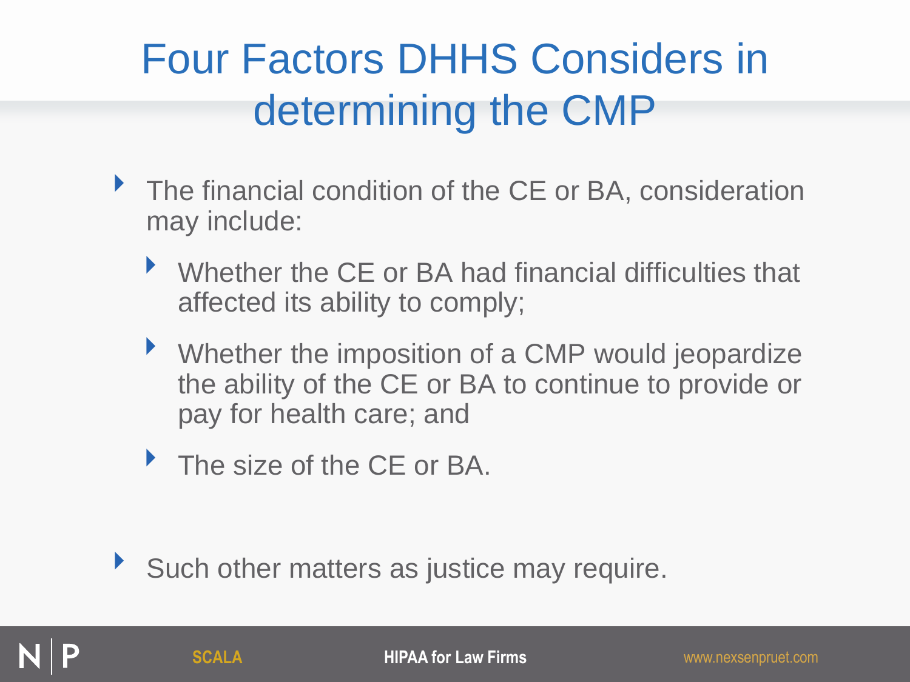# Four Factors DHHS Considers in determining the CMP

- The financial condition of the CE or BA, consideration may include:
  - Whether the CE or BA had financial difficulties that affected its ability to comply;
  - Whether the imposition of a CMP would jeopardize the ability of the CE or BA to continue to provide or pay for health care; and
  - The size of the CE or BA.
- Such other matters as justice may require.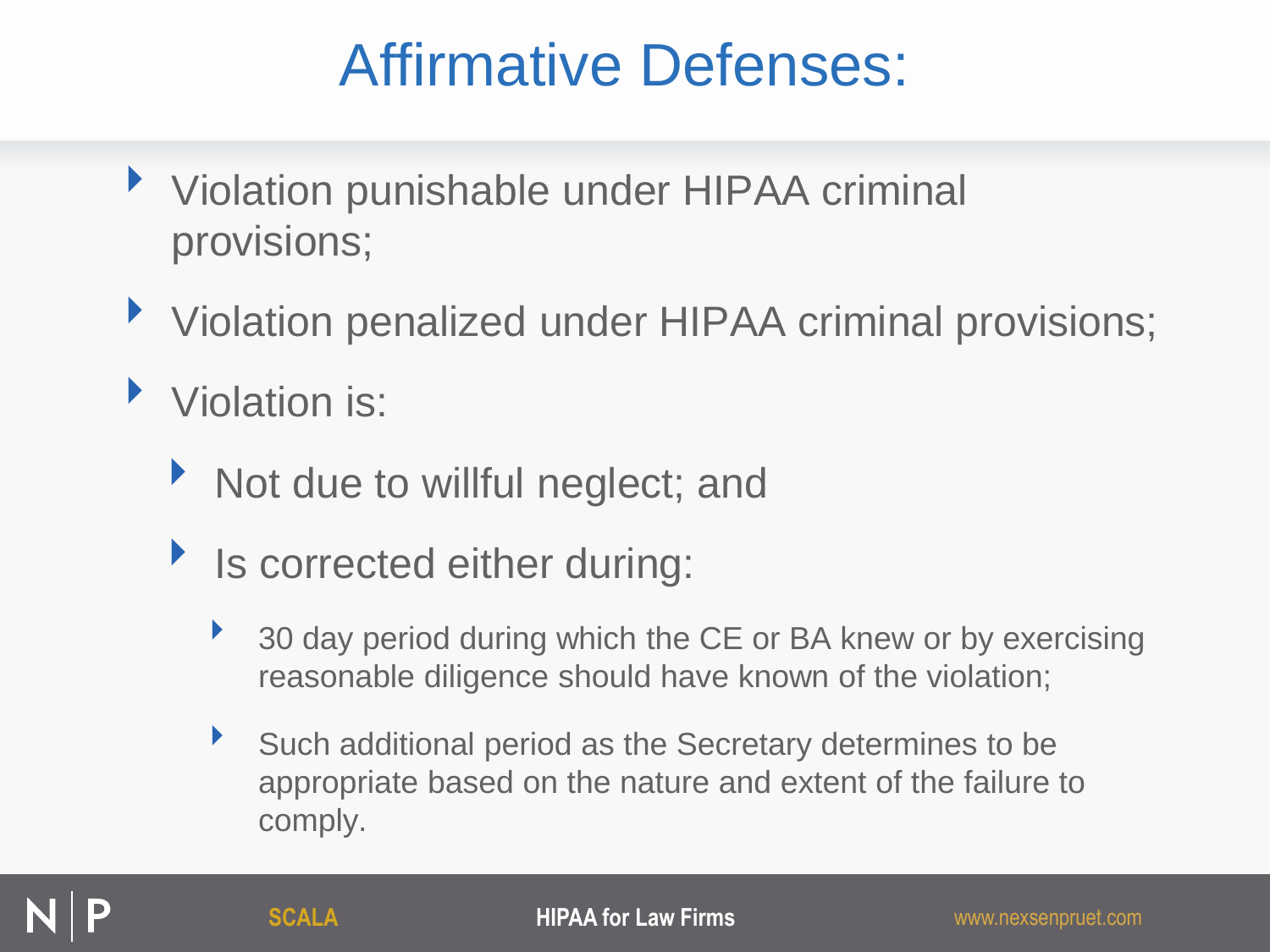# Affirmative Defenses:

- Violation punishable under HIPAA criminal provisions;
- Violation penalized under HIPAA criminal provisions;
- Violation is:
  - Not due to willful neglect; and
  - Is corrected either during:
    - 30 day period during which the CE or BA knew or by exercising reasonable diligence should have known of the violation;
    - Such additional period as the Secretary determines to be appropriate based on the nature and extent of the failure to comply.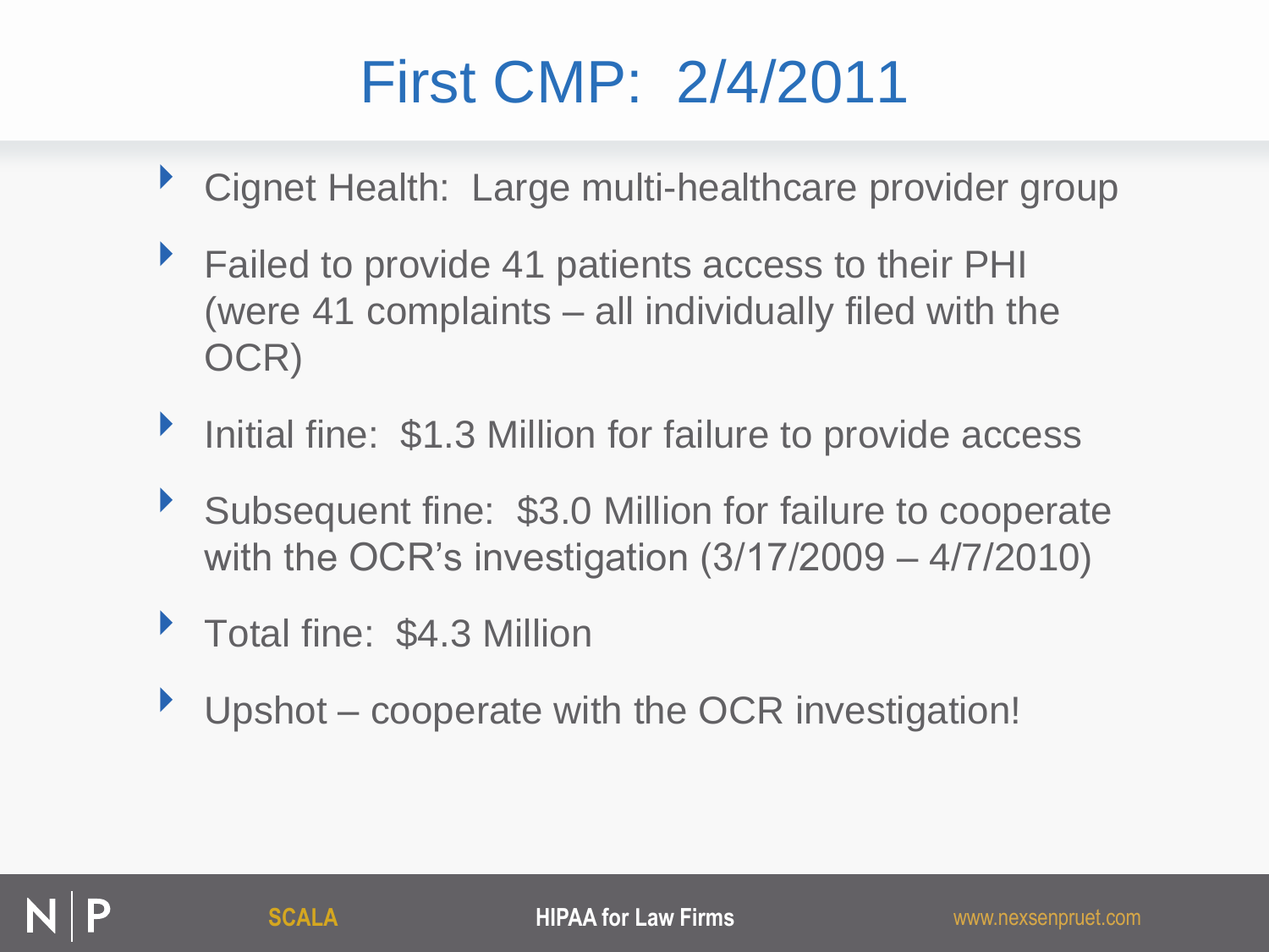# First CMP: 2/4/2011

- Cignet Health: Large multi-healthcare provider group
- Failed to provide 41 patients access to their PHI (were 41 complaints – all individually filed with the OCR)
- Initial fine: $1.3 Million for failure to provide access
- Subsequent fine: $3.0 Million for failure to cooperate with the OCR's investigation (3/17/2009 – 4/7/2010)
- Total fine: $4.3 Million
- Upshot – cooperate with the OCR investigation!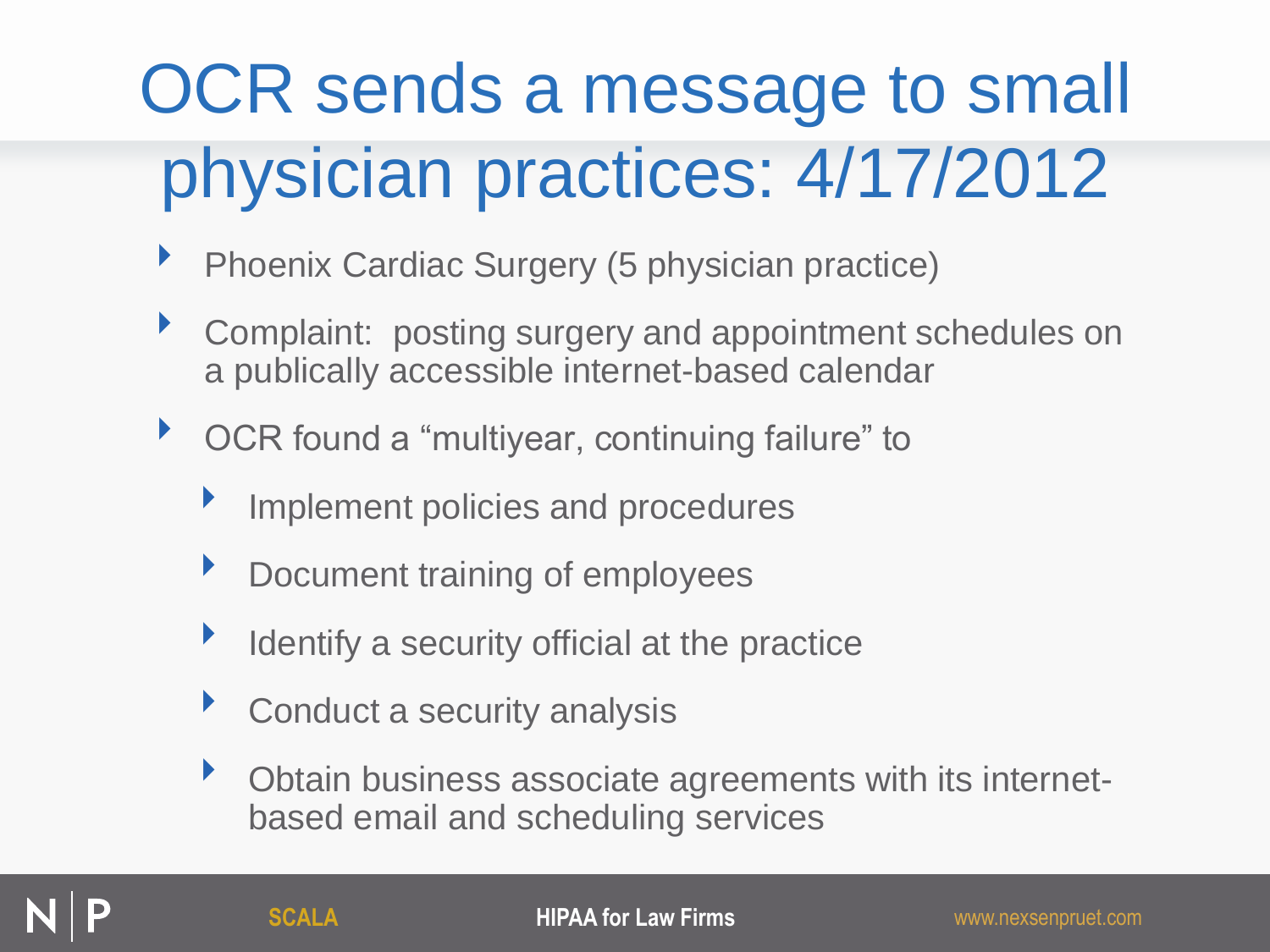# OCR sends a message to small physician practices: 4/17/2012

- Phoenix Cardiac Surgery (5 physician practice)
- Complaint: posting surgery and appointment schedules on a publically accessible internet-based calendar
- OCR found a “multiyear, continuing failure” to
  - Implement policies and procedures
  - Document training of employees
  - Identify a security official at the practice
  - Conduct a security analysis
  - Obtain business associate agreements with its internet-based email and scheduling services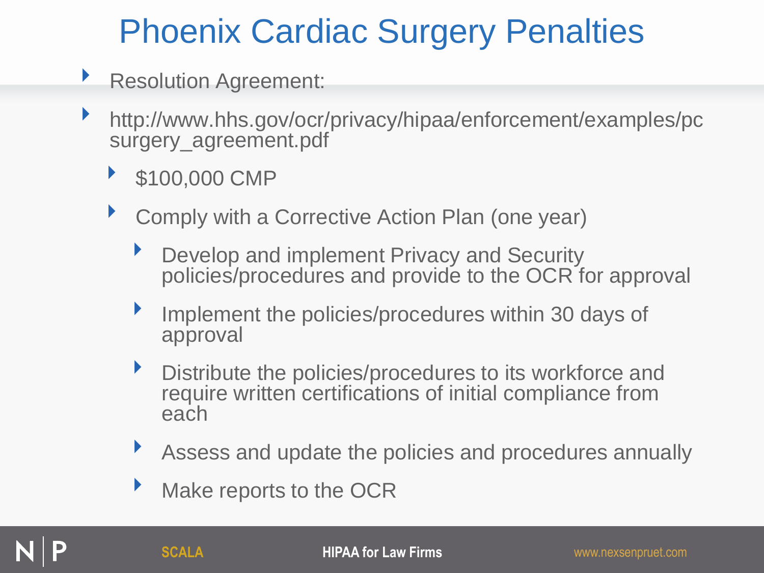# Phoenix Cardiac Surgery Penalties

- Resolution Agreement:
- http://www.hhs.gov/ocr/privacy/hipaa/enforcement/examples/pcsurgery_agreement.pdf
  - $100,000 CMP
  - Comply with a Corrective Action Plan (one year)
    - Develop and implement Privacy and Security policies/procedures and provide to the OCR for approval
    - Implement the policies/procedures within 30 days of approval
    - Distribute the policies/procedures to its workforce and require written certifications of initial compliance from each
    - Assess and update the policies and procedures annually
    - Make reports to the OCR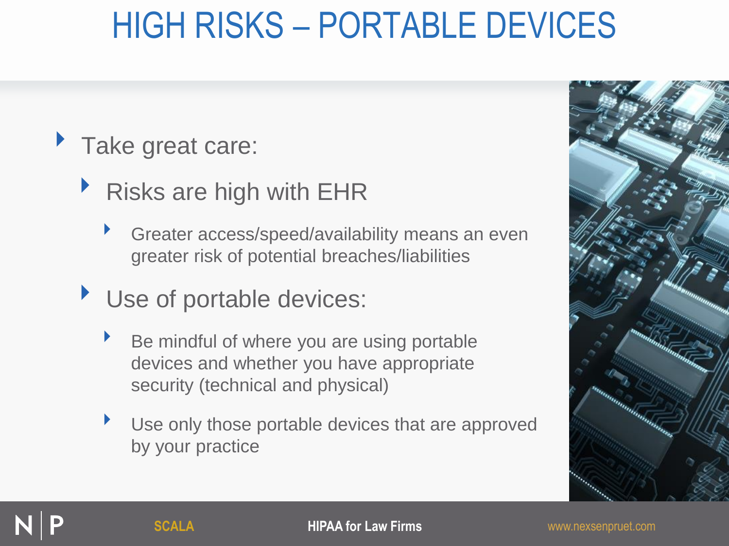# HIGH RISKS – PORTABLE DEVICES

- Take great care:
  - Risks are high with EHR
    - Greater access/speed/availability means an even greater risk of potential breaches/liabilities
  - Use of portable devices:
    - Be mindful of where you are using portable devices and whether you have appropriate security (technical and physical)
    - Use only those portable devices that are approved by your practice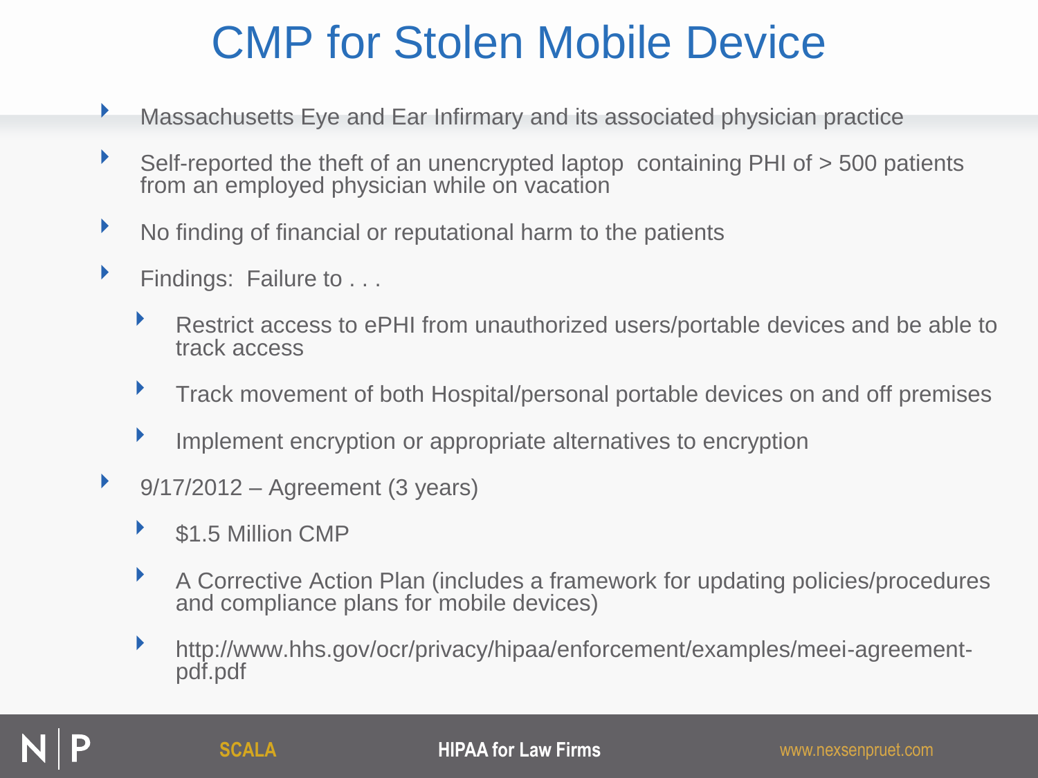# CMP for Stolen Mobile Device

- Massachusetts Eye and Ear Infirmary and its associated physician practice
- Self-reported the theft of an unencrypted laptop containing PHI of > 500 patients from an employed physician while on vacation
- No finding of financial or reputational harm to the patients
- Findings: Failure to . . .
  - Restrict access to ePHI from unauthorized users/portable devices and be able to track access
  - Track movement of both Hospital/personal portable devices on and off premises
  - Implement encryption or appropriate alternatives to encryption
- 9/17/2012 – Agreement (3 years)
  - $1.5 Million CMP
  - A Corrective Action Plan (includes a framework for updating policies/procedures and compliance plans for mobile devices)
  - http://www.hhs.gov/ocr/privacy/hipaa/enforcement/examples/meei-agreement-pdf.pdf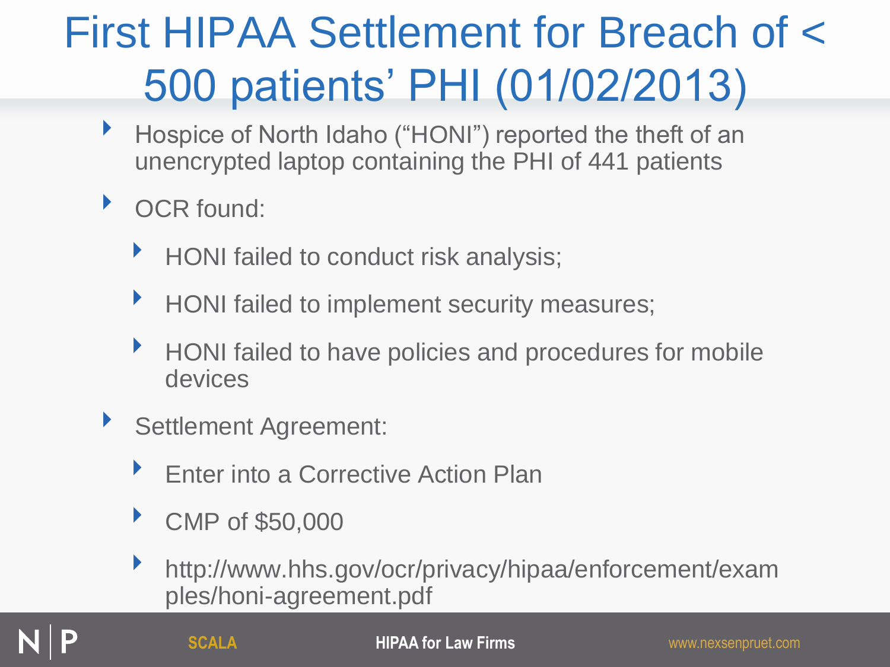# First HIPAA Settlement for Breach of < 500 patients' PHI (01/02/2013)

- Hospice of North Idaho ("HONI") reported the theft of an unencrypted laptop containing the PHI of 441 patients
- OCR found:
  - HONI failed to conduct risk analysis;
  - HONI failed to implement security measures;
  - HONI failed to have policies and procedures for mobile devices
- Settlement Agreement:
  - Enter into a Corrective Action Plan
  - CMP of $50,000
  - http://www.hhs.gov/ocr/privacy/hipaa/enforcement/examples/honi-agreement.pdf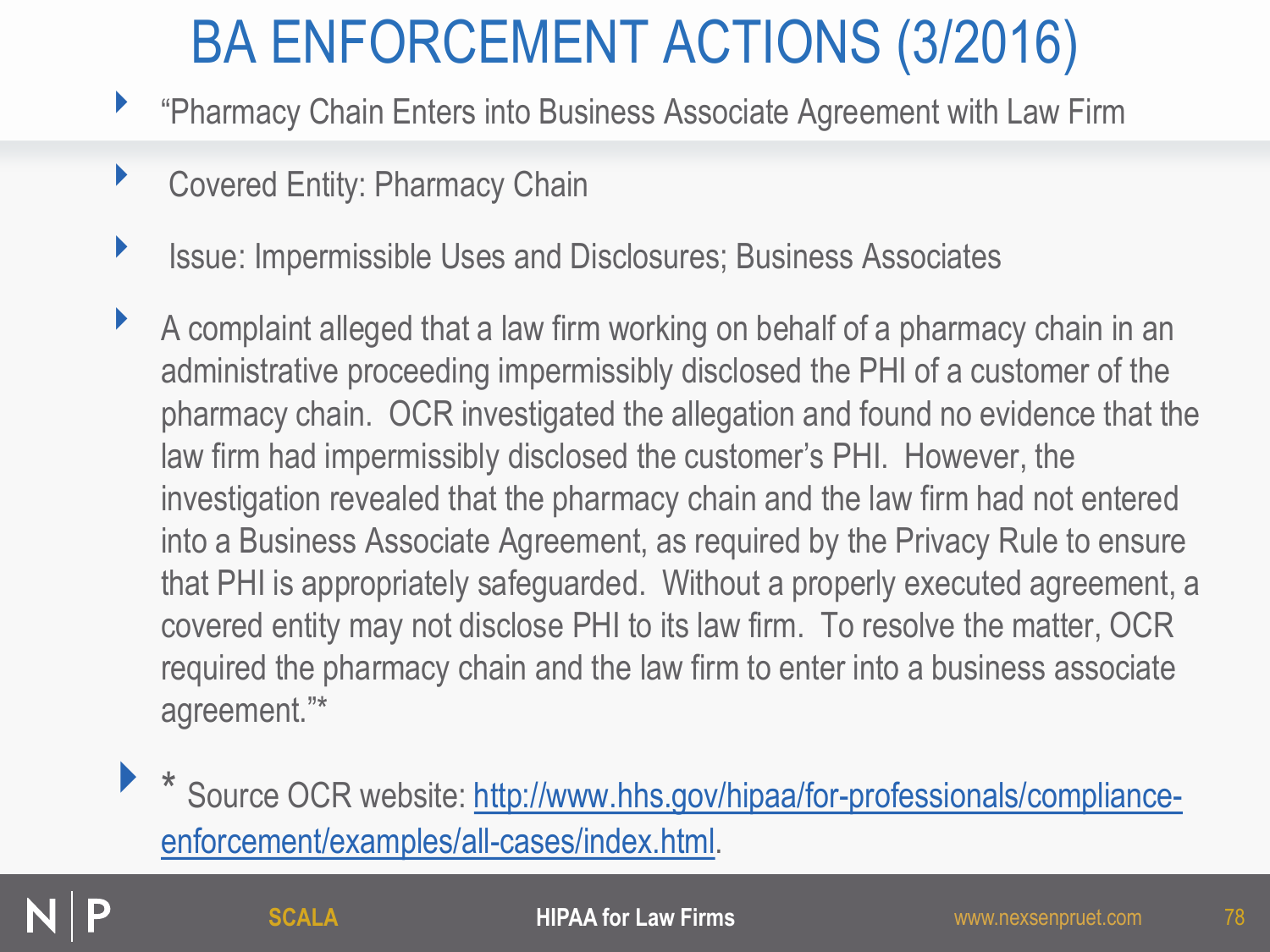# BA ENFORCEMENT ACTIONS (3/2016)

- "Pharmacy Chain Enters into Business Associate Agreement with Law Firm
- Covered Entity: Pharmacy Chain
- Issue: Impermissible Uses and Disclosures; Business Associates
- A complaint alleged that a law firm working on behalf of a pharmacy chain in an administrative proceeding impermissibly disclosed the PHI of a customer of the pharmacy chain. OCR investigated the allegation and found no evidence that the law firm had impermissibly disclosed the customer's PHI. However, the investigation revealed that the pharmacy chain and the law firm had not entered into a Business Associate Agreement, as required by the Privacy Rule to ensure that PHI is appropriately safeguarded. Without a properly executed agreement, a covered entity may not disclose PHI to its law firm. To resolve the matter, OCR required the pharmacy chain and the law firm to enter into a business associate agreement."*
- * Source OCR website: [http://www.hhs.gov/hipaa/for-professionals/compliance-enforcement/examples/all-cases/index.html](http://www.hhs.gov/hipaa/for-professionals/compliance-enforcement/examples/all-cases/index.html).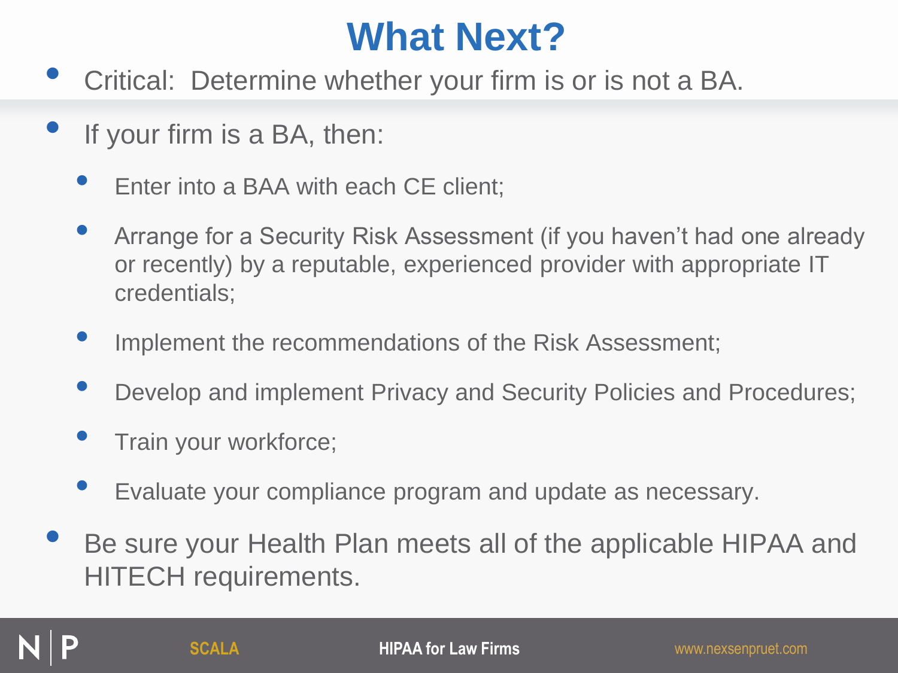# What Next?

- Critical: Determine whether your firm is or is not a BA.
- If your firm is a BA, then:
  - Enter into a BAA with each CE client;
  - Arrange for a Security Risk Assessment (if you haven't had one already or recently) by a reputable, experienced provider with appropriate IT credentials;
  - Implement the recommendations of the Risk Assessment;
  - Develop and implement Privacy and Security Policies and Procedures;
  - Train your workforce;
  - Evaluate your compliance program and update as necessary.
- Be sure your Health Plan meets all of the applicable HIPAA and HITECH requirements.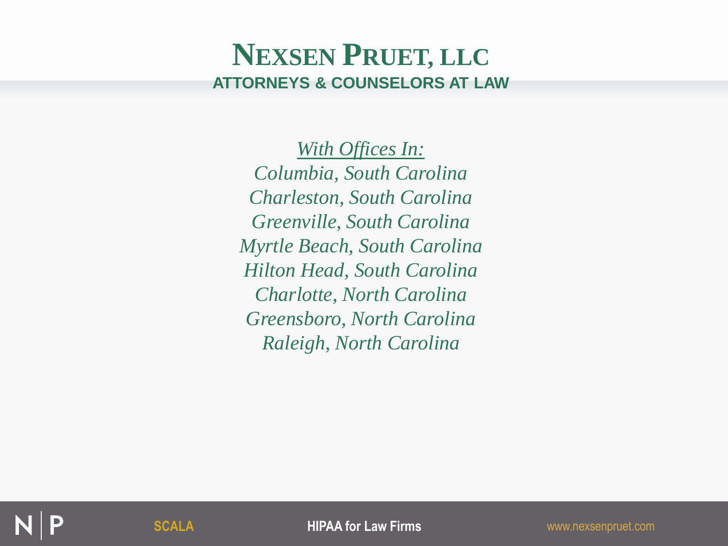# NEXSEN PRUET, LLC

**ATTORNEYS & COUNSELORS AT LAW**

*With Offices In:*

*Columbia, South Carolina*
*Charleston, South Carolina*
*Greenville, South Carolina*
*Myrtle Beach, South Carolina*
*Hilton Head, South Carolina*
*Charlotte, North Carolina*
*Greensboro, North Carolina*
*Raleigh, North Carolina*